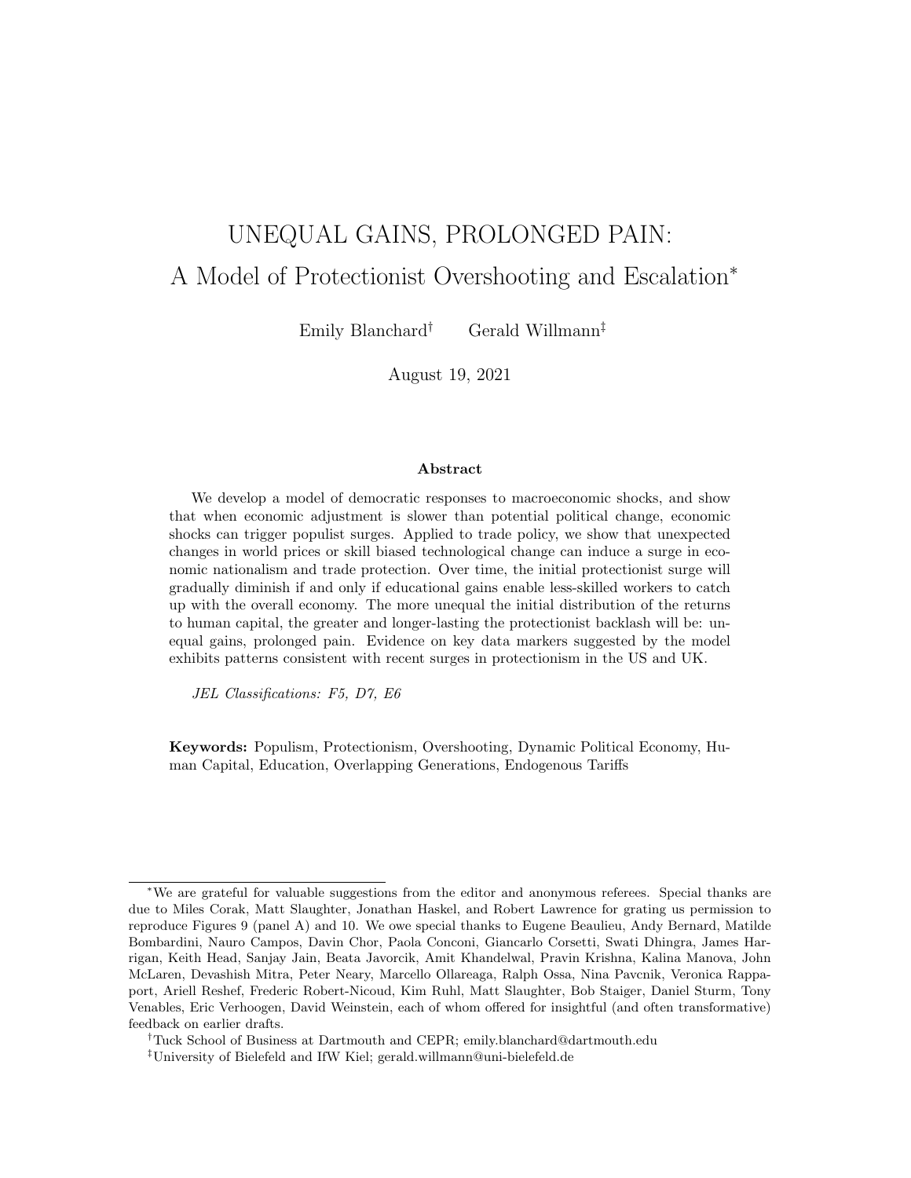# UNEQUAL GAINS, PROLONGED PAIN: A Model of Protectionist Overshooting and Escalation*

Emily Blanchard[†] Gerald Willmann[‡]

August 19, 2021

## Abstract

We develop a model of democratic responses to macroeconomic shocks, and show that when economic adjustment is slower than potential political change, economic shocks can trigger populist surges. Applied to trade policy, we show that unexpected changes in world prices or skill biased technological change can induce a surge in economic nationalism and trade protection. Over time, the initial protectionist surge will gradually diminish if and only if educational gains enable less-skilled workers to catch up with the overall economy. The more unequal the initial distribution of the returns to human capital, the greater and longer-lasting the protectionist backlash will be: unequal gains, prolonged pain. Evidence on key data markers suggested by the model exhibits patterns consistent with recent surges in protectionism in the US and UK.

*JEL Classifications: F5, D7, E6*

**Keywords:** Populism, Protectionism, Overshooting, Dynamic Political Economy, Human Capital, Education, Overlapping Generations, Endogenous Tariffs

---

*We are grateful for valuable suggestions from the editor and anonymous referees. Special thanks are due to Miles Corak, Matt Slaughter, Jonathan Haskel, and Robert Lawrence for grating us permission to reproduce Figures 9 (panel A) and 10. We owe special thanks to Eugene Beaulieu, Andy Bernard, Matilde Bombardini, Nauro Campos, Davin Chor, Paola Conconi, Giancarlo Corsetti, Swati Dhingra, James Harrigan, Keith Head, Sanjay Jain, Beata Javorcik, Amit Khandelwal, Pravin Krishna, Kalina Manova, John McLaren, Devashish Mitra, Peter Neary, Marcello Ollareaga, Ralph Ossa, Nina Pavcnik, Veronica Rappaport, Ariell Reshef, Frederic Robert-Nicoud, Kim Ruhl, Matt Slaughter, Bob Staiger, Daniel Sturm, Tony Venables, Eric Verhoogen, David Weinstein, each of whom offered for insightful (and often transformative) feedback on earlier drafts.

[†]Tuck School of Business at Dartmouth and CEPR; emily.blanchard@dartmouth.edu

[‡]University of Bielefeld and IfW Kiel; gerald.willmann@uni-bielefeld.de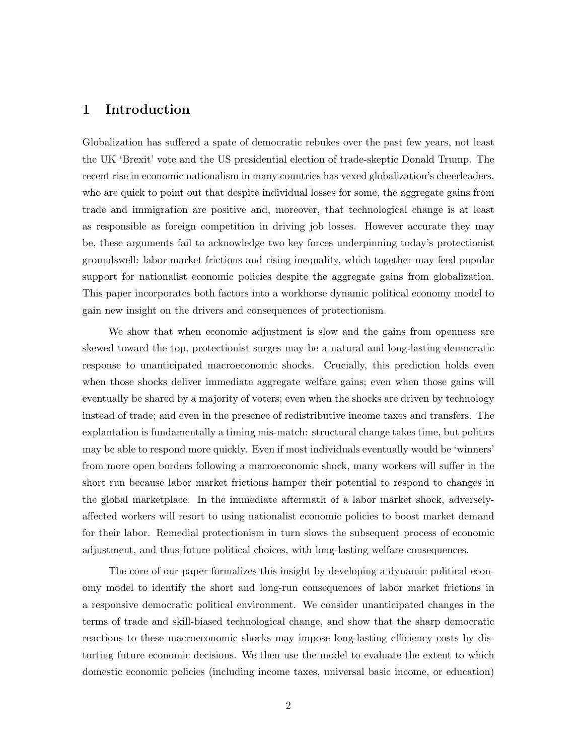## 1 Introduction

Globalization has suffered a spate of democratic rebukes over the past few years, not least the UK 'Brexit' vote and the US presidential election of trade-skeptic Donald Trump. The recent rise in economic nationalism in many countries has vexed globalization's cheerleaders, who are quick to point out that despite individual losses for some, the aggregate gains from trade and immigration are positive and, moreover, that technological change is at least as responsible as foreign competition in driving job losses. However accurate they may be, these arguments fail to acknowledge two key forces underpinning today's protectionist groundswell: labor market frictions and rising inequality, which together may feed popular support for nationalist economic policies despite the aggregate gains from globalization. This paper incorporates both factors into a workhorse dynamic political economy model to gain new insight on the drivers and consequences of protectionism.

We show that when economic adjustment is slow and the gains from openness are skewed toward the top, protectionist surges may be a natural and long-lasting democratic response to unanticipated macroeconomic shocks. Crucially, this prediction holds even when those shocks deliver immediate aggregate welfare gains; even when those gains will eventually be shared by a majority of voters; even when the shocks are driven by technology instead of trade; and even in the presence of redistributive income taxes and transfers. The explantation is fundamentally a timing mis-match: structural change takes time, but politics may be able to respond more quickly. Even if most individuals eventually would be 'winners' from more open borders following a macroeconomic shock, many workers will suffer in the short run because labor market frictions hamper their potential to respond to changes in the global marketplace. In the immediate aftermath of a labor market shock, adversely-affected workers will resort to using nationalist economic policies to boost market demand for their labor. Remedial protectionism in turn slows the subsequent process of economic adjustment, and thus future political choices, with long-lasting welfare consequences.

The core of our paper formalizes this insight by developing a dynamic political economy model to identify the short and long-run consequences of labor market frictions in a responsive democratic political environment. We consider unanticipated changes in the terms of trade and skill-biased technological change, and show that the sharp democratic reactions to these macroeconomic shocks may impose long-lasting efficiency costs by distorting future economic decisions. We then use the model to evaluate the extent to which domestic economic policies (including income taxes, universal basic income, or education)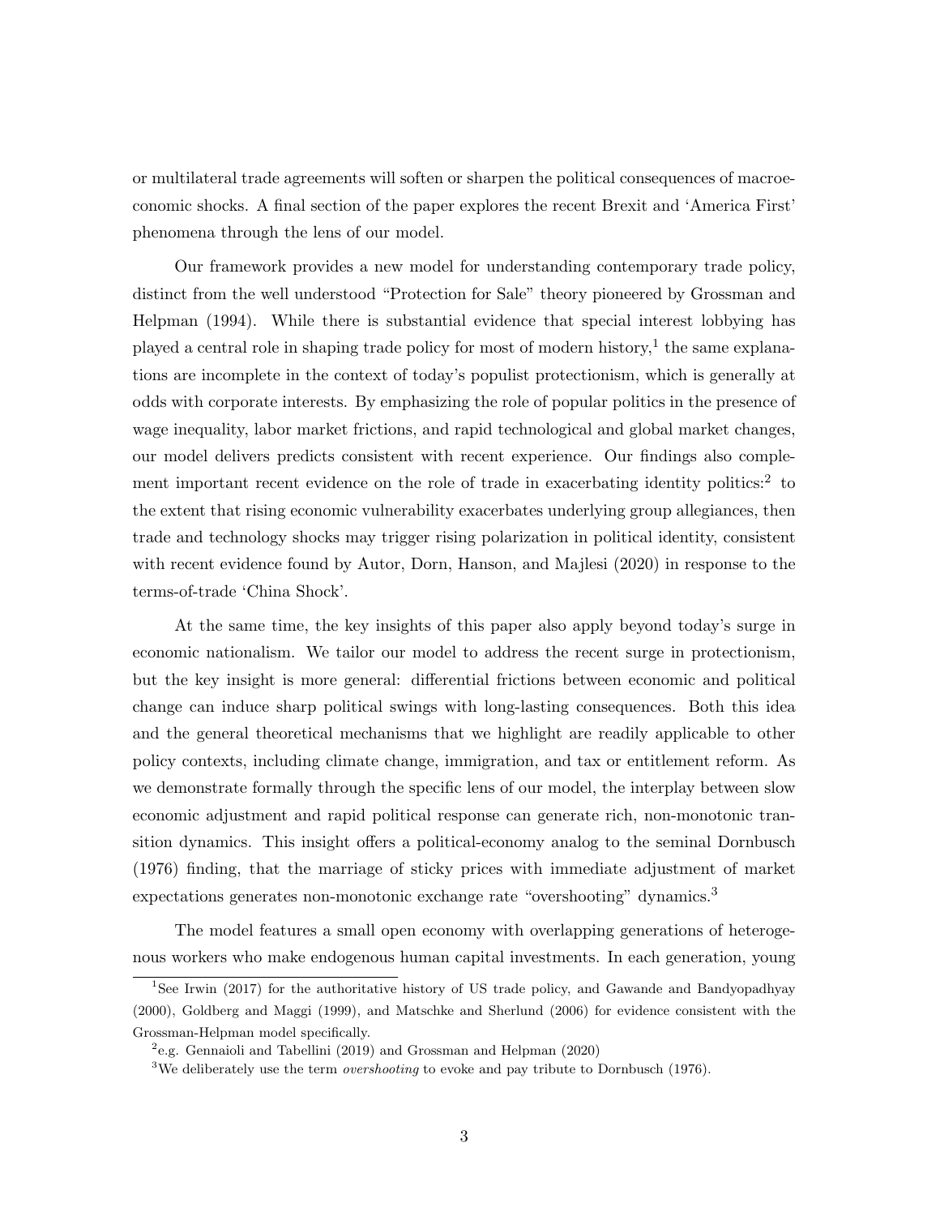or multilateral trade agreements will soften or sharpen the political consequences of macroeconomic shocks. A final section of the paper explores the recent Brexit and 'America First' phenomena through the lens of our model.

Our framework provides a new model for understanding contemporary trade policy, distinct from the well understood "Protection for Sale" theory pioneered by Grossman and Helpman (1994). While there is substantial evidence that special interest lobbying has played a central role in shaping trade policy for most of modern history,[1] the same explanations are incomplete in the context of today's populist protectionism, which is generally at odds with corporate interests. By emphasizing the role of popular politics in the presence of wage inequality, labor market frictions, and rapid technological and global market changes, our model delivers predicts consistent with recent experience. Our findings also complement important recent evidence on the role of trade in exacerbating identity politics:[2] to the extent that rising economic vulnerability exacerbates underlying group allegiances, then trade and technology shocks may trigger rising polarization in political identity, consistent with recent evidence found by Autor, Dorn, Hanson, and Majlesi (2020) in response to the terms-of-trade 'China Shock'.

At the same time, the key insights of this paper also apply beyond today's surge in economic nationalism. We tailor our model to address the recent surge in protectionism, but the key insight is more general: differential frictions between economic and political change can induce sharp political swings with long-lasting consequences. Both this idea and the general theoretical mechanisms that we highlight are readily applicable to other policy contexts, including climate change, immigration, and tax or entitlement reform. As we demonstrate formally through the specific lens of our model, the interplay between slow economic adjustment and rapid political response can generate rich, non-monotonic transition dynamics. This insight offers a political-economy analog to the seminal Dornbusch (1976) finding, that the marriage of sticky prices with immediate adjustment of market expectations generates non-monotonic exchange rate "overshooting" dynamics.[3]

The model features a small open economy with overlapping generations of heterogenous workers who make endogenous human capital investments. In each generation, young

[1] See Irwin (2017) for the authoritative history of US trade policy, and Gawande and Bandyopadhyay (2000), Goldberg and Maggi (1999), and Matschke and Sherlund (2006) for evidence consistent with the Grossman-Helpman model specifically.

[2] e.g. Gennaioli and Tabellini (2019) and Grossman and Helpman (2020)

[3] We deliberately use the term *overshooting* to evoke and pay tribute to Dornbusch (1976).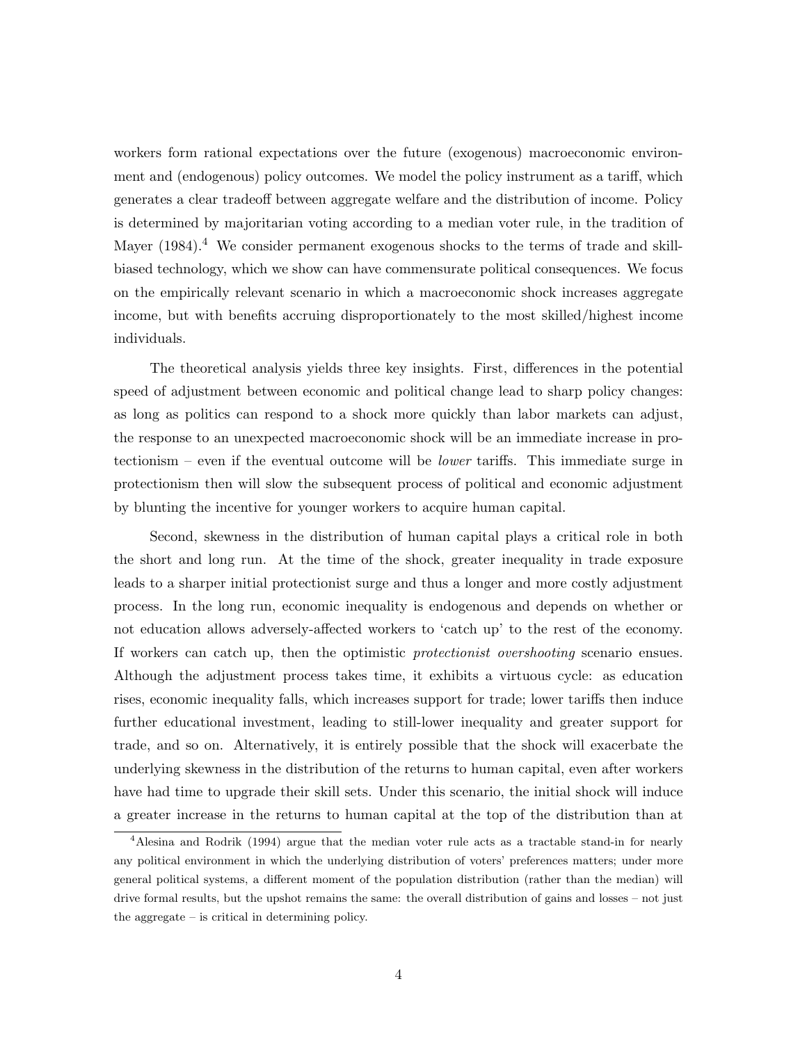workers form rational expectations over the future (exogenous) macroeconomic environment and (endogenous) policy outcomes. We model the policy instrument as a tariff, which generates a clear tradeoff between aggregate welfare and the distribution of income. Policy is determined by majoritarian voting according to a median voter rule, in the tradition of Mayer (1984).[4] We consider permanent exogenous shocks to the terms of trade and skill-biased technology, which we show can have commensurate political consequences. We focus on the empirically relevant scenario in which a macroeconomic shock increases aggregate income, but with benefits accruing disproportionately to the most skilled/highest income individuals.

The theoretical analysis yields three key insights. First, differences in the potential speed of adjustment between economic and political change lead to sharp policy changes: as long as politics can respond to a shock more quickly than labor markets can adjust, the response to an unexpected macroeconomic shock will be an immediate increase in protectionism – even if the eventual outcome will be *lower* tariffs. This immediate surge in protectionism then will slow the subsequent process of political and economic adjustment by blunting the incentive for younger workers to acquire human capital.

Second, skewness in the distribution of human capital plays a critical role in both the short and long run. At the time of the shock, greater inequality in trade exposure leads to a sharper initial protectionist surge and thus a longer and more costly adjustment process. In the long run, economic inequality is endogenous and depends on whether or not education allows adversely-affected workers to 'catch up' to the rest of the economy. If workers can catch up, then the optimistic *protectionist overshooting* scenario ensues. Although the adjustment process takes time, it exhibits a virtuous cycle: as education rises, economic inequality falls, which increases support for trade; lower tariffs then induce further educational investment, leading to still-lower inequality and greater support for trade, and so on. Alternatively, it is entirely possible that the shock will exacerbate the underlying skewness in the distribution of the returns to human capital, even after workers have had time to upgrade their skill sets. Under this scenario, the initial shock will induce a greater increase in the returns to human capital at the top of the distribution than at

[4] Alesina and Rodrik (1994) argue that the median voter rule acts as a tractable stand-in for nearly any political environment in which the underlying distribution of voters' preferences matters; under more general political systems, a different moment of the population distribution (rather than the median) will drive formal results, but the upshot remains the same: the overall distribution of gains and losses – not just the aggregate – is critical in determining policy.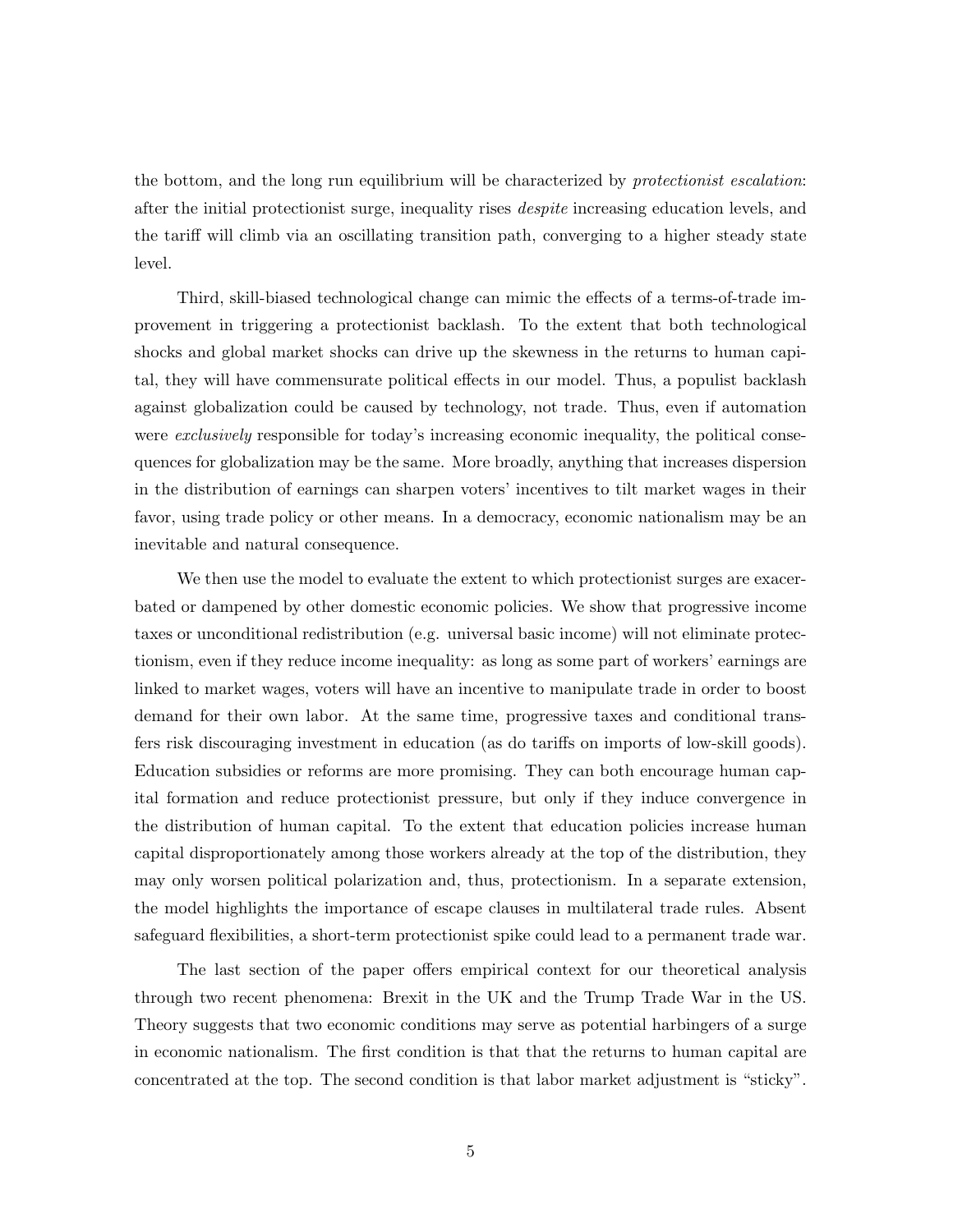the bottom, and the long run equilibrium will be characterized by *protectionist escalation*: after the initial protectionist surge, inequality rises *despite* increasing education levels, and the tariff will climb via an oscillating transition path, converging to a higher steady state level.

Third, skill-biased technological change can mimic the effects of a terms-of-trade improvement in triggering a protectionist backlash. To the extent that both technological shocks and global market shocks can drive up the skewness in the returns to human capital, they will have commensurate political effects in our model. Thus, a populist backlash against globalization could be caused by technology, not trade. Thus, even if automation were *exclusively* responsible for today's increasing economic inequality, the political consequences for globalization may be the same. More broadly, anything that increases dispersion in the distribution of earnings can sharpen voters' incentives to tilt market wages in their favor, using trade policy or other means. In a democracy, economic nationalism may be an inevitable and natural consequence.

We then use the model to evaluate the extent to which protectionist surges are exacerbated or dampened by other domestic economic policies. We show that progressive income taxes or unconditional redistribution (e.g. universal basic income) will not eliminate protectionism, even if they reduce income inequality: as long as some part of workers' earnings are linked to market wages, voters will have an incentive to manipulate trade in order to boost demand for their own labor. At the same time, progressive taxes and conditional transfers risk discouraging investment in education (as do tariffs on imports of low-skill goods). Education subsidies or reforms are more promising. They can both encourage human capital formation and reduce protectionist pressure, but only if they induce convergence in the distribution of human capital. To the extent that education policies increase human capital disproportionately among those workers already at the top of the distribution, they may only worsen political polarization and, thus, protectionism. In a separate extension, the model highlights the importance of escape clauses in multilateral trade rules. Absent safeguard flexibilities, a short-term protectionist spike could lead to a permanent trade war.

The last section of the paper offers empirical context for our theoretical analysis through two recent phenomena: Brexit in the UK and the Trump Trade War in the US. Theory suggests that two economic conditions may serve as potential harbingers of a surge in economic nationalism. The first condition is that that the returns to human capital are concentrated at the top. The second condition is that labor market adjustment is "sticky".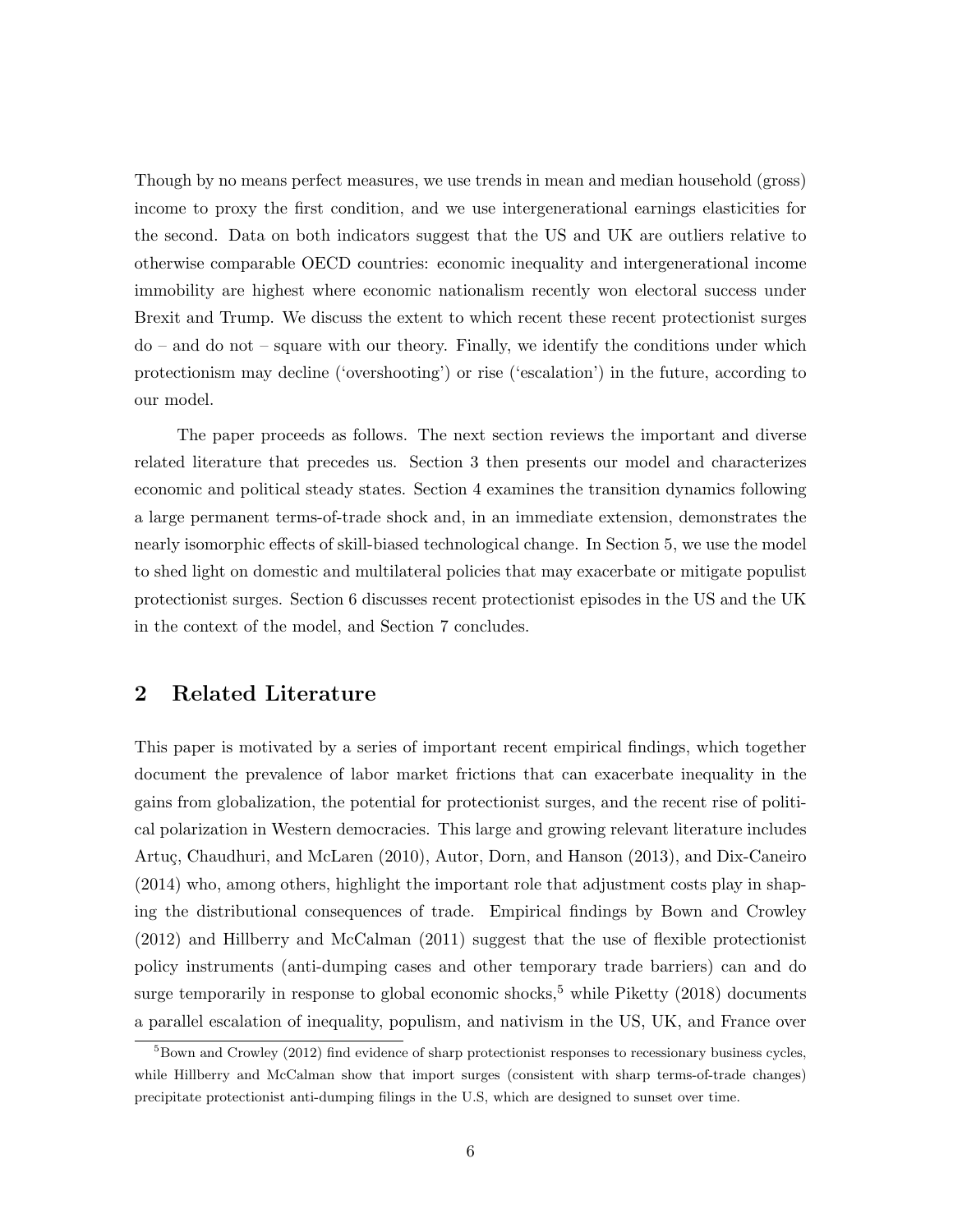Though by no means perfect measures, we use trends in mean and median household (gross) income to proxy the first condition, and we use intergenerational earnings elasticities for the second. Data on both indicators suggest that the US and UK are outliers relative to otherwise comparable OECD countries: economic inequality and intergenerational income immobility are highest where economic nationalism recently won electoral success under Brexit and Trump. We discuss the extent to which recent these recent protectionist surges do – and do not – square with our theory. Finally, we identify the conditions under which protectionism may decline ('overshooting') or rise ('escalation') in the future, according to our model.

The paper proceeds as follows. The next section reviews the important and diverse related literature that precedes us. Section 3 then presents our model and characterizes economic and political steady states. Section 4 examines the transition dynamics following a large permanent terms-of-trade shock and, in an immediate extension, demonstrates the nearly isomorphic effects of skill-biased technological change. In Section 5, we use the model to shed light on domestic and multilateral policies that may exacerbate or mitigate populist protectionist surges. Section 6 discusses recent protectionist episodes in the US and the UK in the context of the model, and Section 7 concludes.

## 2 Related Literature

This paper is motivated by a series of important recent empirical findings, which together document the prevalence of labor market frictions that can exacerbate inequality in the gains from globalization, the potential for protectionist surges, and the recent rise of political polarization in Western democracies. This large and growing relevant literature includes Artuç, Chaudhuri, and McLaren (2010), Autor, Dorn, and Hanson (2013), and Dix-Caneiro (2014) who, among others, highlight the important role that adjustment costs play in shaping the distributional consequences of trade. Empirical findings by Bown and Crowley (2012) and Hillberry and McCalman (2011) suggest that the use of flexible protectionist policy instruments (anti-dumping cases and other temporary trade barriers) can and do surge temporarily in response to global economic shocks,[5] while Piketty (2018) documents a parallel escalation of inequality, populism, and nativism in the US, UK, and France over

[5] Bown and Crowley (2012) find evidence of sharp protectionist responses to recessionary business cycles, while Hillberry and McCalman show that import surges (consistent with sharp terms-of-trade changes) precipitate protectionist anti-dumping filings in the U.S, which are designed to sunset over time.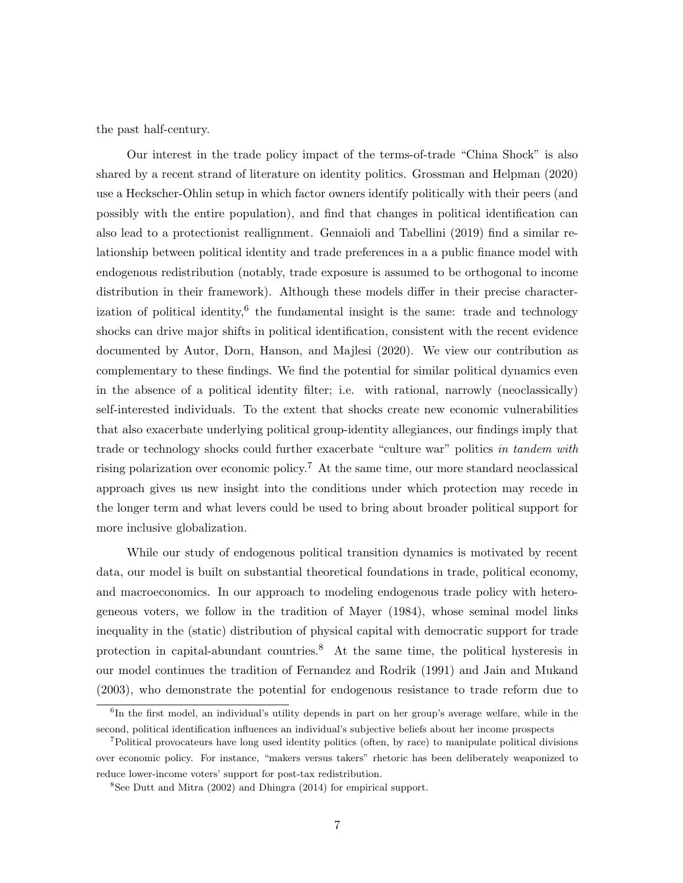the past half-century.

Our interest in the trade policy impact of the terms-of-trade "China Shock" is also shared by a recent strand of literature on identity politics. Grossman and Helpman (2020) use a Heckscher-Ohlin setup in which factor owners identify politically with their peers (and possibly with the entire population), and find that changes in political identification can also lead to a protectionist reallignment. Gennaioli and Tabellini (2019) find a similar relationship between political identity and trade preferences in a a public finance model with endogenous redistribution (notably, trade exposure is assumed to be orthogonal to income distribution in their framework). Although these models differ in their precise characterization of political identity,[6] the fundamental insight is the same: trade and technology shocks can drive major shifts in political identification, consistent with the recent evidence documented by Autor, Dorn, Hanson, and Majlesi (2020). We view our contribution as complementary to these findings. We find the potential for similar political dynamics even in the absence of a political identity filter; i.e. with rational, narrowly (neoclassically) self-interested individuals. To the extent that shocks create new economic vulnerabilities that also exacerbate underlying political group-identity allegiances, our findings imply that trade or technology shocks could further exacerbate "culture war" politics *in tandem with* rising polarization over economic policy.[7] At the same time, our more standard neoclassical approach gives us new insight into the conditions under which protection may recede in the longer term and what levers could be used to bring about broader political support for more inclusive globalization.

While our study of endogenous political transition dynamics is motivated by recent data, our model is built on substantial theoretical foundations in trade, political economy, and macroeconomics. In our approach to modeling endogenous trade policy with heterogeneous voters, we follow in the tradition of Mayer (1984), whose seminal model links inequality in the (static) distribution of physical capital with democratic support for trade protection in capital-abundant countries.[8] At the same time, the political hysteresis in our model continues the tradition of Fernandez and Rodrik (1991) and Jain and Mukand (2003), who demonstrate the potential for endogenous resistance to trade reform due to

[6] In the first model, an individual's utility depends in part on her group's average welfare, while in the second, political identification influences an individual's subjective beliefs about her income prospects

[7] Political provocateurs have long used identity politics (often, by race) to manipulate political divisions over economic policy. For instance, "makers versus takers" rhetoric has been deliberately weaponized to reduce lower-income voters' support for post-tax redistribution.

[8] See Dutt and Mitra (2002) and Dhingra (2014) for empirical support.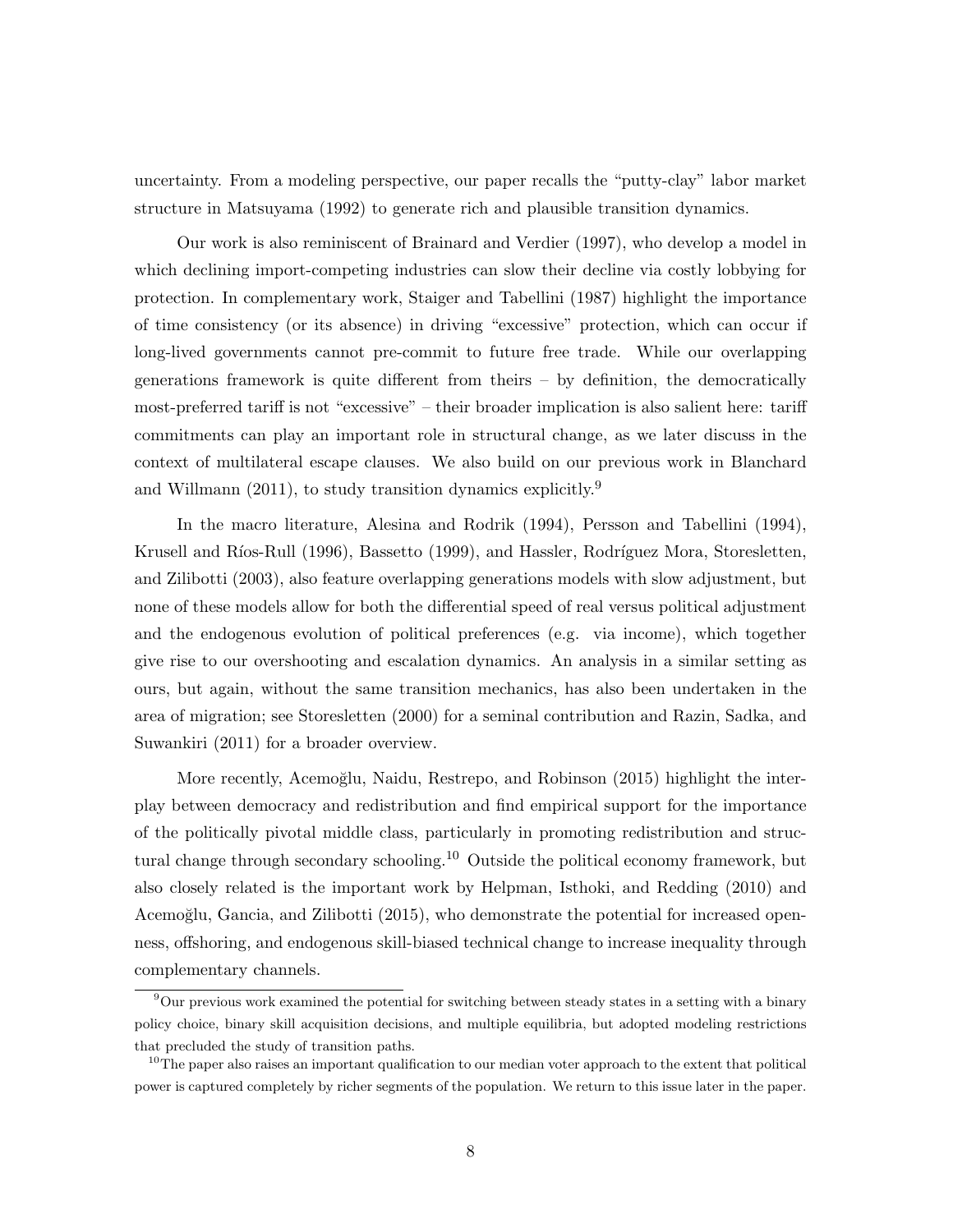uncertainty. From a modeling perspective, our paper recalls the "putty-clay" labor market structure in Matsuyama (1992) to generate rich and plausible transition dynamics.

Our work is also reminiscent of Brainard and Verdier (1997), who develop a model in which declining import-competing industries can slow their decline via costly lobbying for protection. In complementary work, Staiger and Tabellini (1987) highlight the importance of time consistency (or its absence) in driving "excessive" protection, which can occur if long-lived governments cannot pre-commit to future free trade. While our overlapping generations framework is quite different from theirs – by definition, the democratically most-preferred tariff is not "excessive" – their broader implication is also salient here: tariff commitments can play an important role in structural change, as we later discuss in the context of multilateral escape clauses. We also build on our previous work in Blanchard and Willmann (2011), to study transition dynamics explicitly.[9]

In the macro literature, Alesina and Rodrik (1994), Persson and Tabellini (1994), Krusell and Ríos-Rull (1996), Bassetto (1999), and Hassler, Rodríguez Mora, Storesletten, and Zilibotti (2003), also feature overlapping generations models with slow adjustment, but none of these models allow for both the differential speed of real versus political adjustment and the endogenous evolution of political preferences (e.g. via income), which together give rise to our overshooting and escalation dynamics. An analysis in a similar setting as ours, but again, without the same transition mechanics, has also been undertaken in the area of migration; see Storesletten (2000) for a seminal contribution and Razin, Sadka, and Suwankiri (2011) for a broader overview.

More recently, Acemoğlu, Naidu, Restrepo, and Robinson (2015) highlight the interplay between democracy and redistribution and find empirical support for the importance of the politically pivotal middle class, particularly in promoting redistribution and structural change through secondary schooling.[10] Outside the political economy framework, but also closely related is the important work by Helpman, Isthoki, and Redding (2010) and Acemoğlu, Gancia, and Zilibotti (2015), who demonstrate the potential for increased openness, offshoring, and endogenous skill-biased technical change to increase inequality through complementary channels.

[9] Our previous work examined the potential for switching between steady states in a setting with a binary policy choice, binary skill acquisition decisions, and multiple equilibria, but adopted modeling restrictions that precluded the study of transition paths.

[10] The paper also raises an important qualification to our median voter approach to the extent that political power is captured completely by richer segments of the population. We return to this issue later in the paper.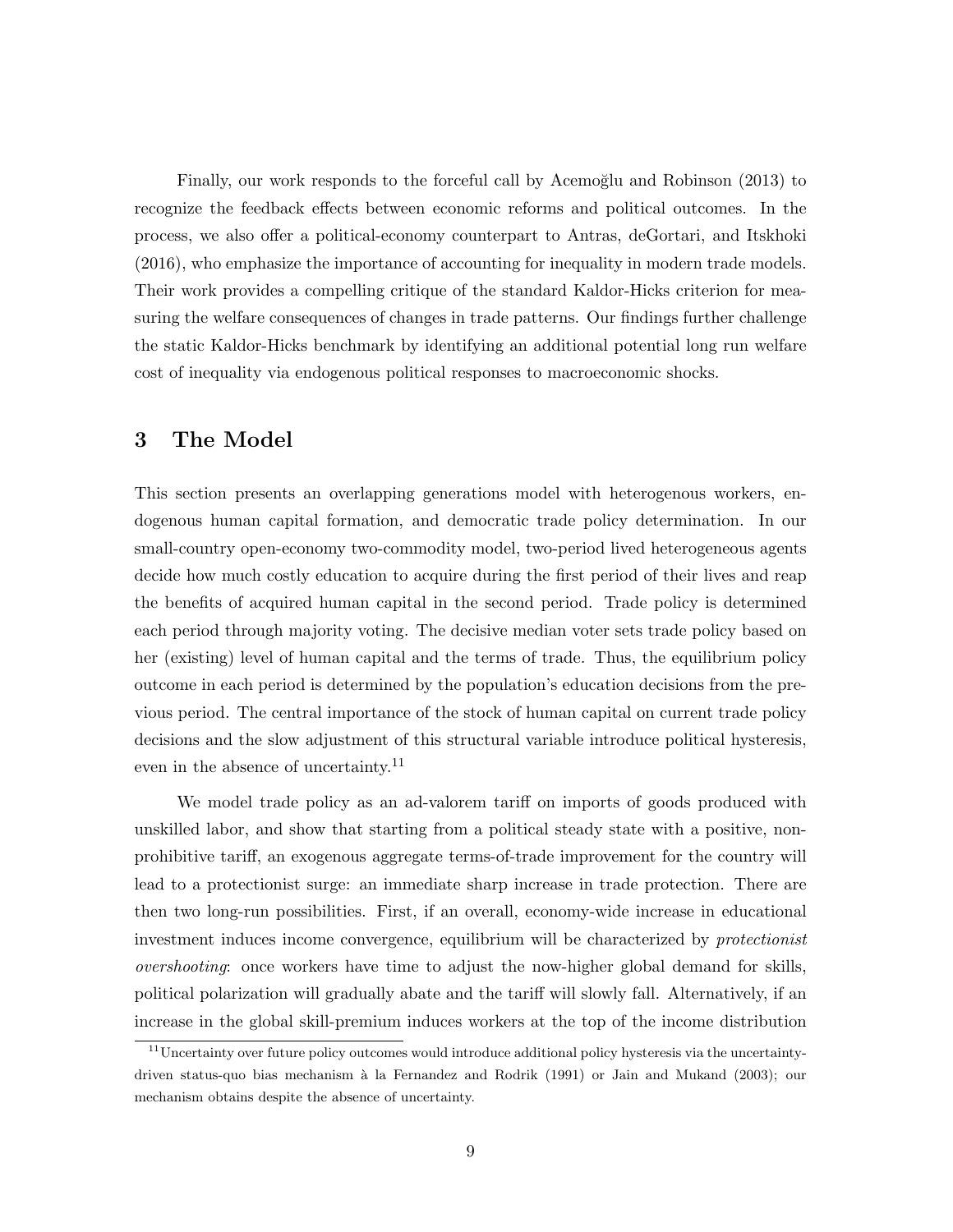Finally, our work responds to the forceful call by Acemoğlu and Robinson (2013) to recognize the feedback effects between economic reforms and political outcomes. In the process, we also offer a political-economy counterpart to Antras, deGortari, and Itskhoki (2016), who emphasize the importance of accounting for inequality in modern trade models. Their work provides a compelling critique of the standard Kaldor-Hicks criterion for measuring the welfare consequences of changes in trade patterns. Our findings further challenge the static Kaldor-Hicks benchmark by identifying an additional potential long run welfare cost of inequality via endogenous political responses to macroeconomic shocks.

# 3 The Model

This section presents an overlapping generations model with heterogenous workers, endogenous human capital formation, and democratic trade policy determination. In our small-country open-economy two-commodity model, two-period lived heterogeneous agents decide how much costly education to acquire during the first period of their lives and reap the benefits of acquired human capital in the second period. Trade policy is determined each period through majority voting. The decisive median voter sets trade policy based on her (existing) level of human capital and the terms of trade. Thus, the equilibrium policy outcome in each period is determined by the population's education decisions from the previous period. The central importance of the stock of human capital on current trade policy decisions and the slow adjustment of this structural variable introduce political hysteresis, even in the absence of uncertainty.[11]

We model trade policy as an ad-valorem tariff on imports of goods produced with unskilled labor, and show that starting from a political steady state with a positive, non-prohibitive tariff, an exogenous aggregate terms-of-trade improvement for the country will lead to a protectionist surge: an immediate sharp increase in trade protection. There are then two long-run possibilities. First, if an overall, economy-wide increase in educational investment induces income convergence, equilibrium will be characterized by *protectionist overshooting*: once workers have time to adjust the now-higher global demand for skills, political polarization will gradually abate and the tariff will slowly fall. Alternatively, if an increase in the global skill-premium induces workers at the top of the income distribution

[11] Uncertainty over future policy outcomes would introduce additional policy hysteresis via the uncertainty-driven status-quo bias mechanism à la Fernandez and Rodrik (1991) or Jain and Mukand (2003); our mechanism obtains despite the absence of uncertainty.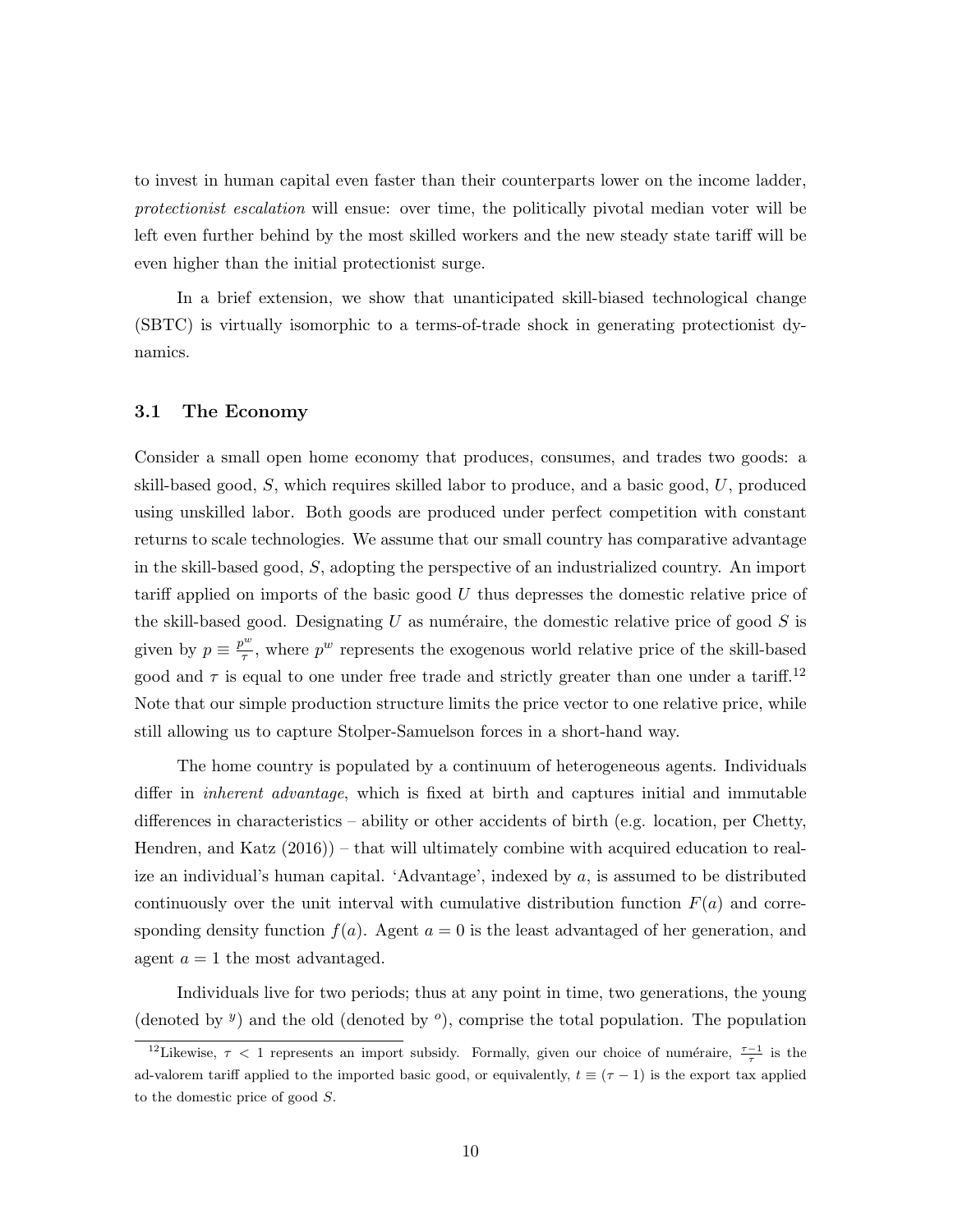to invest in human capital even faster than their counterparts lower on the income ladder, *protectionist escalation* will ensue: over time, the politically pivotal median voter will be left even further behind by the most skilled workers and the new steady state tariff will be even higher than the initial protectionist surge.

In a brief extension, we show that unanticipated skill-biased technological change (SBTC) is virtually isomorphic to a terms-of-trade shock in generating protectionist dynamics.

### 3.1 The Economy

Consider a small open home economy that produces, consumes, and trades two goods: a skill-based good, $S$, which requires skilled labor to produce, and a basic good, $U$, produced using unskilled labor. Both goods are produced under perfect competition with constant returns to scale technologies. We assume that our small country has comparative advantage in the skill-based good, $S$, adopting the perspective of an industrialized country. An import tariff applied on imports of the basic good $U$ thus depresses the domestic relative price of the skill-based good. Designating $U$ as numéraire, the domestic relative price of good $S$ is given by $p \equiv \frac{p^w}{\tau}$, where $p^w$ represents the exogenous world relative price of the skill-based good and $\tau$ is equal to one under free trade and strictly greater than one under a tariff.[12] Note that our simple production structure limits the price vector to one relative price, while still allowing us to capture Stolper-Samuelson forces in a short-hand way.

The home country is populated by a continuum of heterogeneous agents. Individuals differ in *inherent advantage*, which is fixed at birth and captures initial and immutable differences in characteristics – ability or other accidents of birth (e.g. location, per Chetty, Hendren, and Katz (2016)) – that will ultimately combine with acquired education to realize an individual's human capital. 'Advantage', indexed by $a$, is assumed to be distributed continuously over the unit interval with cumulative distribution function $F(a)$ and corresponding density function $f(a)$. Agent $a = 0$ is the least advantaged of her generation, and agent $a = 1$ the most advantaged.

Individuals live for two periods; thus at any point in time, two generations, the young (denoted by $^y$) and the old (denoted by $^o$), comprise the total population. The population

[12] Likewise, $\tau < 1$ represents an import subsidy. Formally, given our choice of numéraire, $\frac{\tau-1}{\tau}$ is the ad-valorem tariff applied to the imported basic good, or equivalently, $t \equiv (\tau - 1)$ is the export tax applied to the domestic price of good $S$.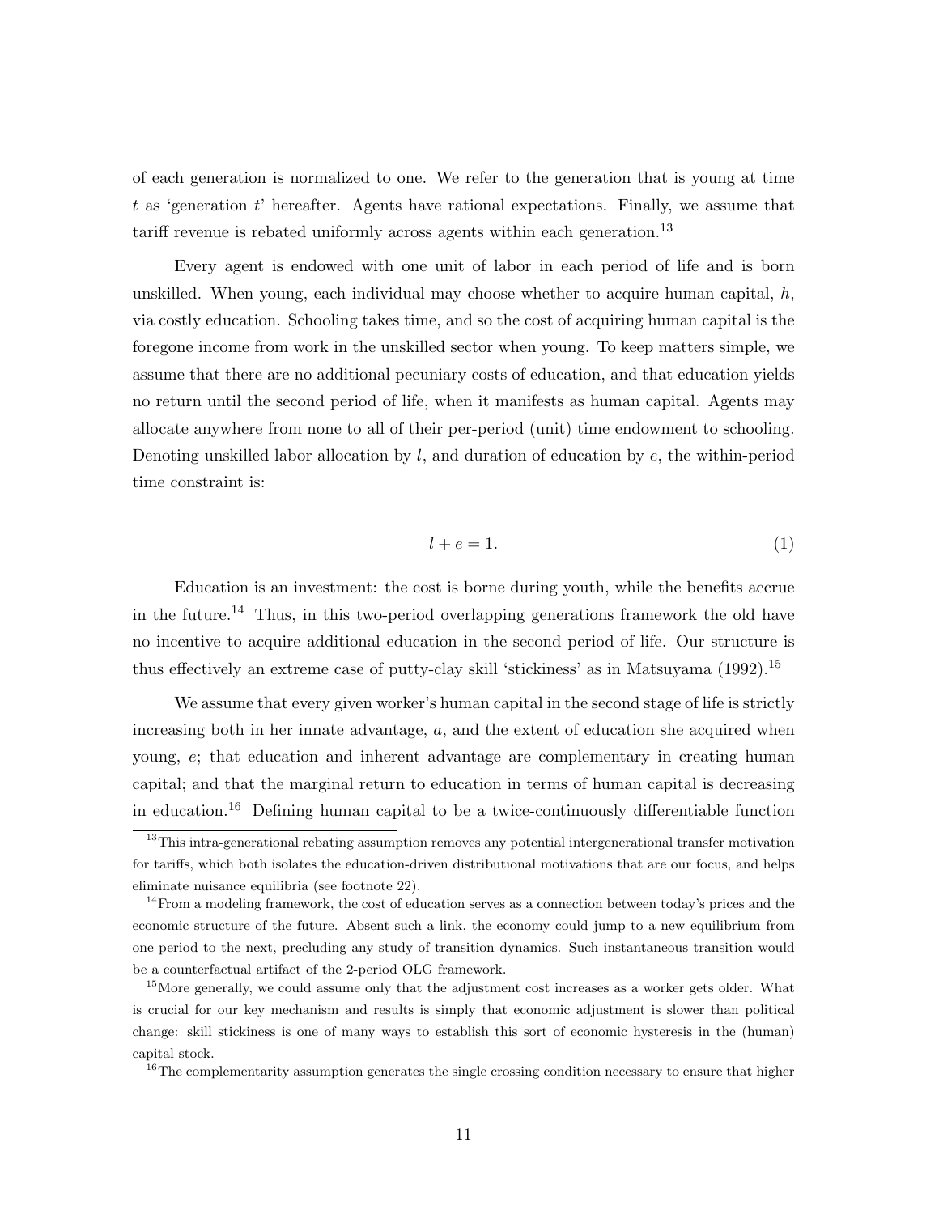of each generation is normalized to one. We refer to the generation that is young at time $t$ as 'generation $t$' hereafter. Agents have rational expectations. Finally, we assume that tariff revenue is rebated uniformly across agents within each generation.[13]

Every agent is endowed with one unit of labor in each period of life and is born unskilled. When young, each individual may choose whether to acquire human capital, $h$, via costly education. Schooling takes time, and so the cost of acquiring human capital is the foregone income from work in the unskilled sector when young. To keep matters simple, we assume that there are no additional pecuniary costs of education, and that education yields no return until the second period of life, when it manifests as human capital. Agents may allocate anywhere from none to all of their per-period (unit) time endowment to schooling. Denoting unskilled labor allocation by $l$, and duration of education by $e$, the within-period time constraint is:

$$l + e = 1. \tag{1}$$

Education is an investment: the cost is borne during youth, while the benefits accrue in the future.[14] Thus, in this two-period overlapping generations framework the old have no incentive to acquire additional education in the second period of life. Our structure is thus effectively an extreme case of putty-clay skill 'stickiness' as in Matsuyama (1992).[15]

We assume that every given worker's human capital in the second stage of life is strictly increasing both in her innate advantage, $a$, and the extent of education she acquired when young, $e$; that education and inherent advantage are complementary in creating human capital; and that the marginal return to education in terms of human capital is decreasing in education.[16] Defining human capital to be a twice-continuously differentiable function

[13] This intra-generational rebating assumption removes any potential intergenerational transfer motivation for tariffs, which both isolates the education-driven distributional motivations that are our focus, and helps eliminate nuisance equilibria (see footnote 22).

[14] From a modeling framework, the cost of education serves as a connection between today's prices and the economic structure of the future. Absent such a link, the economy could jump to a new equilibrium from one period to the next, precluding any study of transition dynamics. Such instantaneous transition would be a counterfactual artifact of the 2-period OLG framework.

[15] More generally, we could assume only that the adjustment cost increases as a worker gets older. What is crucial for our key mechanism and results is simply that economic adjustment is slower than political change: skill stickiness is one of many ways to establish this sort of economic hysteresis in the (human) capital stock.

[16] The complementarity assumption generates the single crossing condition necessary to ensure that higher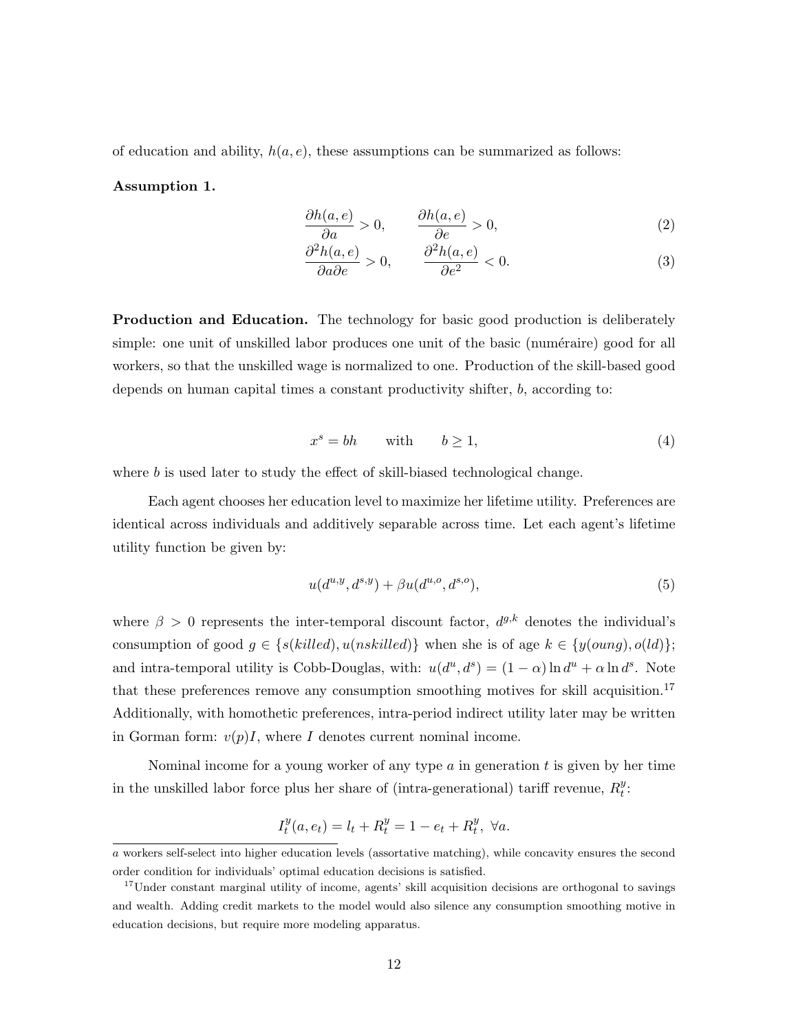of education and ability, $h(a, e)$, these assumptions can be summarized as follows:

**Assumption 1.**

$$\frac{\partial h(a,e)}{\partial a} > 0, \qquad \frac{\partial h(a,e)}{\partial e} > 0, \tag{2}$$

$$\frac{\partial^2 h(a,e)}{\partial a \partial e} > 0, \qquad \frac{\partial^2 h(a,e)}{\partial e^2} < 0. \tag{3}$$

**Production and Education.** The technology for basic good production is deliberately simple: one unit of unskilled labor produces one unit of the basic (numéraire) good for all workers, so that the unskilled wage is normalized to one. Production of the skill-based good depends on human capital times a constant productivity shifter, $b$, according to:

$$x^s = bh \qquad \text{with} \qquad b \geq 1, \tag{4}$$

where $b$ is used later to study the effect of skill-biased technological change.

Each agent chooses her education level to maximize her lifetime utility. Preferences are identical across individuals and additively separable across time. Let each agent's lifetime utility function be given by:

$$u(d^{u,y}, d^{s,y}) + \beta u(d^{u,o}, d^{s,o}), \tag{5}$$

where $\beta > 0$ represents the inter-temporal discount factor, $d^{g,k}$ denotes the individual's consumption of good $g \in \{s(killed), u(nskilled)\}$ when she is of age $k \in \{y(oung), o(ld)\}$; and intra-temporal utility is Cobb-Douglas, with: $u(d^u, d^s) = (1 - \alpha) \ln d^u + \alpha \ln d^s$. Note that these preferences remove any consumption smoothing motives for skill acquisition.[17] Additionally, with homothetic preferences, intra-period indirect utility later may be written in Gorman form: $v(p)I$, where $I$ denotes current nominal income.

Nominal income for a young worker of any type $a$ in generation $t$ is given by her time in the unskilled labor force plus her share of (intra-generational) tariff revenue, $R_t^y$:

$$I_t^y(a, e_t) = l_t + R_t^y = 1 - e_t + R_t^y, \ \forall a.$$

---

$a$ workers self-select into higher education levels (assortative matching), while concavity ensures the second order condition for individuals' optimal education decisions is satisfied.

[17] Under constant marginal utility of income, agents' skill acquisition decisions are orthogonal to savings and wealth. Adding credit markets to the model would also silence any consumption smoothing motive in education decisions, but require more modeling apparatus.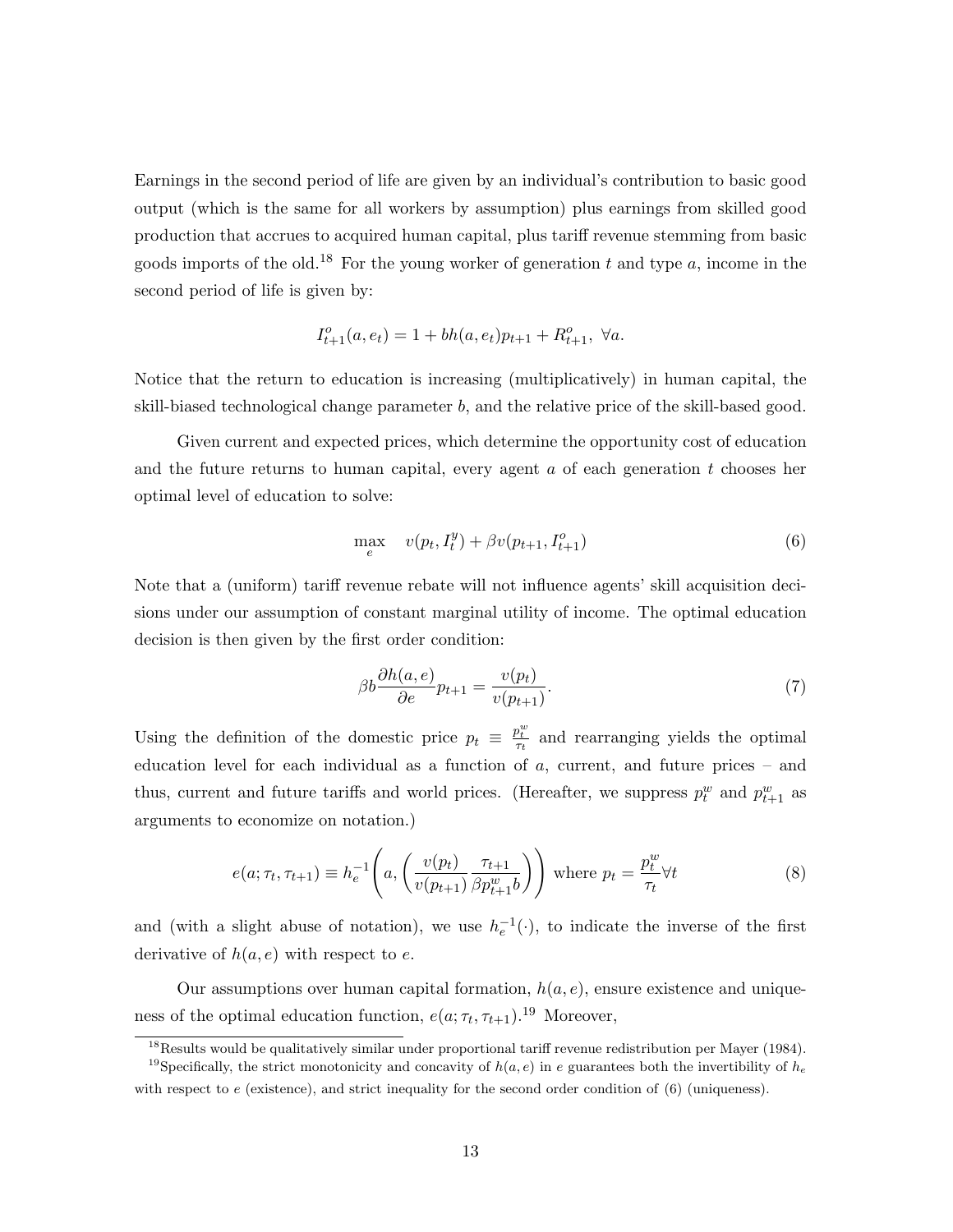Earnings in the second period of life are given by an individual's contribution to basic good output (which is the same for all workers by assumption) plus earnings from skilled good production that accrues to acquired human capital, plus tariff revenue stemming from basic goods imports of the old.[18] For the young worker of generation $t$ and type $a$, income in the second period of life is given by:

$$I^o_{t+1}(a, e_t) = 1 + bh(a, e_t)p_{t+1} + R^o_{t+1},\ \forall a.$$

Notice that the return to education is increasing (multiplicatively) in human capital, the skill-biased technological change parameter $b$, and the relative price of the skill-based good.

Given current and expected prices, which determine the opportunity cost of education and the future returns to human capital, every agent $a$ of each generation $t$ chooses her optimal level of education to solve:

$$\max_{e} \quad v(p_t, I^y_t) + \beta v(p_{t+1}, I^o_{t+1}) \tag{6}$$

Note that a (uniform) tariff revenue rebate will not influence agents' skill acquisition decisions under our assumption of constant marginal utility of income. The optimal education decision is then given by the first order condition:

$$\beta b \frac{\partial h(a, e)}{\partial e} p_{t+1} = \frac{v(p_t)}{v(p_{t+1})}. \tag{7}$$

Using the definition of the domestic price $p_t \equiv \frac{p^w_t}{\tau_t}$ and rearranging yields the optimal education level for each individual as a function of $a$, current, and future prices – and thus, current and future tariffs and world prices. (Hereafter, we suppress $p^w_t$ and $p^w_{t+1}$ as arguments to economize on notation.)

$$e(a; \tau_t, \tau_{t+1}) \equiv h_e^{-1}\left(a, \left(\frac{v(p_t)}{v(p_{t+1})} \frac{\tau_{t+1}}{\beta p^w_{t+1} b}\right)\right) \text{ where } p_t = \frac{p^w_t}{\tau_t} \forall t \tag{8}$$

and (with a slight abuse of notation), we use $h_e^{-1}(\cdot)$, to indicate the inverse of the first derivative of $h(a, e)$ with respect to $e$.

Our assumptions over human capital formation, $h(a, e)$, ensure existence and uniqueness of the optimal education function, $e(a; \tau_t, \tau_{t+1})$.[19] Moreover,

[18] Results would be qualitatively similar under proportional tariff revenue redistribution per Mayer (1984).

[19] Specifically, the strict monotonicity and concavity of $h(a, e)$ in $e$ guarantees both the invertibility of $h_e$ with respect to $e$ (existence), and strict inequality for the second order condition of (6) (uniqueness).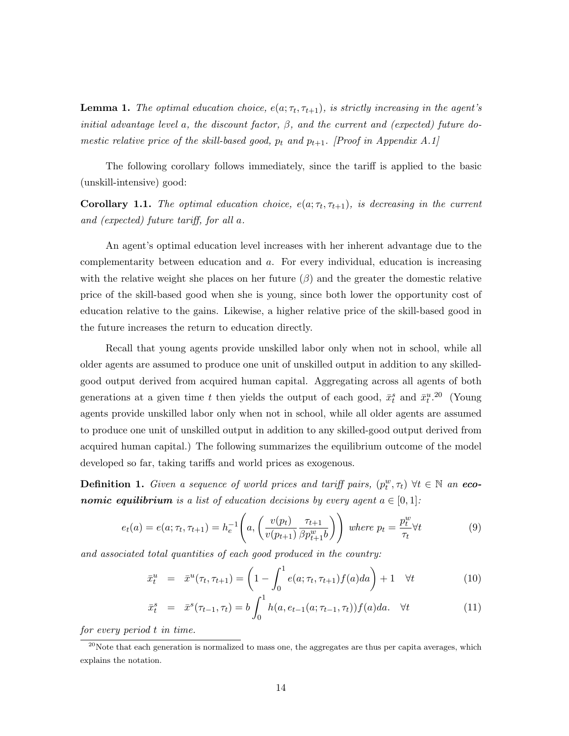**Lemma 1.** *The optimal education choice, $e(a;\tau_t,\tau_{t+1})$, is strictly increasing in the agent's initial advantage level $a$, the discount factor, $\beta$, and the current and (expected) future domestic relative price of the skill-based good, $p_t$ and $p_{t+1}$. [Proof in Appendix A.1]*

The following corollary follows immediately, since the tariff is applied to the basic (unskill-intensive) good:

**Corollary 1.1.** *The optimal education choice, $e(a;\tau_t,\tau_{t+1})$, is decreasing in the current and (expected) future tariff, for all $a$.*

An agent's optimal education level increases with her inherent advantage due to the complementarity between education and $a$. For every individual, education is increasing with the relative weight she places on her future ($\beta$) and the greater the domestic relative price of the skill-based good when she is young, since both lower the opportunity cost of education relative to the gains. Likewise, a higher relative price of the skill-based good in the future increases the return to education directly.

Recall that young agents provide unskilled labor only when not in school, while all older agents are assumed to produce one unit of unskilled output in addition to any skilled-good output derived from acquired human capital. Aggregating across all agents of both generations at a given time $t$ then yields the output of each good, $\bar{x}_t^s$ and $\bar{x}_t^u$.[20] (Young agents provide unskilled labor only when not in school, while all older agents are assumed to produce one unit of unskilled output in addition to any skilled-good output derived from acquired human capital.) The following summarizes the equilibrium outcome of the model developed so far, taking tariffs and world prices as exogenous.

**Definition 1.** *Given a sequence of world prices and tariff pairs, $(p_t^w, \tau_t)$ $\forall t \in \mathbb{N}$ an **economic equilibrium** is a list of education decisions by every agent $a \in [0,1]$:*

$$e_t(a) = e(a;\tau_t,\tau_{t+1}) = h_e^{-1}\left(a, \left(\frac{v(p_t)}{v(p_{t+1})}\frac{\tau_{t+1}}{\beta p_{t+1}^w b}\right)\right) \text{ where } p_t = \frac{p_t^w}{\tau_t} \forall t \tag{9}$$

*and associated total quantities of each good produced in the country:*

$$\bar{x}_t^u = \bar{x}^u(\tau_t,\tau_{t+1}) = \left(1 - \int_0^1 e(a;\tau_t,\tau_{t+1})f(a)da\right) + 1 \quad \forall t \tag{10}$$

$$\bar{x}_t^s = \bar{x}^s(\tau_{t-1},\tau_t) = b\int_0^1 h(a, e_{t-1}(a;\tau_{t-1},\tau_t))f(a)da. \quad \forall t \tag{11}$$

*for every period $t$ in time.*

[20] Note that each generation is normalized to mass one, the aggregates are thus per capita averages, which explains the notation.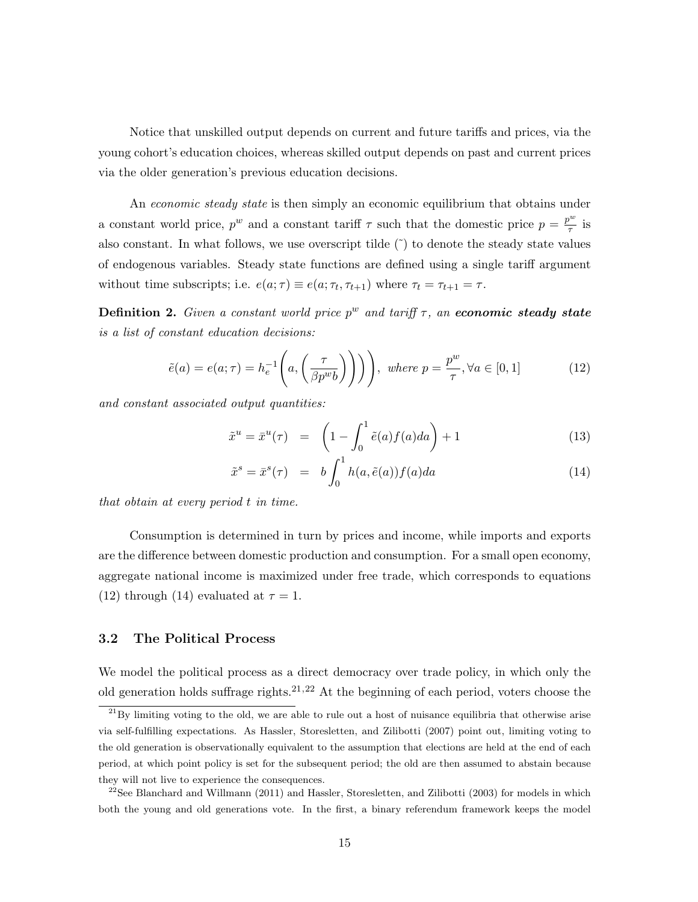Notice that unskilled output depends on current and future tariffs and prices, via the young cohort's education choices, whereas skilled output depends on past and current prices via the older generation's previous education decisions.

An *economic steady state* is then simply an economic equilibrium that obtains under a constant world price, $p^w$ and a constant tariff $\tau$ such that the domestic price $p = \frac{p^w}{\tau}$ is also constant. In what follows, we use overscript tilde ($\tilde{}$) to denote the steady state values of endogenous variables. Steady state functions are defined using a single tariff argument without time subscripts; i.e. $e(a;\tau) \equiv e(a;\tau_t,\tau_{t+1})$ where $\tau_t = \tau_{t+1} = \tau$.

**Definition 2.** *Given a constant world price $p^w$ and tariff $\tau$, an* ***economic steady state*** *is a list of constant education decisions:*

$$\tilde{e}(a) = e(a;\tau) = h_e^{-1}\left(a, \left(\frac{\tau}{\beta p^w b}\right)\right)\Bigg), \text{ where } p = \frac{p^w}{\tau}, \forall a \in [0,1] \tag{12}$$

*and constant associated output quantities:*

$$\tilde{x}^u = \bar{x}^u(\tau) = \left(1 - \int_0^1 \tilde{e}(a)f(a)da\right) + 1 \tag{13}$$

$$\tilde{x}^s = \bar{x}^s(\tau) = b\int_0^1 h(a,\tilde{e}(a))f(a)da \tag{14}$$

*that obtain at every period $t$ in time.*

Consumption is determined in turn by prices and income, while imports and exports are the difference between domestic production and consumption. For a small open economy, aggregate national income is maximized under free trade, which corresponds to equations (12) through (14) evaluated at $\tau = 1$.

### 3.2 The Political Process

We model the political process as a direct democracy over trade policy, in which only the old generation holds suffrage rights.[21,22] At the beginning of each period, voters choose the

[21] By limiting voting to the old, we are able to rule out a host of nuisance equilibria that otherwise arise via self-fulfilling expectations. As Hassler, Storesletten, and Zilibotti (2007) point out, limiting voting to the old generation is observationally equivalent to the assumption that elections are held at the end of each period, at which point policy is set for the subsequent period; the old are then assumed to abstain because they will not live to experience the consequences.

[22] See Blanchard and Willmann (2011) and Hassler, Storesletten, and Zilibotti (2003) for models in which both the young and old generations vote. In the first, a binary referendum framework keeps the model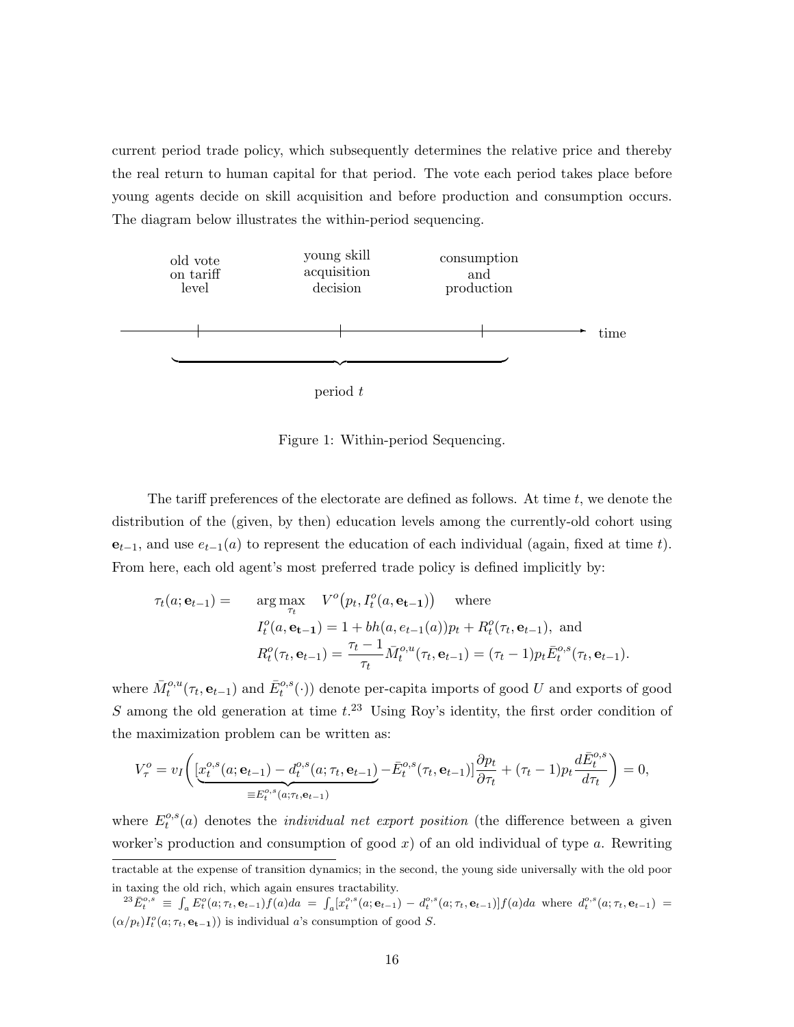current period trade policy, which subsequently determines the relative price and thereby the real return to human capital for that period. The vote each period takes place before young agents decide on skill acquisition and before production and consumption occurs. The diagram below illustrates the within-period sequencing.

old vote on tariff level — young skill acquisition decision — consumption and production — time

period $t$

Figure 1: Within-period Sequencing.

The tariff preferences of the electorate are defined as follows. At time $t$, we denote the distribution of the (given, by then) education levels among the currently-old cohort using $\mathbf{e}_{t-1}$, and use $e_{t-1}(a)$ to represent the education of each individual (again, fixed at time $t$). From here, each old agent's most preferred trade policy is defined implicitly by:

$$
\begin{aligned}
\tau_t(a;\mathbf{e}_{t-1}) = \quad & \arg\max_{\tau_t} \quad V^o\big(p_t, I^o_t(a,\mathbf{e_{t-1}})\big) \quad \text{where} \\
& I^o_t(a,\mathbf{e_{t-1}}) = 1 + bh(a, e_{t-1}(a))p_t + R^o_t(\tau_t,\mathbf{e}_{t-1}), \text{ and} \\
& R^o_t(\tau_t,\mathbf{e}_{t-1}) = \frac{\tau_t - 1}{\tau_t}\bar{M}^{o,u}_t(\tau_t,\mathbf{e}_{t-1}) = (\tau_t - 1)p_t\bar{E}^{o,s}_t(\tau_t,\mathbf{e}_{t-1}).
\end{aligned}
$$

where $\bar{M}^{o,u}_t(\tau_t,\mathbf{e}_{t-1})$ and $\bar{E}^{o,s}_t(\cdot))$ denote per-capita imports of good $U$ and exports of good $S$ among the old generation at time $t$.[23] Using Roy's identity, the first order condition of the maximization problem can be written as:

$$
V^o_\tau = v_I\Bigg(\underbrace{[x^{o,s}_t(a;\mathbf{e}_{t-1}) - d^{o,s}_t(a;\tau_t,\mathbf{e}_{t-1})}_{\equiv E^{o,s}_t(a;\tau_t,\mathbf{e}_{t-1})} - \bar{E}^{o,s}_t(\tau_t,\mathbf{e}_{t-1})]\frac{\partial p_t}{\partial \tau_t} + (\tau_t - 1)p_t\frac{d\bar{E}^{o,s}_t}{d\tau_t}\Bigg) = 0,
$$

where $E^{o,s}_t(a)$ denotes the *individual net export position* (the difference between a given worker's production and consumption of good $x$) of an old individual of type $a$. Rewriting

tractable at the expense of transition dynamics; in the second, the young side universally with the old poor in taxing the old rich, which again ensures tractability.

[23] $\bar{E}^{o,s}_t \equiv \int_a E^o_t(a;\tau_t,\mathbf{e}_{t-1})f(a)da = \int_a [x^{o,s}_t(a;\mathbf{e}_{t-1}) - d^{o,s}_t(a;\tau_t,\mathbf{e}_{t-1})]f(a)da$ where $d^{o,s}_t(a;\tau_t,\mathbf{e}_{t-1}) = (\alpha/p_t)I^o_t(a;\tau_t,\mathbf{e_{t-1}}))$ is individual $a$'s consumption of good $S$.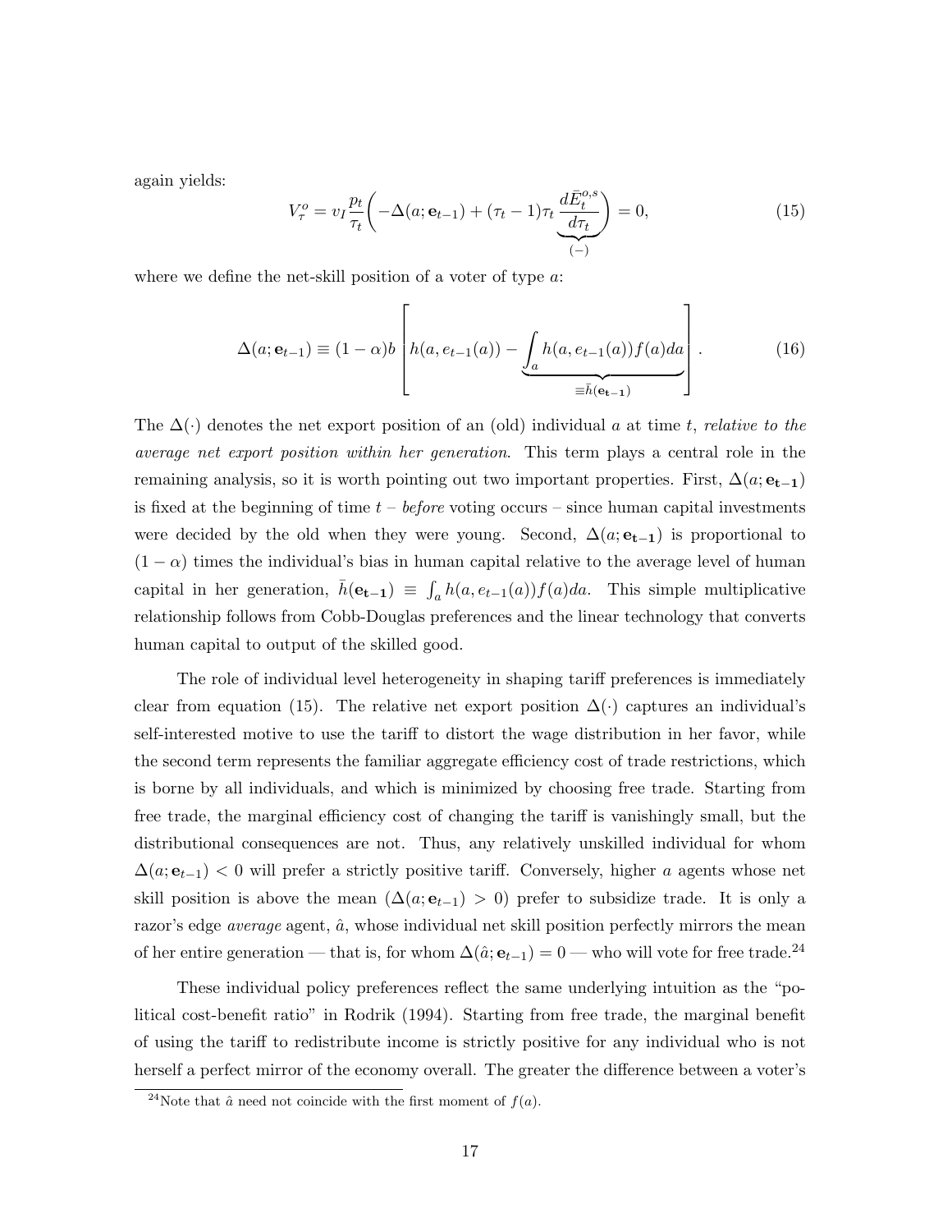again yields:

$$V_\tau^o = v_I \frac{p_t}{\tau_t}\bigg(-\Delta(a;\mathbf{e}_{t-1}) + (\tau_t - 1)\tau_t \underbrace{\frac{d\bar{E}_t^{o,s}}{d\tau_t}}_{(-)}\bigg) = 0, \tag{15}$$

where we define the net-skill position of a voter of type $a$:

$$\Delta(a;\mathbf{e}_{t-1}) \equiv (1-\alpha)b\left[h(a,e_{t-1}(a)) - \underbrace{\int_a h(a,e_{t-1}(a))f(a)da}_{\equiv \bar{h}(\mathbf{e_{t-1}})}\right]. \tag{16}$$

The $\Delta(\cdot)$ denotes the net export position of an (old) individual $a$ at time $t$, *relative to the average net export position within her generation*. This term plays a central role in the remaining analysis, so it is worth pointing out two important properties. First, $\Delta(a;\mathbf{e_{t-1}})$ is fixed at the beginning of time $t$ – *before* voting occurs – since human capital investments were decided by the old when they were young. Second, $\Delta(a;\mathbf{e_{t-1}})$ is proportional to $(1-\alpha)$ times the individual's bias in human capital relative to the average level of human capital in her generation, $\bar{h}(\mathbf{e_{t-1}}) \equiv \int_a h(a,e_{t-1}(a))f(a)da$. This simple multiplicative relationship follows from Cobb-Douglas preferences and the linear technology that converts human capital to output of the skilled good.

The role of individual level heterogeneity in shaping tariff preferences is immediately clear from equation (15). The relative net export position $\Delta(\cdot)$ captures an individual's self-interested motive to use the tariff to distort the wage distribution in her favor, while the second term represents the familiar aggregate efficiency cost of trade restrictions, which is borne by all individuals, and which is minimized by choosing free trade. Starting from free trade, the marginal efficiency cost of changing the tariff is vanishingly small, but the distributional consequences are not. Thus, any relatively unskilled individual for whom $\Delta(a;\mathbf{e}_{t-1}) < 0$ will prefer a strictly positive tariff. Conversely, higher $a$ agents whose net skill position is above the mean ($\Delta(a;\mathbf{e}_{t-1}) > 0$) prefer to subsidize trade. It is only a razor's edge *average* agent, $\hat{a}$, whose individual net skill position perfectly mirrors the mean of her entire generation — that is, for whom $\Delta(\hat{a};\mathbf{e}_{t-1}) = 0$ — who will vote for free trade.[24]

These individual policy preferences reflect the same underlying intuition as the "political cost-benefit ratio" in Rodrik (1994). Starting from free trade, the marginal benefit of using the tariff to redistribute income is strictly positive for any individual who is not herself a perfect mirror of the economy overall. The greater the difference between a voter's

[24]Note that $\hat{a}$ need not coincide with the first moment of $f(a)$.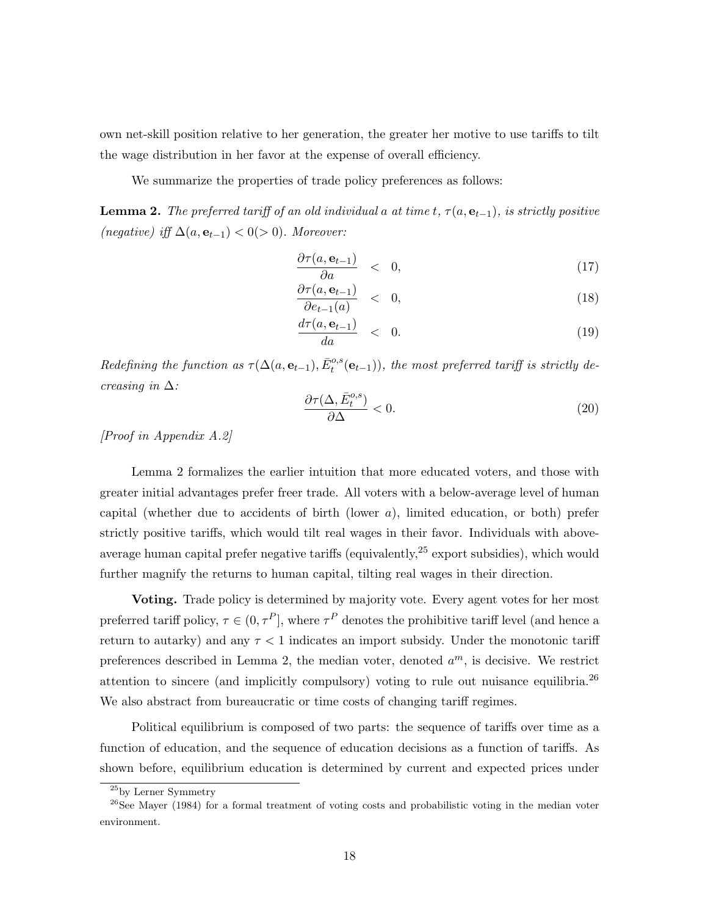own net-skill position relative to her generation, the greater her motive to use tariffs to tilt the wage distribution in her favor at the expense of overall efficiency.

We summarize the properties of trade policy preferences as follows:

**Lemma 2.** *The preferred tariff of an old individual $a$ at time $t$, $\tau(a, \mathbf{e}_{t-1})$, is strictly positive (negative) iff $\Delta(a, \mathbf{e}_{t-1}) < 0 (> 0)$. Moreover:*

$$\frac{\partial \tau(a, \mathbf{e}_{t-1})}{\partial a} < 0, \tag{17}$$

$$\frac{\partial \tau(a, \mathbf{e}_{t-1})}{\partial e_{t-1}(a)} < 0, \tag{18}$$

$$\frac{d\tau(a, \mathbf{e}_{t-1})}{da} < 0. \tag{19}$$

*Redefining the function as $\tau(\Delta(a, \mathbf{e}_{t-1}), \bar{E}_t^{o,s}(\mathbf{e}_{t-1}))$, the most preferred tariff is strictly decreasing in $\Delta$:*

$$\frac{\partial \tau(\Delta, \bar{E}_t^{o,s})}{\partial \Delta} < 0. \tag{20}$$

*[Proof in Appendix A.2]*

Lemma 2 formalizes the earlier intuition that more educated voters, and those with greater initial advantages prefer freer trade. All voters with a below-average level of human capital (whether due to accidents of birth (lower $a$), limited education, or both) prefer strictly positive tariffs, which would tilt real wages in their favor. Individuals with above-average human capital prefer negative tariffs (equivalently,[25] export subsidies), which would further magnify the returns to human capital, tilting real wages in their direction.

**Voting.** Trade policy is determined by majority vote. Every agent votes for her most preferred tariff policy, $\tau \in (0, \tau^P]$, where $\tau^P$ denotes the prohibitive tariff level (and hence a return to autarky) and any $\tau < 1$ indicates an import subsidy. Under the monotonic tariff preferences described in Lemma 2, the median voter, denoted $a^m$, is decisive. We restrict attention to sincere (and implicitly compulsory) voting to rule out nuisance equilibria.[26] We also abstract from bureaucratic or time costs of changing tariff regimes.

Political equilibrium is composed of two parts: the sequence of tariffs over time as a function of education, and the sequence of education decisions as a function of tariffs. As shown before, equilibrium education is determined by current and expected prices under

[25] by Lerner Symmetry

[26] See Mayer (1984) for a formal treatment of voting costs and probabilistic voting in the median voter environment.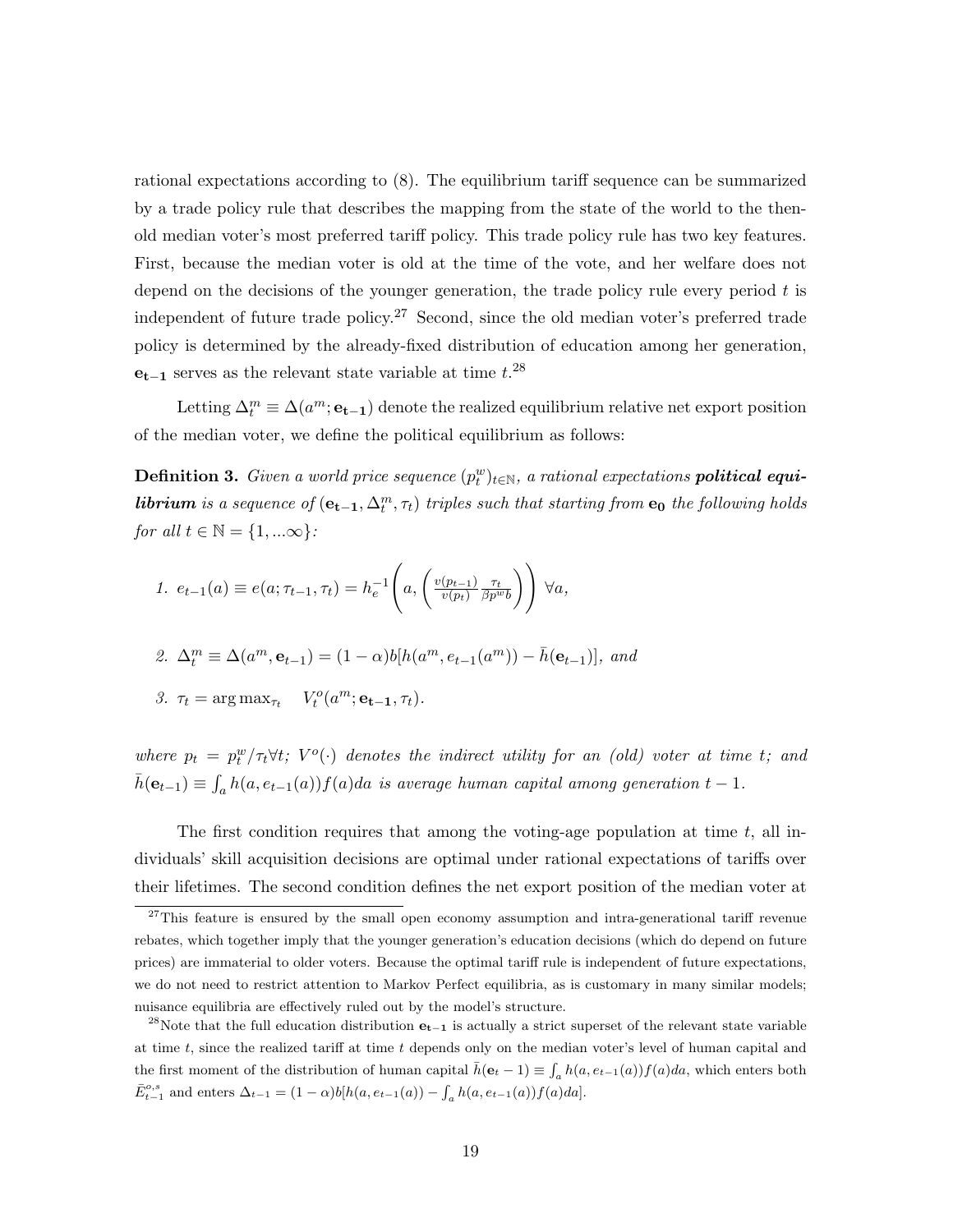rational expectations according to (8). The equilibrium tariff sequence can be summarized by a trade policy rule that describes the mapping from the state of the world to the then-old median voter's most preferred tariff policy. This trade policy rule has two key features. First, because the median voter is old at the time of the vote, and her welfare does not depend on the decisions of the younger generation, the trade policy rule every period $t$ is independent of future trade policy.[27] Second, since the old median voter's preferred trade policy is determined by the already-fixed distribution of education among her generation, $\mathbf{e_{t-1}}$ serves as the relevant state variable at time $t$.[28]

Letting $\Delta_t^m \equiv \Delta(a^m; \mathbf{e_{t-1}})$ denote the realized equilibrium relative net export position of the median voter, we define the political equilibrium as follows:

**Definition 3.** *Given a world price sequence $(p_t^w)_{t \in \mathbb{N}}$, a rational expectations **political equilibrium** is a sequence of $(\mathbf{e_{t-1}}, \Delta_t^m, \tau_t)$ triples such that starting from $\mathbf{e_0}$ the following holds for all $t \in \mathbb{N} = \{1, ...\infty\}$:*

1. $e_{t-1}(a) \equiv e(a; \tau_{t-1}, \tau_t) = h_e^{-1}\left(a, \left(\frac{v(p_{t-1})}{v(p_t)} \frac{\tau_t}{\beta p^w b}\right)\right) \; \forall a,$

2. $\Delta_t^m \equiv \Delta(a^m, \mathbf{e}_{t-1}) = (1-\alpha) b[h(a^m, e_{t-1}(a^m)) - \bar{h}(\mathbf{e}_{t-1})]$, *and*

3. $\tau_t = \arg\max_{\tau_t} \quad V_t^o(a^m; \mathbf{e_{t-1}}, \tau_t).$

*where $p_t = p_t^w / \tau_t \forall t$; $V^o(\cdot)$ denotes the indirect utility for an (old) voter at time $t$; and $\bar{h}(\mathbf{e}_{t-1}) \equiv \int_a h(a, e_{t-1}(a)) f(a) da$ is average human capital among generation $t-1$.*

The first condition requires that among the voting-age population at time $t$, all individuals' skill acquisition decisions are optimal under rational expectations of tariffs over their lifetimes. The second condition defines the net export position of the median voter at

---

[27] This feature is ensured by the small open economy assumption and intra-generational tariff revenue rebates, which together imply that the younger generation's education decisions (which do depend on future prices) are immaterial to older voters. Because the optimal tariff rule is independent of future expectations, we do not need to restrict attention to Markov Perfect equilibria, as is customary in many similar models; nuisance equilibria are effectively ruled out by the model's structure.

[28] Note that the full education distribution $\mathbf{e_{t-1}}$ is actually a strict superset of the relevant state variable at time $t$, since the realized tariff at time $t$ depends only on the median voter's level of human capital and the first moment of the distribution of human capital $\bar{h}(\mathbf{e}_t - 1) \equiv \int_a h(a, e_{t-1}(a)) f(a) da$, which enters both $\bar{E}_{t-1}^{o,s}$ and enters $\Delta_{t-1} = (1-\alpha) b[h(a, e_{t-1}(a)) - \int_a h(a, e_{t-1}(a)) f(a) da]$.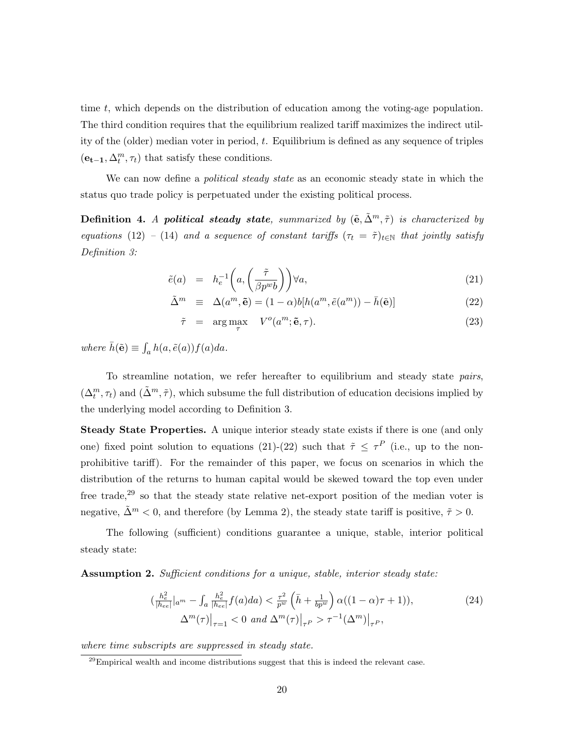time $t$, which depends on the distribution of education among the voting-age population. The third condition requires that the equilibrium realized tariff maximizes the indirect utility of the (older) median voter in period, $t$. Equilibrium is defined as any sequence of triples $(\mathbf{e_{t-1}}, \Delta_t^m, \tau_t)$ that satisfy these conditions.

We can now define a *political steady state* as an economic steady state in which the status quo trade policy is perpetuated under the existing political process.

**Definition 4.** *A* ***political steady state****, summarized by* $(\tilde{\mathbf{e}}, \tilde{\Delta}^m, \tilde{\tau})$ *is characterized by equations (12) – (14) and a sequence of constant tariffs* $(\tau_t = \tilde{\tau})_{t\in\mathbb{N}}$ *that jointly satisfy Definition 3:*

$$\tilde{e}(a) = h_e^{-1}\left(a, \left(\frac{\tilde{\tau}}{\beta p^w b}\right)\right) \forall a, \tag{21}$$

$$\tilde{\Delta}^m \equiv \Delta(a^m, \tilde{\mathbf{e}}) = (1-\alpha)b[h(a^m, \tilde{e}(a^m)) - \bar{h}(\tilde{\mathbf{e}})] \tag{22}$$

$$\tilde{\tau} = \arg\max_{\tau} \quad V^o(a^m; \tilde{\mathbf{e}}, \tau). \tag{23}$$

*where* $\bar{h}(\tilde{\mathbf{e}}) \equiv \int_a h(a, \tilde{e}(a)) f(a) da$.

To streamline notation, we refer hereafter to equilibrium and steady state *pairs*, $(\Delta_t^m, \tau_t)$ and $(\tilde{\Delta}^m, \tilde{\tau})$, which subsume the full distribution of education decisions implied by the underlying model according to Definition 3.

**Steady State Properties.** A unique interior steady state exists if there is one (and only one) fixed point solution to equations (21)-(22) such that $\tilde{\tau} \leq \tau^P$ (i.e., up to the non-prohibitive tariff). For the remainder of this paper, we focus on scenarios in which the distribution of the returns to human capital would be skewed toward the top even under free trade,[29] so that the steady state relative net-export position of the median voter is negative, $\tilde{\Delta}^m < 0$, and therefore (by Lemma 2), the steady state tariff is positive, $\tilde{\tau} > 0$.

The following (sufficient) conditions guarantee a unique, stable, interior political steady state:

**Assumption 2.** *Sufficient conditions for a unique, stable, interior steady state:*

$$\left(\frac{h_e^2}{|h_{ee}|}|_{a^m} - \int_a \frac{h_e^2}{|h_{ee}|} f(a) da\right) < \frac{\tau^2}{p^w}\left(\bar{h} + \frac{1}{bp^w}\right)\alpha((1-\alpha)\tau + 1)), \tag{24}$$
$$\Delta^m(\tau)\big|_{\tau=1} < 0 \text{ and } \Delta^m(\tau)\big|_{\tau^P} > \tau^{-1}(\Delta^m)\big|_{\tau^P},$$

*where time subscripts are suppressed in steady state.*

[29] Empirical wealth and income distributions suggest that this is indeed the relevant case.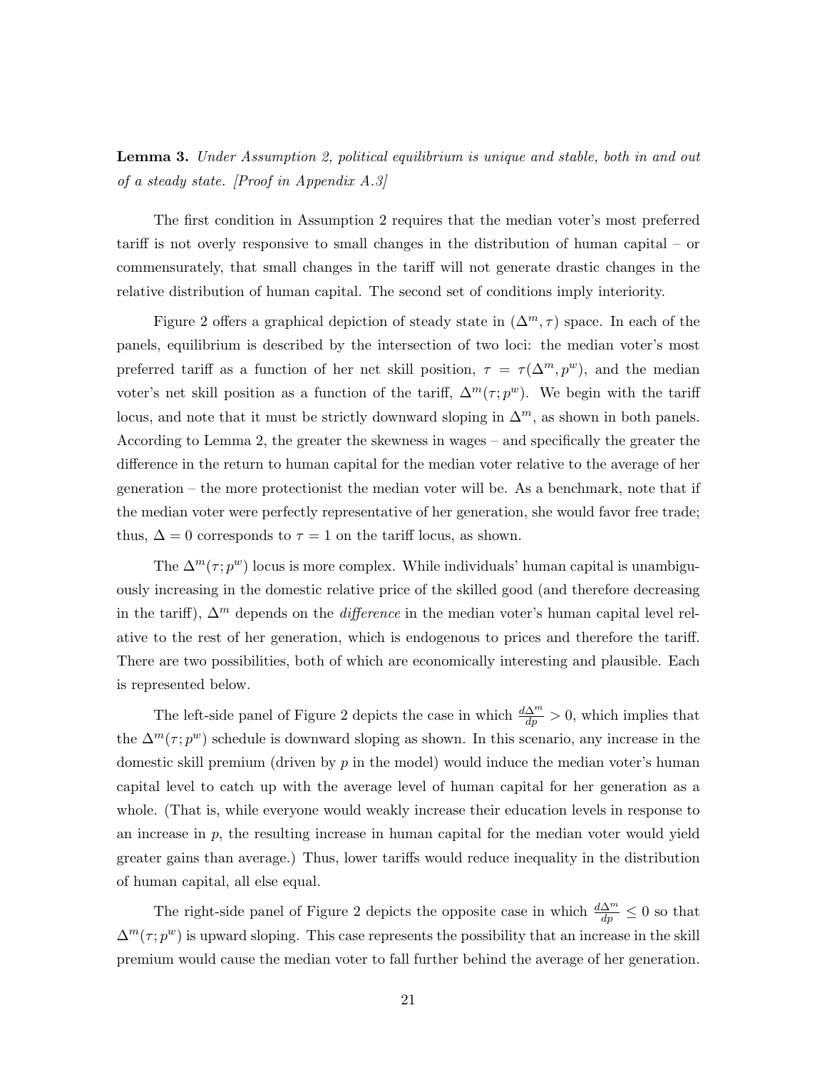**Lemma 3.** *Under Assumption 2, political equilibrium is unique and stable, both in and out of a steady state. [Proof in Appendix A.3]*

The first condition in Assumption 2 requires that the median voter's most preferred tariff is not overly responsive to small changes in the distribution of human capital – or commensurately, that small changes in the tariff will not generate drastic changes in the relative distribution of human capital. The second set of conditions imply interiority.

Figure 2 offers a graphical depiction of steady state in $(\Delta^m, \tau)$ space. In each of the panels, equilibrium is described by the intersection of two loci: the median voter's most preferred tariff as a function of her net skill position, $\tau = \tau(\Delta^m, p^w)$, and the median voter's net skill position as a function of the tariff, $\Delta^m(\tau; p^w)$. We begin with the tariff locus, and note that it must be strictly downward sloping in $\Delta^m$, as shown in both panels. According to Lemma 2, the greater the skewness in wages – and specifically the greater the difference in the return to human capital for the median voter relative to the average of her generation – the more protectionist the median voter will be. As a benchmark, note that if the median voter were perfectly representative of her generation, she would favor free trade; thus, $\Delta = 0$ corresponds to $\tau = 1$ on the tariff locus, as shown.

The $\Delta^m(\tau; p^w)$ locus is more complex. While individuals' human capital is unambiguously increasing in the domestic relative price of the skilled good (and therefore decreasing in the tariff), $\Delta^m$ depends on the *difference* in the median voter's human capital level relative to the rest of her generation, which is endogenous to prices and therefore the tariff. There are two possibilities, both of which are economically interesting and plausible. Each is represented below.

The left-side panel of Figure 2 depicts the case in which $\frac{d\Delta^m}{dp} > 0$, which implies that the $\Delta^m(\tau; p^w)$ schedule is downward sloping as shown. In this scenario, any increase in the domestic skill premium (driven by $p$ in the model) would induce the median voter's human capital level to catch up with the average level of human capital for her generation as a whole. (That is, while everyone would weakly increase their education levels in response to an increase in $p$, the resulting increase in human capital for the median voter would yield greater gains than average.) Thus, lower tariffs would reduce inequality in the distribution of human capital, all else equal.

The right-side panel of Figure 2 depicts the opposite case in which $\frac{d\Delta^m}{dp} \leq 0$ so that $\Delta^m(\tau; p^w)$ is upward sloping. This case represents the possibility that an increase in the skill premium would cause the median voter to fall further behind the average of her generation.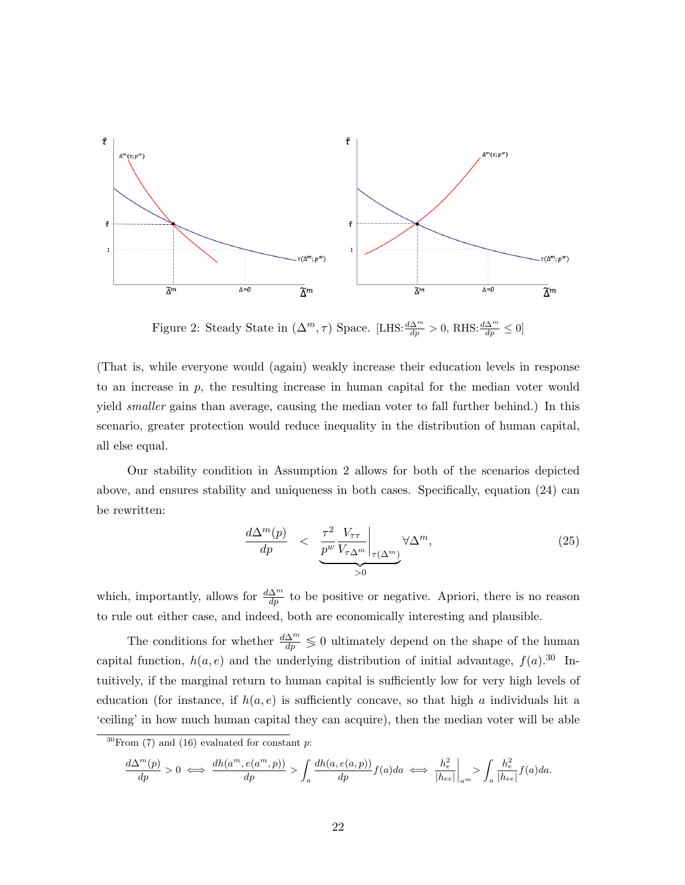Figure 2: Steady State in $(\Delta^m, \tau)$ Space. [LHS:$\frac{d\Delta^m}{dp} > 0$, RHS:$\frac{d\Delta^m}{dp} \leq 0$]

(That is, while everyone would (again) weakly increase their education levels in response to an increase in $p$, the resulting increase in human capital for the median voter would yield *smaller* gains than average, causing the median voter to fall further behind.) In this scenario, greater protection would reduce inequality in the distribution of human capital, all else equal.

Our stability condition in Assumption 2 allows for both of the scenarios depicted above, and ensures stability and uniqueness in both cases. Specifically, equation (24) can be rewritten:

$$\frac{d\Delta^m(p)}{dp} \quad < \quad \underbrace{\frac{\tau^2}{p^w} \frac{V_{\tau\tau}}{V_{\tau\Delta^m}}\bigg|_{\tau(\Delta^m)}}_{>0} \forall \Delta^m, \tag{25}$$

which, importantly, allows for $\frac{d\Delta^m}{dp}$ to be positive or negative. Apriori, there is no reason to rule out either case, and indeed, both are economically interesting and plausible.

The conditions for whether $\frac{d\Delta^m}{dp} \lesseqgtr 0$ ultimately depend on the shape of the human capital function, $h(a, e)$ and the underlying distribution of initial advantage, $f(a)$.[30] Intuitively, if the marginal return to human capital is sufficiently low for very high levels of education (for instance, if $h(a, e)$ is sufficiently concave, so that high $a$ individuals hit a 'ceiling' in how much human capital they can acquire), then the median voter will be able

[30] From (7) and (16) evaluated for constant $p$:

$$\frac{d\Delta^m(p)}{dp} > 0 \iff \frac{dh(a^m, e(a^m, p))}{dp} > \int_a \frac{dh(a, e(a,p))}{dp} f(a) da \iff \frac{h_e^2}{|h_{ee}|}\bigg|_{a^m} > \int_a \frac{h_e^2}{|h_{ee}|} f(a) da.$$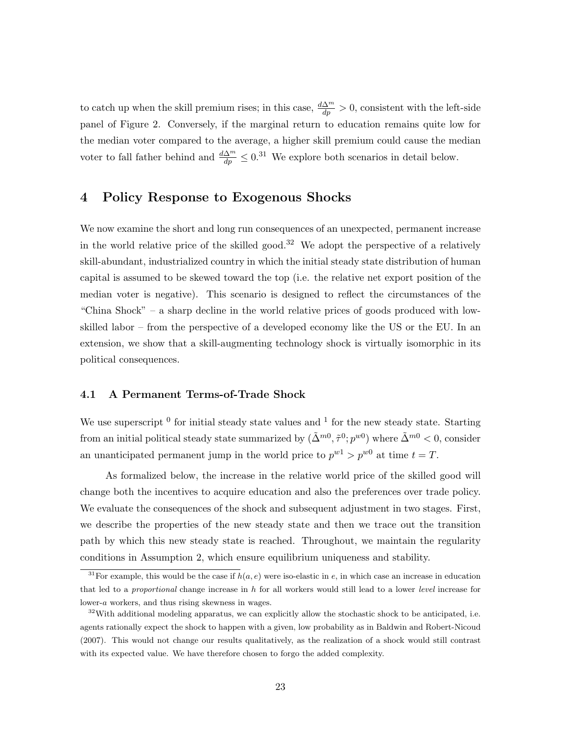to catch up when the skill premium rises; in this case, $\frac{d\Delta^m}{dp} > 0$, consistent with the left-side panel of Figure 2. Conversely, if the marginal return to education remains quite low for the median voter compared to the average, a higher skill premium could cause the median voter to fall father behind and $\frac{d\Delta^m}{dp} \leq 0$.[31] We explore both scenarios in detail below.

## 4 Policy Response to Exogenous Shocks

We now examine the short and long run consequences of an unexpected, permanent increase in the world relative price of the skilled good.[32] We adopt the perspective of a relatively skill-abundant, industrialized country in which the initial steady state distribution of human capital is assumed to be skewed toward the top (i.e. the relative net export position of the median voter is negative). This scenario is designed to reflect the circumstances of the "China Shock" – a sharp decline in the world relative prices of goods produced with low-skilled labor – from the perspective of a developed economy like the US or the EU. In an extension, we show that a skill-augmenting technology shock is virtually isomorphic in its political consequences.

### 4.1 A Permanent Terms-of-Trade Shock

We use superscript $^0$ for initial steady state values and $^1$ for the new steady state. Starting from an initial political steady state summarized by $(\tilde{\Delta}^{m0}, \tilde{\tau}^0; p^{w0})$ where $\tilde{\Delta}^{m0} < 0$, consider an unanticipated permanent jump in the world price to $p^{w1} > p^{w0}$ at time $t = T$.

As formalized below, the increase in the relative world price of the skilled good will change both the incentives to acquire education and also the preferences over trade policy. We evaluate the consequences of the shock and subsequent adjustment in two stages. First, we describe the properties of the new steady state and then we trace out the transition path by which this new steady state is reached. Throughout, we maintain the regularity conditions in Assumption 2, which ensure equilibrium uniqueness and stability.

[31] For example, this would be the case if $h(a, e)$ were iso-elastic in $e$, in which case an increase in education that led to a *proportional* change increase in $h$ for all workers would still lead to a lower *level* increase for lower-$a$ workers, and thus rising skewness in wages.

[32] With additional modeling apparatus, we can explicitly allow the stochastic shock to be anticipated, i.e. agents rationally expect the shock to happen with a given, low probability as in Baldwin and Robert-Nicoud (2007). This would not change our results qualitatively, as the realization of a shock would still contrast with its expected value. We have therefore chosen to forgo the added complexity.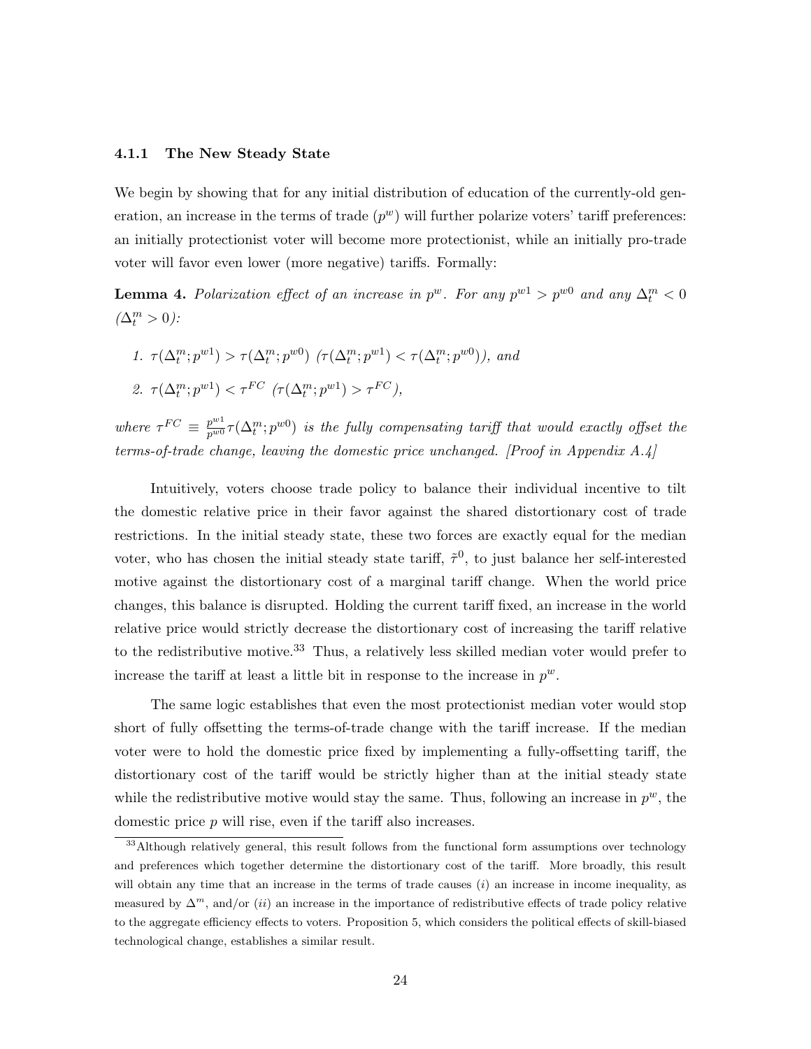#### 4.1.1 The New Steady State

We begin by showing that for any initial distribution of education of the currently-old generation, an increase in the terms of trade ($p^w$) will further polarize voters' tariff preferences: an initially protectionist voter will become more protectionist, while an initially pro-trade voter will favor even lower (more negative) tariffs. Formally:

**Lemma 4.** *Polarization effect of an increase in $p^w$. For any $p^{w1} > p^{w0}$ and any $\Delta_t^m < 0$ ($\Delta_t^m > 0$):*

1. *$\tau(\Delta_t^m; p^{w1}) > \tau(\Delta_t^m; p^{w0})$ ($\tau(\Delta_t^m; p^{w1}) < \tau(\Delta_t^m; p^{w0})$), and*
2. *$\tau(\Delta_t^m; p^{w1}) < \tau^{FC}$ ($\tau(\Delta_t^m; p^{w1}) > \tau^{FC}$),*

*where $\tau^{FC} \equiv \frac{p^{w1}}{p^{w0}} \tau(\Delta_t^m; p^{w0})$ is the fully compensating tariff that would exactly offset the terms-of-trade change, leaving the domestic price unchanged. [Proof in Appendix A.4]*

Intuitively, voters choose trade policy to balance their individual incentive to tilt the domestic relative price in their favor against the shared distortionary cost of trade restrictions. In the initial steady state, these two forces are exactly equal for the median voter, who has chosen the initial steady state tariff, $\tilde{\tau}^0$, to just balance her self-interested motive against the distortionary cost of a marginal tariff change. When the world price changes, this balance is disrupted. Holding the current tariff fixed, an increase in the world relative price would strictly decrease the distortionary cost of increasing the tariff relative to the redistributive motive.[33] Thus, a relatively less skilled median voter would prefer to increase the tariff at least a little bit in response to the increase in $p^w$.

The same logic establishes that even the most protectionist median voter would stop short of fully offsetting the terms-of-trade change with the tariff increase. If the median voter were to hold the domestic price fixed by implementing a fully-offsetting tariff, the distortionary cost of the tariff would be strictly higher than at the initial steady state while the redistributive motive would stay the same. Thus, following an increase in $p^w$, the domestic price $p$ will rise, even if the tariff also increases.

[33] Although relatively general, this result follows from the functional form assumptions over technology and preferences which together determine the distortionary cost of the tariff. More broadly, this result will obtain any time that an increase in the terms of trade causes (*i*) an increase in income inequality, as measured by $\Delta^m$, and/or (*ii*) an increase in the importance of redistributive effects of trade policy relative to the aggregate efficiency effects to voters. Proposition 5, which considers the political effects of skill-biased technological change, establishes a similar result.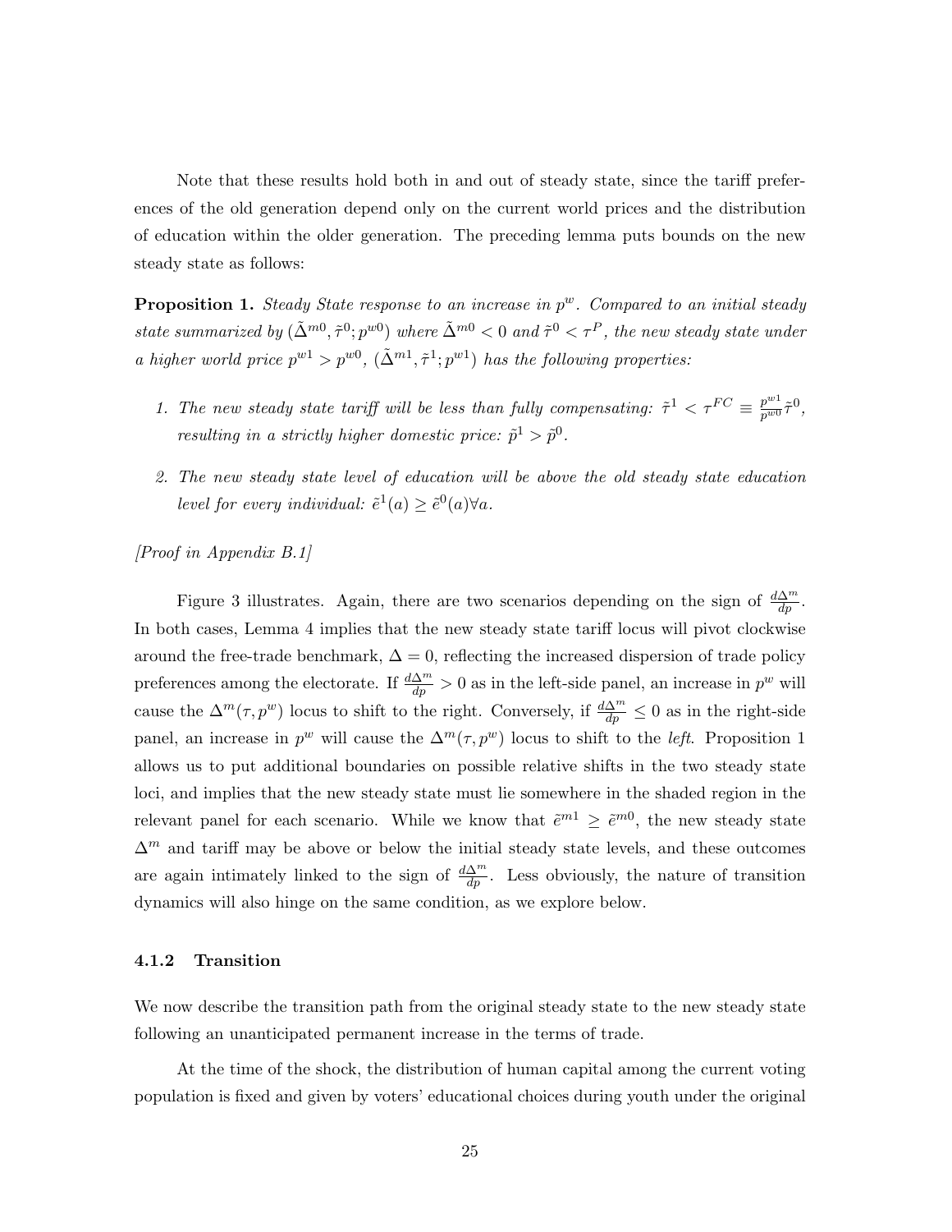Note that these results hold both in and out of steady state, since the tariff preferences of the old generation depend only on the current world prices and the distribution of education within the older generation. The preceding lemma puts bounds on the new steady state as follows:

**Proposition 1.** *Steady State response to an increase in $p^w$. Compared to an initial steady state summarized by $(\tilde{\Delta}^{m0}, \tilde{\tau}^0; p^{w0})$ where $\tilde{\Delta}^{m0} < 0$ and $\tilde{\tau}^0 < \tau^P$, the new steady state under a higher world price $p^{w1} > p^{w0}$, $(\tilde{\Delta}^{m1}, \tilde{\tau}^1; p^{w1})$ has the following properties:*

1. *The new steady state tariff will be less than fully compensating: $\tilde{\tau}^1 < \tau^{FC} \equiv \frac{p^{w1}}{p^{w0}}\tilde{\tau}^0$, resulting in a strictly higher domestic price: $\tilde{p}^1 > \tilde{p}^0$.*

2. *The new steady state level of education will be above the old steady state education level for every individual: $\tilde{e}^1(a) \geq \tilde{e}^0(a) \forall a$.*

*[Proof in Appendix B.1]*

Figure 3 illustrates. Again, there are two scenarios depending on the sign of $\frac{d\Delta^m}{dp}$. In both cases, Lemma 4 implies that the new steady state tariff locus will pivot clockwise around the free-trade benchmark, $\Delta = 0$, reflecting the increased dispersion of trade policy preferences among the electorate. If $\frac{d\Delta^m}{dp} > 0$ as in the left-side panel, an increase in $p^w$ will cause the $\Delta^m(\tau, p^w)$ locus to shift to the right. Conversely, if $\frac{d\Delta^m}{dp} \leq 0$ as in the right-side panel, an increase in $p^w$ will cause the $\Delta^m(\tau, p^w)$ locus to shift to the *left*. Proposition 1 allows us to put additional boundaries on possible relative shifts in the two steady state loci, and implies that the new steady state must lie somewhere in the shaded region in the relevant panel for each scenario. While we know that $\tilde{e}^{m1} \geq \tilde{e}^{m0}$, the new steady state $\Delta^m$ and tariff may be above or below the initial steady state levels, and these outcomes are again intimately linked to the sign of $\frac{d\Delta^m}{dp}$. Less obviously, the nature of transition dynamics will also hinge on the same condition, as we explore below.

#### 4.1.2 Transition

We now describe the transition path from the original steady state to the new steady state following an unanticipated permanent increase in the terms of trade.

At the time of the shock, the distribution of human capital among the current voting population is fixed and given by voters' educational choices during youth under the original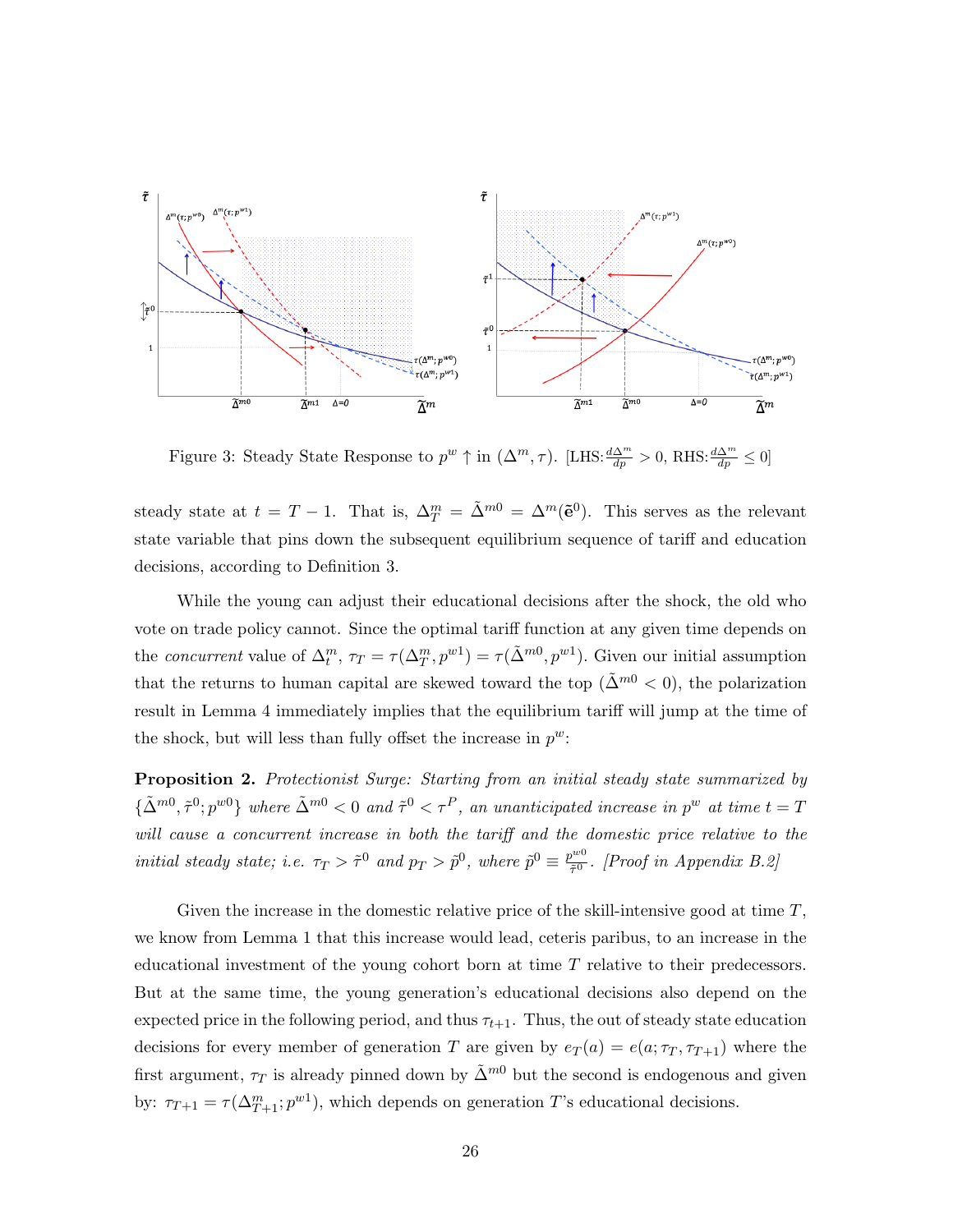Figure 3: Steady State Response to $p^w \uparrow$ in $(\Delta^m, \tau)$. [LHS: $\frac{d\Delta^m}{dp} > 0$, RHS: $\frac{d\Delta^m}{dp} \leq 0$]

steady state at $t = T - 1$. That is, $\Delta^m_T = \tilde{\Delta}^{m0} = \Delta^m(\tilde{\mathbf{e}}^0)$. This serves as the relevant state variable that pins down the subsequent equilibrium sequence of tariff and education decisions, according to Definition 3.

While the young can adjust their educational decisions after the shock, the old who vote on trade policy cannot. Since the optimal tariff function at any given time depends on the *concurrent* value of $\Delta^m_t$, $\tau_T = \tau(\Delta^m_T, p^{w1}) = \tau(\tilde{\Delta}^{m0}, p^{w1})$. Given our initial assumption that the returns to human capital are skewed toward the top ($\tilde{\Delta}^{m0} < 0$), the polarization result in Lemma 4 immediately implies that the equilibrium tariff will jump at the time of the shock, but will less than fully offset the increase in $p^w$:

**Proposition 2.** *Protectionist Surge: Starting from an initial steady state summarized by* $\{\tilde{\Delta}^{m0}, \tilde{\tau}^0; p^{w0}\}$ *where* $\tilde{\Delta}^{m0} < 0$ *and* $\tilde{\tau}^0 < \tau^P$*, an unanticipated increase in* $p^w$ *at time* $t = T$ *will cause a concurrent increase in both the tariff and the domestic price relative to the initial steady state; i.e.* $\tau_T > \tilde{\tau}^0$ *and* $p_T > \tilde{p}^0$*, where* $\tilde{p}^0 \equiv \frac{p^{w0}}{\tilde{\tau}^0}$. *[Proof in Appendix B.2]*

Given the increase in the domestic relative price of the skill-intensive good at time $T$, we know from Lemma 1 that this increase would lead, ceteris paribus, to an increase in the educational investment of the young cohort born at time $T$ relative to their predecessors. But at the same time, the young generation's educational decisions also depend on the expected price in the following period, and thus $\tau_{t+1}$. Thus, the out of steady state education decisions for every member of generation $T$ are given by $e_T(a) = e(a; \tau_T, \tau_{T+1})$ where the first argument, $\tau_T$ is already pinned down by $\tilde{\Delta}^{m0}$ but the second is endogenous and given by: $\tau_{T+1} = \tau(\Delta^m_{T+1}; p^{w1})$, which depends on generation $T$'s educational decisions.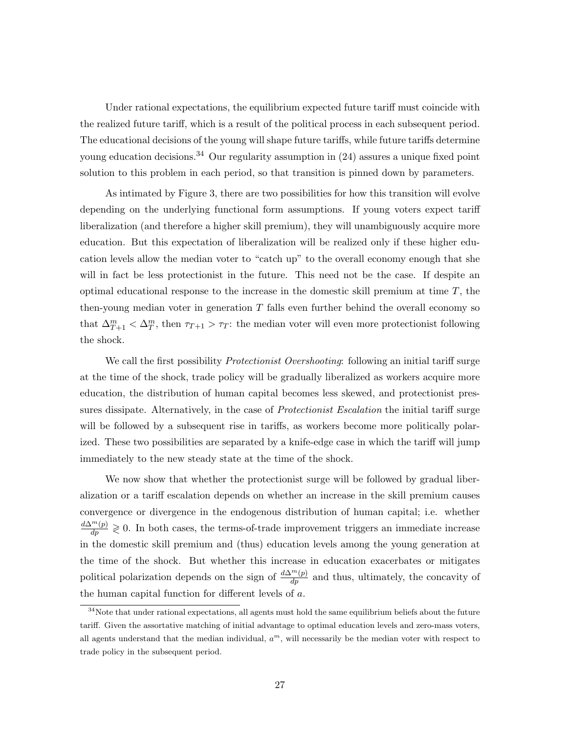Under rational expectations, the equilibrium expected future tariff must coincide with the realized future tariff, which is a result of the political process in each subsequent period. The educational decisions of the young will shape future tariffs, while future tariffs determine young education decisions.[34] Our regularity assumption in (24) assures a unique fixed point solution to this problem in each period, so that transition is pinned down by parameters.

As intimated by Figure 3, there are two possibilities for how this transition will evolve depending on the underlying functional form assumptions. If young voters expect tariff liberalization (and therefore a higher skill premium), they will unambiguously acquire more education. But this expectation of liberalization will be realized only if these higher education levels allow the median voter to "catch up" to the overall economy enough that she will in fact be less protectionist in the future. This need not be the case. If despite an optimal educational response to the increase in the domestic skill premium at time $T$, the then-young median voter in generation $T$ falls even further behind the overall economy so that $\Delta^m_{T+1} < \Delta^m_T$, then $\tau_{T+1} > \tau_T$: the median voter will even more protectionist following the shock.

We call the first possibility *Protectionist Overshooting*: following an initial tariff surge at the time of the shock, trade policy will be gradually liberalized as workers acquire more education, the distribution of human capital becomes less skewed, and protectionist pressures dissipate. Alternatively, in the case of *Protectionist Escalation* the initial tariff surge will be followed by a subsequent rise in tariffs, as workers become more politically polarized. These two possibilities are separated by a knife-edge case in which the tariff will jump immediately to the new steady state at the time of the shock.

We now show that whether the protectionist surge will be followed by gradual liberalization or a tariff escalation depends on whether an increase in the skill premium causes convergence or divergence in the endogenous distribution of human capital; i.e. whether $\frac{d\Delta^m(p)}{dp} \gtrless 0$. In both cases, the terms-of-trade improvement triggers an immediate increase in the domestic skill premium and (thus) education levels among the young generation at the time of the shock. But whether this increase in education exacerbates or mitigates political polarization depends on the sign of $\frac{d\Delta^m(p)}{dp}$ and thus, ultimately, the concavity of the human capital function for different levels of $a$.

[34] Note that under rational expectations, all agents must hold the same equilibrium beliefs about the future tariff. Given the assortative matching of initial advantage to optimal education levels and zero-mass voters, all agents understand that the median individual, $a^m$, will necessarily be the median voter with respect to trade policy in the subsequent period.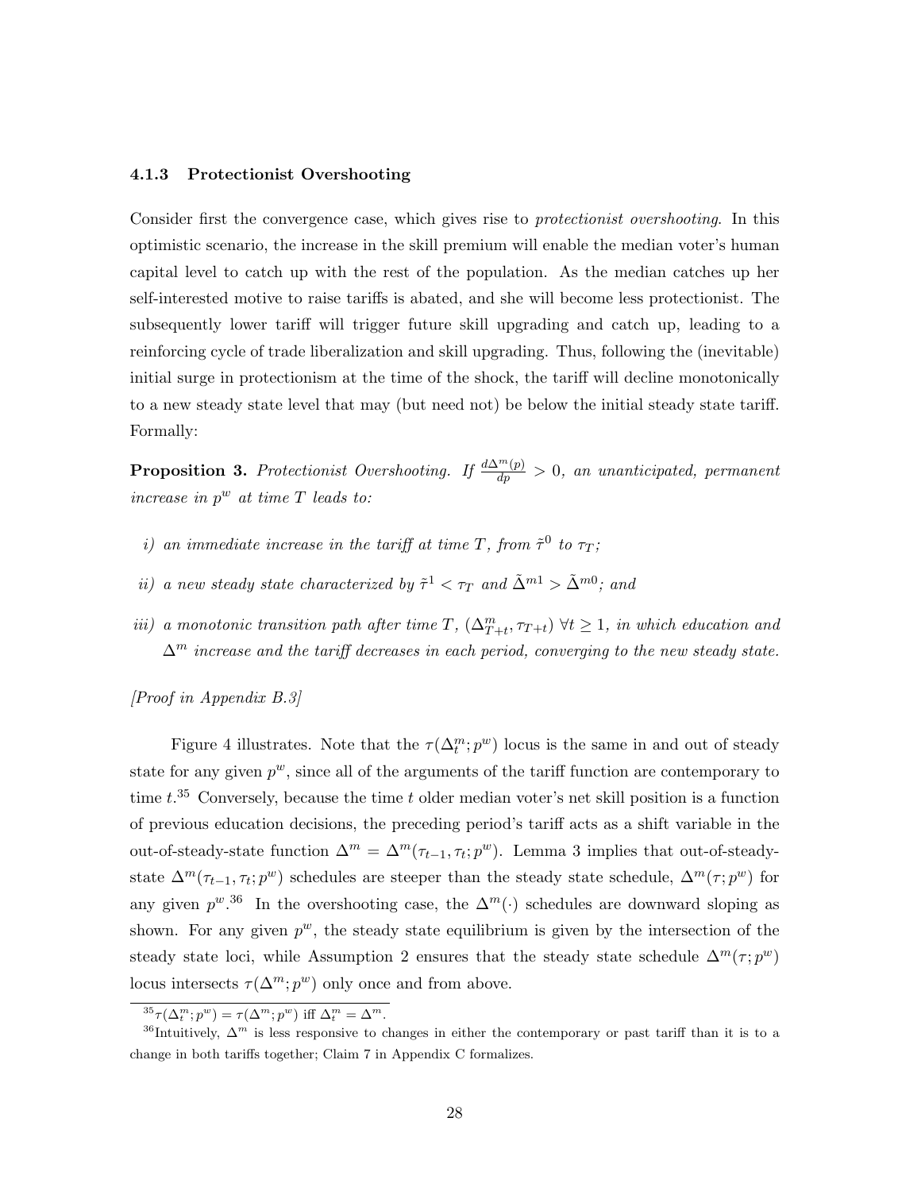### 4.1.3 Protectionist Overshooting

Consider first the convergence case, which gives rise to *protectionist overshooting*. In this optimistic scenario, the increase in the skill premium will enable the median voter's human capital level to catch up with the rest of the population. As the median catches up her self-interested motive to raise tariffs is abated, and she will become less protectionist. The subsequently lower tariff will trigger future skill upgrading and catch up, leading to a reinforcing cycle of trade liberalization and skill upgrading. Thus, following the (inevitable) initial surge in protectionism at the time of the shock, the tariff will decline monotonically to a new steady state level that may (but need not) be below the initial steady state tariff. Formally:

**Proposition 3.** *Protectionist Overshooting. If $\frac{d\Delta^m(p)}{dp} > 0$, an unanticipated, permanent increase in $p^w$ at time $T$ leads to:*

*i) an immediate increase in the tariff at time $T$, from $\tilde{\tau}^0$ to $\tau_T$;*

*ii) a new steady state characterized by $\tilde{\tau}^1 < \tau_T$ and $\tilde{\Delta}^{m1} > \tilde{\Delta}^{m0}$; and*

*iii) a monotonic transition path after time $T$, $(\Delta^m_{T+t}, \tau_{T+t})$ $\forall t \geq 1$, in which education and $\Delta^m$ increase and the tariff decreases in each period, converging to the new steady state.*

*[Proof in Appendix B.3]*

Figure 4 illustrates. Note that the $\tau(\Delta^m_t; p^w)$ locus is the same in and out of steady state for any given $p^w$, since all of the arguments of the tariff function are contemporary to time $t$.[35] Conversely, because the time $t$ older median voter's net skill position is a function of previous education decisions, the preceding period's tariff acts as a shift variable in the out-of-steady-state function $\Delta^m = \Delta^m(\tau_{t-1}, \tau_t; p^w)$. Lemma 3 implies that out-of-steady-state $\Delta^m(\tau_{t-1}, \tau_t; p^w)$ schedules are steeper than the steady state schedule, $\Delta^m(\tau; p^w)$ for any given $p^w$.[36] In the overshooting case, the $\Delta^m(\cdot)$ schedules are downward sloping as shown. For any given $p^w$, the steady state equilibrium is given by the intersection of the steady state loci, while Assumption 2 ensures that the steady state schedule $\Delta^m(\tau; p^w)$ locus intersects $\tau(\Delta^m; p^w)$ only once and from above.

[35] $\tau(\Delta^m_t; p^w) = \tau(\Delta^m; p^w)$ iff $\Delta^m_t = \Delta^m$.

[36] Intuitively, $\Delta^m$ is less responsive to changes in either the contemporary or past tariff than it is to a change in both tariffs together; Claim 7 in Appendix C formalizes.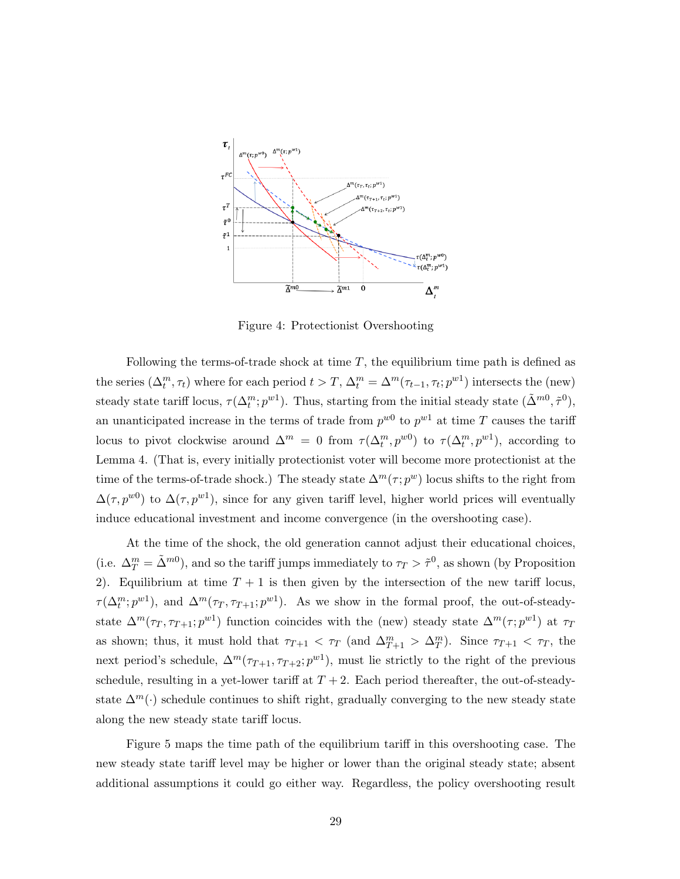Figure 4: Protectionist Overshooting

Following the terms-of-trade shock at time $T$, the equilibrium time path is defined as the series $(\Delta_t^m, \tau_t)$ where for each period $t > T$, $\Delta_t^m = \Delta^m(\tau_{t-1}, \tau_t; p^{w1})$ intersects the (new) steady state tariff locus, $\tau(\Delta_t^m; p^{w1})$. Thus, starting from the initial steady state $(\tilde{\Delta}^{m0}, \tilde{\tau}^0)$, an unanticipated increase in the terms of trade from $p^{w0}$ to $p^{w1}$ at time $T$ causes the tariff locus to pivot clockwise around $\Delta^m = 0$ from $\tau(\Delta_t^m, p^{w0})$ to $\tau(\Delta_t^m, p^{w1})$, according to Lemma 4. (That is, every initially protectionist voter will become more protectionist at the time of the terms-of-trade shock.) The steady state $\Delta^m(\tau; p^w)$ locus shifts to the right from $\Delta(\tau, p^{w0})$ to $\Delta(\tau, p^{w1})$, since for any given tariff level, higher world prices will eventually induce educational investment and income convergence (in the overshooting case).

At the time of the shock, the old generation cannot adjust their educational choices, (i.e. $\Delta_T^m = \tilde{\Delta}^{m0}$), and so the tariff jumps immediately to $\tau_T > \tilde{\tau}^0$, as shown (by Proposition 2). Equilibrium at time $T+1$ is then given by the intersection of the new tariff locus, $\tau(\Delta_t^m; p^{w1})$, and $\Delta^m(\tau_T, \tau_{T+1}; p^{w1})$. As we show in the formal proof, the out-of-steady-state $\Delta^m(\tau_T, \tau_{T+1}; p^{w1})$ function coincides with the (new) steady state $\Delta^m(\tau; p^{w1})$ at $\tau_T$ as shown; thus, it must hold that $\tau_{T+1} < \tau_T$ (and $\Delta_{T+1}^m > \Delta_T^m$). Since $\tau_{T+1} < \tau_T$, the next period's schedule, $\Delta^m(\tau_{T+1}, \tau_{T+2}; p^{w1})$, must lie strictly to the right of the previous schedule, resulting in a yet-lower tariff at $T+2$. Each period thereafter, the out-of-steady-state $\Delta^m(\cdot)$ schedule continues to shift right, gradually converging to the new steady state along the new steady state tariff locus.

Figure 5 maps the time path of the equilibrium tariff in this overshooting case. The new steady state tariff level may be higher or lower than the original steady state; absent additional assumptions it could go either way. Regardless, the policy overshooting result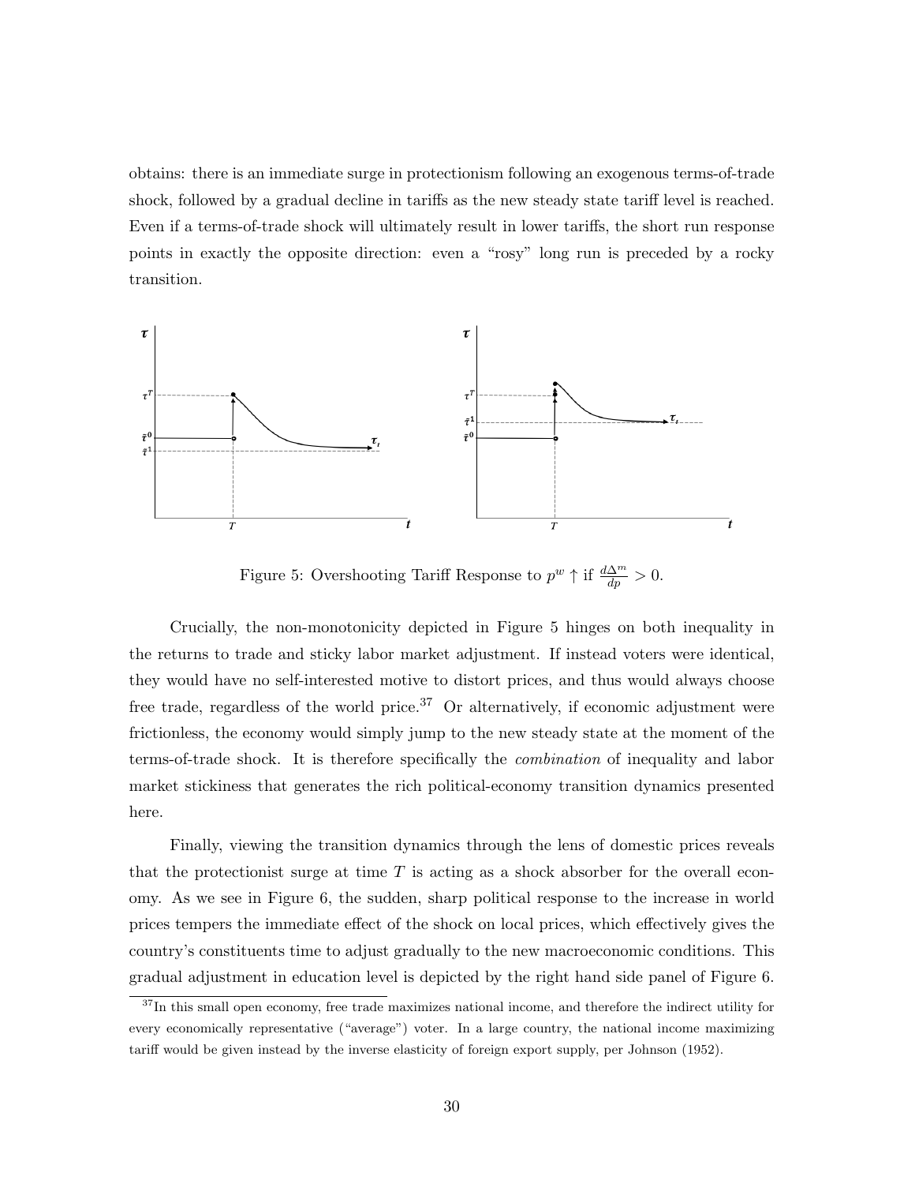obtains: there is an immediate surge in protectionism following an exogenous terms-of-trade shock, followed by a gradual decline in tariffs as the new steady state tariff level is reached. Even if a terms-of-trade shock will ultimately result in lower tariffs, the short run response points in exactly the opposite direction: even a "rosy" long run is preceded by a rocky transition.

Figure 5: Overshooting Tariff Response to $p^w \uparrow$ if $\frac{d\Delta^m}{dp} > 0$.

Crucially, the non-monotonicity depicted in Figure 5 hinges on both inequality in the returns to trade and sticky labor market adjustment. If instead voters were identical, they would have no self-interested motive to distort prices, and thus would always choose free trade, regardless of the world price.[37] Or alternatively, if economic adjustment were frictionless, the economy would simply jump to the new steady state at the moment of the terms-of-trade shock. It is therefore specifically the *combination* of inequality and labor market stickiness that generates the rich political-economy transition dynamics presented here.

Finally, viewing the transition dynamics through the lens of domestic prices reveals that the protectionist surge at time $T$ is acting as a shock absorber for the overall economy. As we see in Figure 6, the sudden, sharp political response to the increase in world prices tempers the immediate effect of the shock on local prices, which effectively gives the country's constituents time to adjust gradually to the new macroeconomic conditions. This gradual adjustment in education level is depicted by the right hand side panel of Figure 6.

[37] In this small open economy, free trade maximizes national income, and therefore the indirect utility for every economically representative ("average") voter. In a large country, the national income maximizing tariff would be given instead by the inverse elasticity of foreign export supply, per Johnson (1952).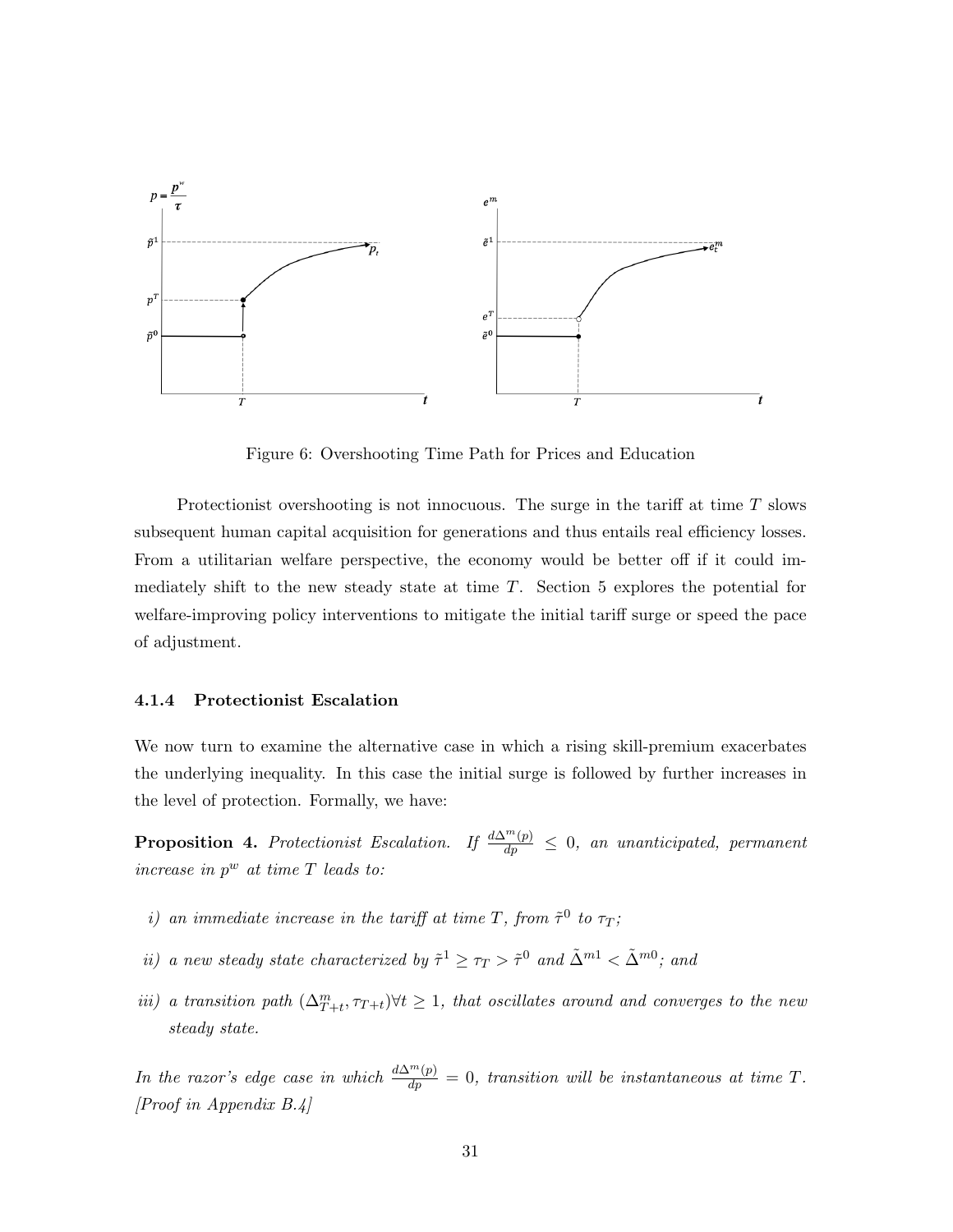Figure 6: Overshooting Time Path for Prices and Education

Protectionist overshooting is not innocuous. The surge in the tariff at time $T$ slows subsequent human capital acquisition for generations and thus entails real efficiency losses. From a utilitarian welfare perspective, the economy would be better off if it could immediately shift to the new steady state at time $T$. Section 5 explores the potential for welfare-improving policy interventions to mitigate the initial tariff surge or speed the pace of adjustment.

#### 4.1.4 Protectionist Escalation

We now turn to examine the alternative case in which a rising skill-premium exacerbates the underlying inequality. In this case the initial surge is followed by further increases in the level of protection. Formally, we have:

**Proposition 4.** *Protectionist Escalation. If* $\frac{d\Delta^m(p)}{dp} \leq 0$*, an unanticipated, permanent increase in* $p^w$ *at time* $T$ *leads to:*

*i) an immediate increase in the tariff at time* $T$*, from* $\tilde{\tau}^0$ *to* $\tau_T$*;*

*ii) a new steady state characterized by* $\tilde{\tau}^1 \geq \tau_T > \tilde{\tau}^0$ *and* $\tilde{\Delta}^{m1} < \tilde{\Delta}^{m0}$*; and*

*iii) a transition path* $(\Delta^m_{T+t}, \tau_{T+t}) \forall t \geq 1$*, that oscillates around and converges to the new steady state.*

*In the razor's edge case in which* $\frac{d\Delta^m(p)}{dp} = 0$*, transition will be instantaneous at time* $T$*. [Proof in Appendix B.4]*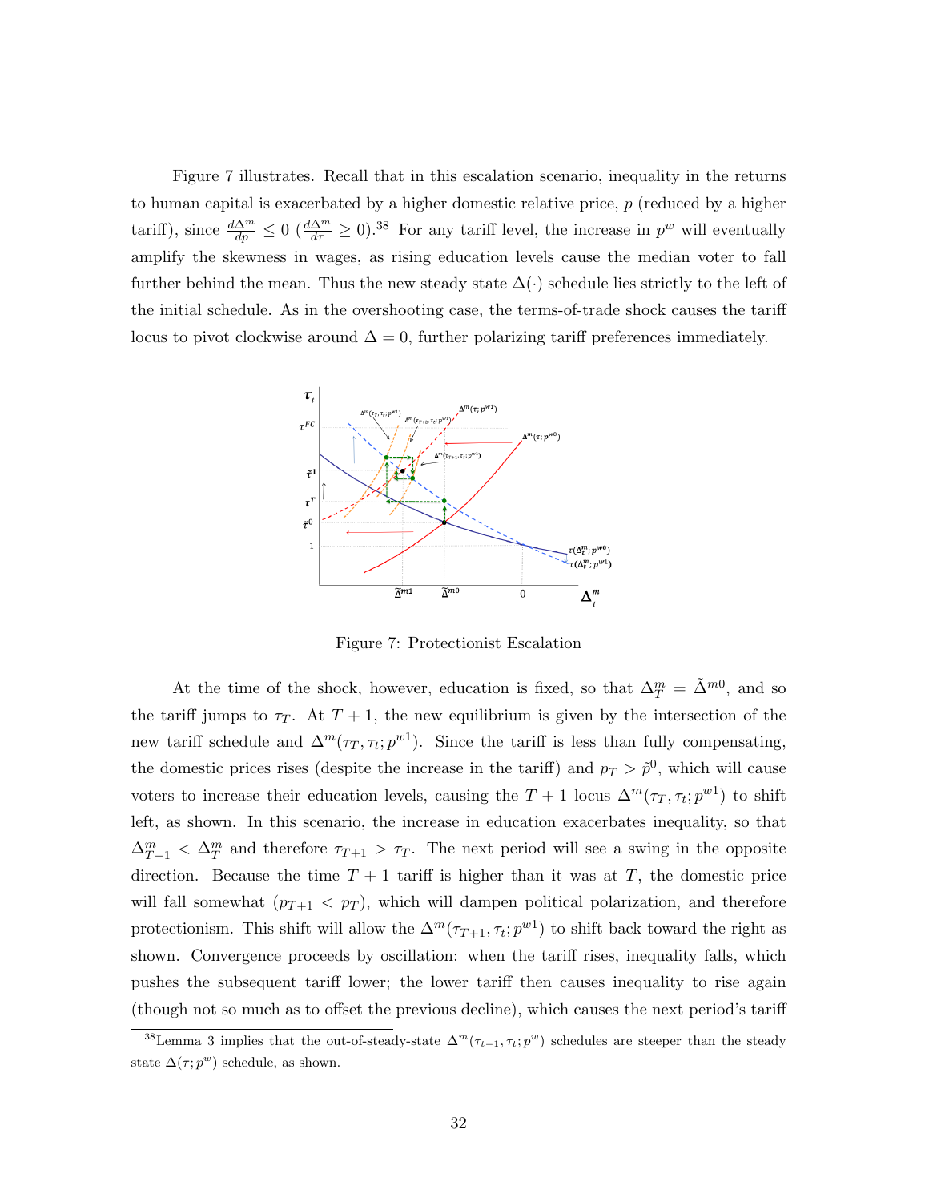Figure 7 illustrates. Recall that in this escalation scenario, inequality in the returns to human capital is exacerbated by a higher domestic relative price, $p$ (reduced by a higher tariff), since $\frac{d\Delta^m}{dp} \leq 0$ ($\frac{d\Delta^m}{d\tau} \geq 0$).[38] For any tariff level, the increase in $p^w$ will eventually amplify the skewness in wages, as rising education levels cause the median voter to fall further behind the mean. Thus the new steady state $\Delta(\cdot)$ schedule lies strictly to the left of the initial schedule. As in the overshooting case, the terms-of-trade shock causes the tariff locus to pivot clockwise around $\Delta = 0$, further polarizing tariff preferences immediately.

Figure 7: Protectionist Escalation

At the time of the shock, however, education is fixed, so that $\Delta^m_T = \tilde{\Delta}^{m0}$, and so the tariff jumps to $\tau_T$. At $T+1$, the new equilibrium is given by the intersection of the new tariff schedule and $\Delta^m(\tau_T, \tau_t; p^{w1})$. Since the tariff is less than fully compensating, the domestic prices rises (despite the increase in the tariff) and $p_T > \tilde{p}^0$, which will cause voters to increase their education levels, causing the $T+1$ locus $\Delta^m(\tau_T, \tau_t; p^{w1})$ to shift left, as shown. In this scenario, the increase in education exacerbates inequality, so that $\Delta^m_{T+1} < \Delta^m_T$ and therefore $\tau_{T+1} > \tau_T$. The next period will see a swing in the opposite direction. Because the time $T+1$ tariff is higher than it was at $T$, the domestic price will fall somewhat ($p_{T+1} < p_T$), which will dampen political polarization, and therefore protectionism. This shift will allow the $\Delta^m(\tau_{T+1}, \tau_t; p^{w1})$ to shift back toward the right as shown. Convergence proceeds by oscillation: when the tariff rises, inequality falls, which pushes the subsequent tariff lower; the lower tariff then causes inequality to rise again (though not so much as to offset the previous decline), which causes the next period's tariff

[38] Lemma 3 implies that the out-of-steady-state $\Delta^m(\tau_{t-1}, \tau_t; p^w)$ schedules are steeper than the steady state $\Delta(\tau; p^w)$ schedule, as shown.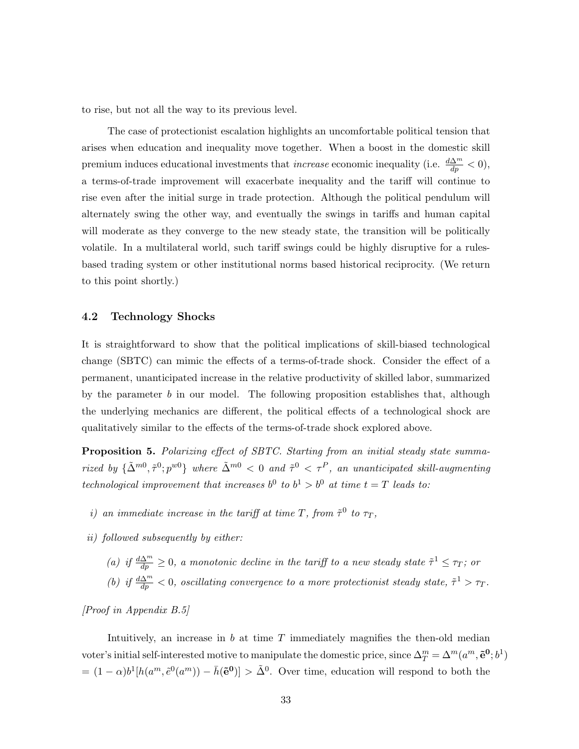to rise, but not all the way to its previous level.

The case of protectionist escalation highlights an uncomfortable political tension that arises when education and inequality move together. When a boost in the domestic skill premium induces educational investments that *increase* economic inequality (i.e. $\frac{d\Delta^m}{dp} < 0$), a terms-of-trade improvement will exacerbate inequality and the tariff will continue to rise even after the initial surge in trade protection. Although the political pendulum will alternately swing the other way, and eventually the swings in tariffs and human capital will moderate as they converge to the new steady state, the transition will be politically volatile. In a multilateral world, such tariff swings could be highly disruptive for a rules-based trading system or other institutional norms based historical reciprocity. (We return to this point shortly.)

## 4.2 Technology Shocks

It is straightforward to show that the political implications of skill-biased technological change (SBTC) can mimic the effects of a terms-of-trade shock. Consider the effect of a permanent, unanticipated increase in the relative productivity of skilled labor, summarized by the parameter $b$ in our model. The following proposition establishes that, although the underlying mechanics are different, the political effects of a technological shock are qualitatively similar to the effects of the terms-of-trade shock explored above.

**Proposition 5.** *Polarizing effect of SBTC. Starting from an initial steady state summarized by* $\{\tilde{\Delta}^{m0}, \tilde{\tau}^0; p^{w0}\}$ *where* $\tilde{\Delta}^{m0} < 0$ *and* $\tilde{\tau}^0 < \tau^P$*, an unanticipated skill-augmenting technological improvement that increases* $b^0$ *to* $b^1 > b^0$ *at time* $t = T$ *leads to:*

- *i) an immediate increase in the tariff at time* $T$*, from* $\tilde{\tau}^0$ *to* $\tau_T$*,*
- *ii) followed subsequently by either:*
  - *(a) if* $\frac{d\Delta^m}{dp} \geq 0$*, a monotonic decline in the tariff to a new steady state* $\tilde{\tau}^1 \leq \tau_T$*; or*
  - *(b) if* $\frac{d\Delta^m}{dp} < 0$*, oscillating convergence to a more protectionist steady state,* $\tilde{\tau}^1 > \tau_T$*.*

*[Proof in Appendix B.5]*

Intuitively, an increase in $b$ at time $T$ immediately magnifies the then-old median voter's initial self-interested motive to manipulate the domestic price, since $\Delta^m_T = \Delta^m(a^m, \tilde{\mathbf{e}}^{\mathbf{0}}; b^1)$ $= (1-\alpha)b^1[h(a^m, \tilde{e}^0(a^m)) - \bar{h}(\tilde{\mathbf{e}}^{\mathbf{0}})] > \tilde{\Delta}^0$. Over time, education will respond to both the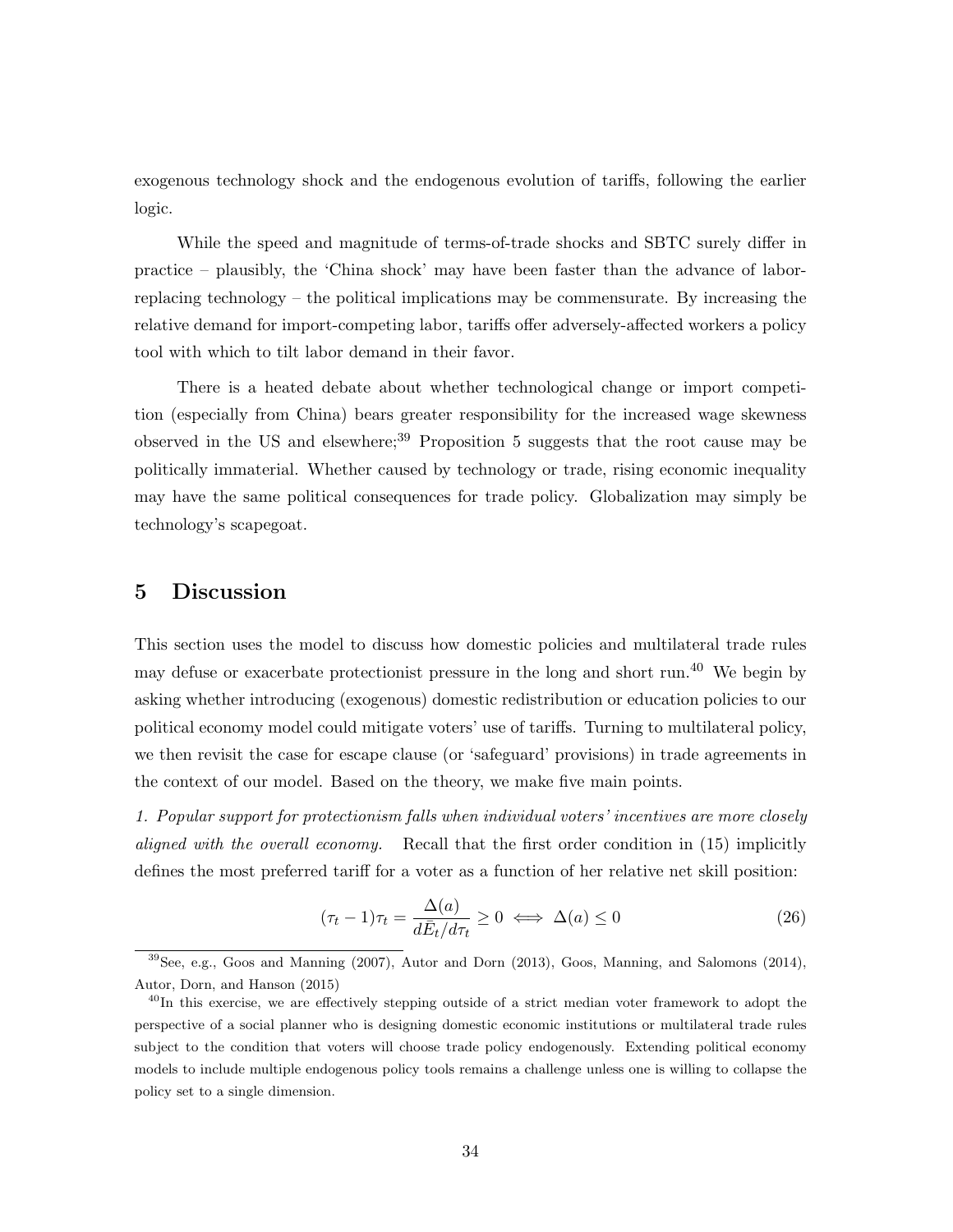exogenous technology shock and the endogenous evolution of tariffs, following the earlier logic.

While the speed and magnitude of terms-of-trade shocks and SBTC surely differ in practice – plausibly, the 'China shock' may have been faster than the advance of labor-replacing technology – the political implications may be commensurate. By increasing the relative demand for import-competing labor, tariffs offer adversely-affected workers a policy tool with which to tilt labor demand in their favor.

There is a heated debate about whether technological change or import competition (especially from China) bears greater responsibility for the increased wage skewness observed in the US and elsewhere;[39] Proposition 5 suggests that the root cause may be politically immaterial. Whether caused by technology or trade, rising economic inequality may have the same political consequences for trade policy. Globalization may simply be technology's scapegoat.

## 5 Discussion

This section uses the model to discuss how domestic policies and multilateral trade rules may defuse or exacerbate protectionist pressure in the long and short run.[40] We begin by asking whether introducing (exogenous) domestic redistribution or education policies to our political economy model could mitigate voters' use of tariffs. Turning to multilateral policy, we then revisit the case for escape clause (or 'safeguard' provisions) in trade agreements in the context of our model. Based on the theory, we make five main points.

*1. Popular support for protectionism falls when individual voters' incentives are more closely aligned with the overall economy.* Recall that the first order condition in (15) implicitly defines the most preferred tariff for a voter as a function of her relative net skill position:

$$(\tau_t - 1)\tau_t = \frac{\Delta(a)}{d\bar{E}_t/d\tau_t} \geq 0 \iff \Delta(a) \leq 0 \tag{26}$$

[39] See, e.g., Goos and Manning (2007), Autor and Dorn (2013), Goos, Manning, and Salomons (2014), Autor, Dorn, and Hanson (2015)

[40] In this exercise, we are effectively stepping outside of a strict median voter framework to adopt the perspective of a social planner who is designing domestic economic institutions or multilateral trade rules subject to the condition that voters will choose trade policy endogenously. Extending political economy models to include multiple endogenous policy tools remains a challenge unless one is willing to collapse the policy set to a single dimension.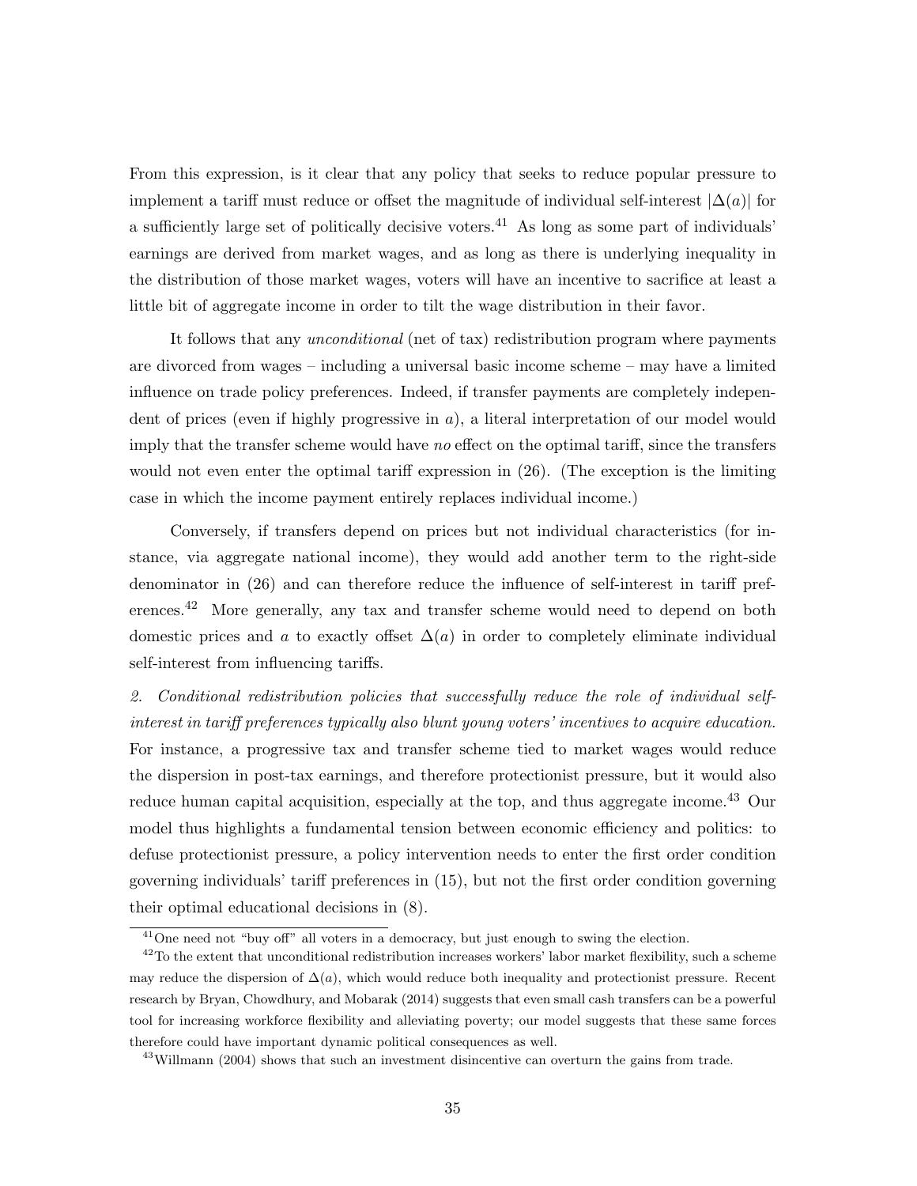From this expression, is it clear that any policy that seeks to reduce popular pressure to implement a tariff must reduce or offset the magnitude of individual self-interest $|\Delta(a)|$ for a sufficiently large set of politically decisive voters.[41] As long as some part of individuals' earnings are derived from market wages, and as long as there is underlying inequality in the distribution of those market wages, voters will have an incentive to sacrifice at least a little bit of aggregate income in order to tilt the wage distribution in their favor.

It follows that any *unconditional* (net of tax) redistribution program where payments are divorced from wages – including a universal basic income scheme – may have a limited influence on trade policy preferences. Indeed, if transfer payments are completely independent of prices (even if highly progressive in $a$), a literal interpretation of our model would imply that the transfer scheme would have *no* effect on the optimal tariff, since the transfers would not even enter the optimal tariff expression in (26). (The exception is the limiting case in which the income payment entirely replaces individual income.)

Conversely, if transfers depend on prices but not individual characteristics (for instance, via aggregate national income), they would add another term to the right-side denominator in (26) and can therefore reduce the influence of self-interest in tariff preferences.[42] More generally, any tax and transfer scheme would need to depend on both domestic prices and $a$ to exactly offset $\Delta(a)$ in order to completely eliminate individual self-interest from influencing tariffs.

*2. Conditional redistribution policies that successfully reduce the role of individual self-interest in tariff preferences typically also blunt young voters' incentives to acquire education.* For instance, a progressive tax and transfer scheme tied to market wages would reduce the dispersion in post-tax earnings, and therefore protectionist pressure, but it would also reduce human capital acquisition, especially at the top, and thus aggregate income.[43] Our model thus highlights a fundamental tension between economic efficiency and politics: to defuse protectionist pressure, a policy intervention needs to enter the first order condition governing individuals' tariff preferences in (15), but not the first order condition governing their optimal educational decisions in (8).

[41] One need not "buy off" all voters in a democracy, but just enough to swing the election.

[42] To the extent that unconditional redistribution increases workers' labor market flexibility, such a scheme may reduce the dispersion of $\Delta(a)$, which would reduce both inequality and protectionist pressure. Recent research by Bryan, Chowdhury, and Mobarak (2014) suggests that even small cash transfers can be a powerful tool for increasing workforce flexibility and alleviating poverty; our model suggests that these same forces therefore could have important dynamic political consequences as well.

[43] Willmann (2004) shows that such an investment disincentive can overturn the gains from trade.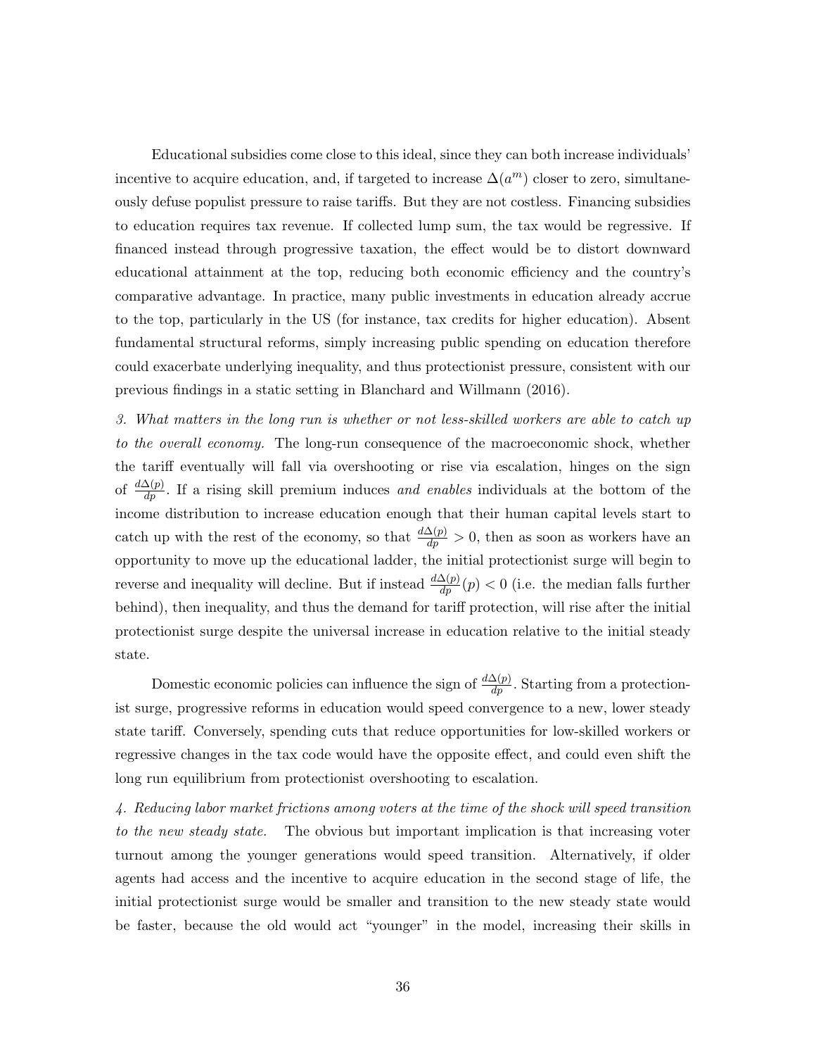Educational subsidies come close to this ideal, since they can both increase individuals' incentive to acquire education, and, if targeted to increase $\Delta(a^m)$ closer to zero, simultaneously defuse populist pressure to raise tariffs. But they are not costless. Financing subsidies to education requires tax revenue. If collected lump sum, the tax would be regressive. If financed instead through progressive taxation, the effect would be to distort downward educational attainment at the top, reducing both economic efficiency and the country's comparative advantage. In practice, many public investments in education already accrue to the top, particularly in the US (for instance, tax credits for higher education). Absent fundamental structural reforms, simply increasing public spending on education therefore could exacerbate underlying inequality, and thus protectionist pressure, consistent with our previous findings in a static setting in Blanchard and Willmann (2016).

*3. What matters in the long run is whether or not less-skilled workers are able to catch up to the overall economy.* The long-run consequence of the macroeconomic shock, whether the tariff eventually will fall via overshooting or rise via escalation, hinges on the sign of $\frac{d\Delta(p)}{dp}$. If a rising skill premium induces *and enables* individuals at the bottom of the income distribution to increase education enough that their human capital levels start to catch up with the rest of the economy, so that $\frac{d\Delta(p)}{dp} > 0$, then as soon as workers have an opportunity to move up the educational ladder, the initial protectionist surge will begin to reverse and inequality will decline. But if instead $\frac{d\Delta(p)}{dp}(p) < 0$ (i.e. the median falls further behind), then inequality, and thus the demand for tariff protection, will rise after the initial protectionist surge despite the universal increase in education relative to the initial steady state.

Domestic economic policies can influence the sign of $\frac{d\Delta(p)}{dp}$. Starting from a protectionist surge, progressive reforms in education would speed convergence to a new, lower steady state tariff. Conversely, spending cuts that reduce opportunities for low-skilled workers or regressive changes in the tax code would have the opposite effect, and could even shift the long run equilibrium from protectionist overshooting to escalation.

*4. Reducing labor market frictions among voters at the time of the shock will speed transition to the new steady state.* The obvious but important implication is that increasing voter turnout among the younger generations would speed transition. Alternatively, if older agents had access and the incentive to acquire education in the second stage of life, the initial protectionist surge would be smaller and transition to the new steady state would be faster, because the old would act "younger" in the model, increasing their skills in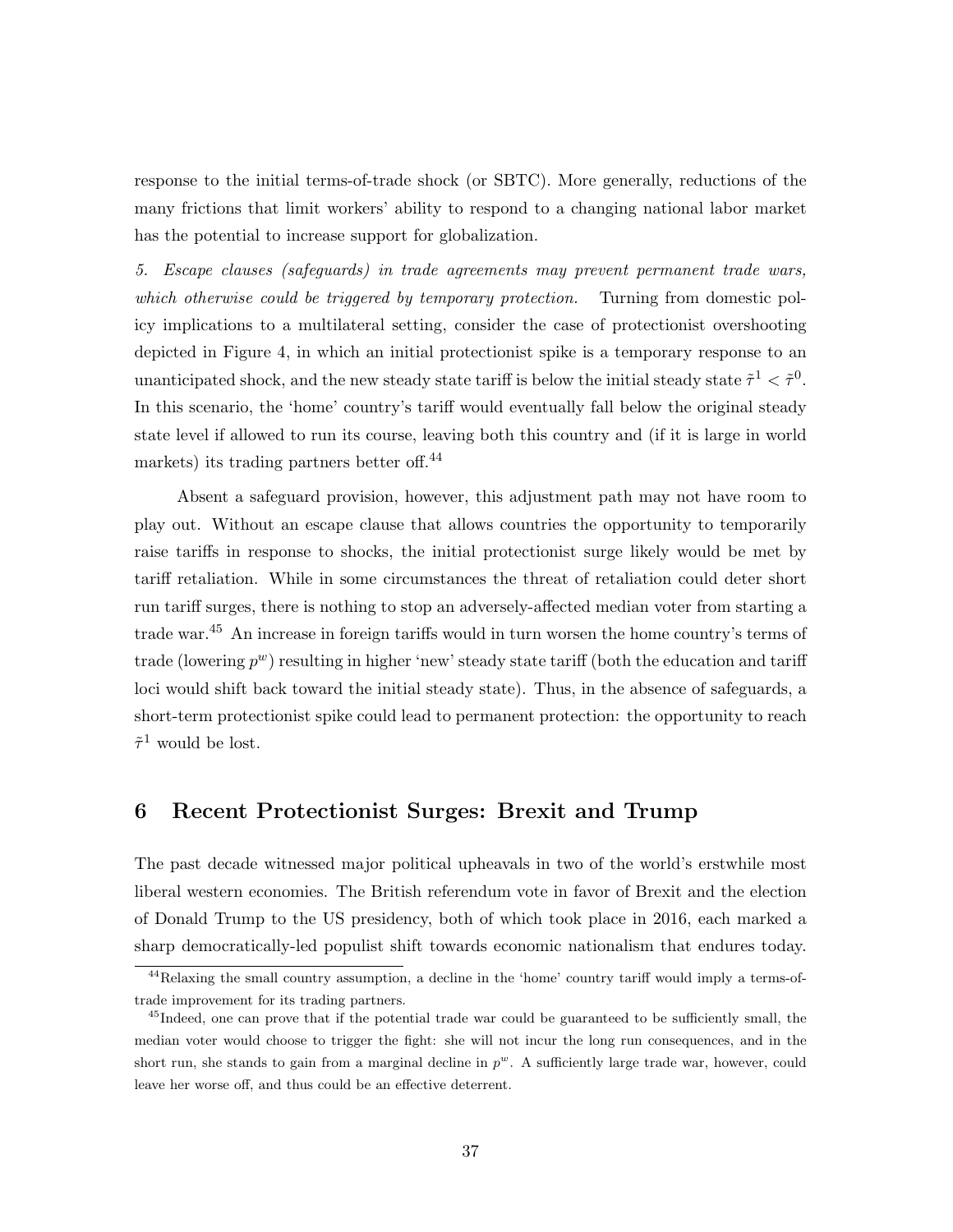response to the initial terms-of-trade shock (or SBTC). More generally, reductions of the many frictions that limit workers' ability to respond to a changing national labor market has the potential to increase support for globalization.

*5. Escape clauses (safeguards) in trade agreements may prevent permanent trade wars, which otherwise could be triggered by temporary protection.* Turning from domestic policy implications to a multilateral setting, consider the case of protectionist overshooting depicted in Figure 4, in which an initial protectionist spike is a temporary response to an unanticipated shock, and the new steady state tariff is below the initial steady state $\tilde{\tau}^1 < \tilde{\tau}^0$. In this scenario, the 'home' country's tariff would eventually fall below the original steady state level if allowed to run its course, leaving both this country and (if it is large in world markets) its trading partners better off.[44]

Absent a safeguard provision, however, this adjustment path may not have room to play out. Without an escape clause that allows countries the opportunity to temporarily raise tariffs in response to shocks, the initial protectionist surge likely would be met by tariff retaliation. While in some circumstances the threat of retaliation could deter short run tariff surges, there is nothing to stop an adversely-affected median voter from starting a trade war.[45] An increase in foreign tariffs would in turn worsen the home country's terms of trade (lowering $p^w$) resulting in higher 'new' steady state tariff (both the education and tariff loci would shift back toward the initial steady state). Thus, in the absence of safeguards, a short-term protectionist spike could lead to permanent protection: the opportunity to reach $\tilde{\tau}^1$ would be lost.

## 6 Recent Protectionist Surges: Brexit and Trump

The past decade witnessed major political upheavals in two of the world's erstwhile most liberal western economies. The British referendum vote in favor of Brexit and the election of Donald Trump to the US presidency, both of which took place in 2016, each marked a sharp democratically-led populist shift towards economic nationalism that endures today.

[44] Relaxing the small country assumption, a decline in the 'home' country tariff would imply a terms-of-trade improvement for its trading partners.

[45] Indeed, one can prove that if the potential trade war could be guaranteed to be sufficiently small, the median voter would choose to trigger the fight: she will not incur the long run consequences, and in the short run, she stands to gain from a marginal decline in $p^w$. A sufficiently large trade war, however, could leave her worse off, and thus could be an effective deterrent.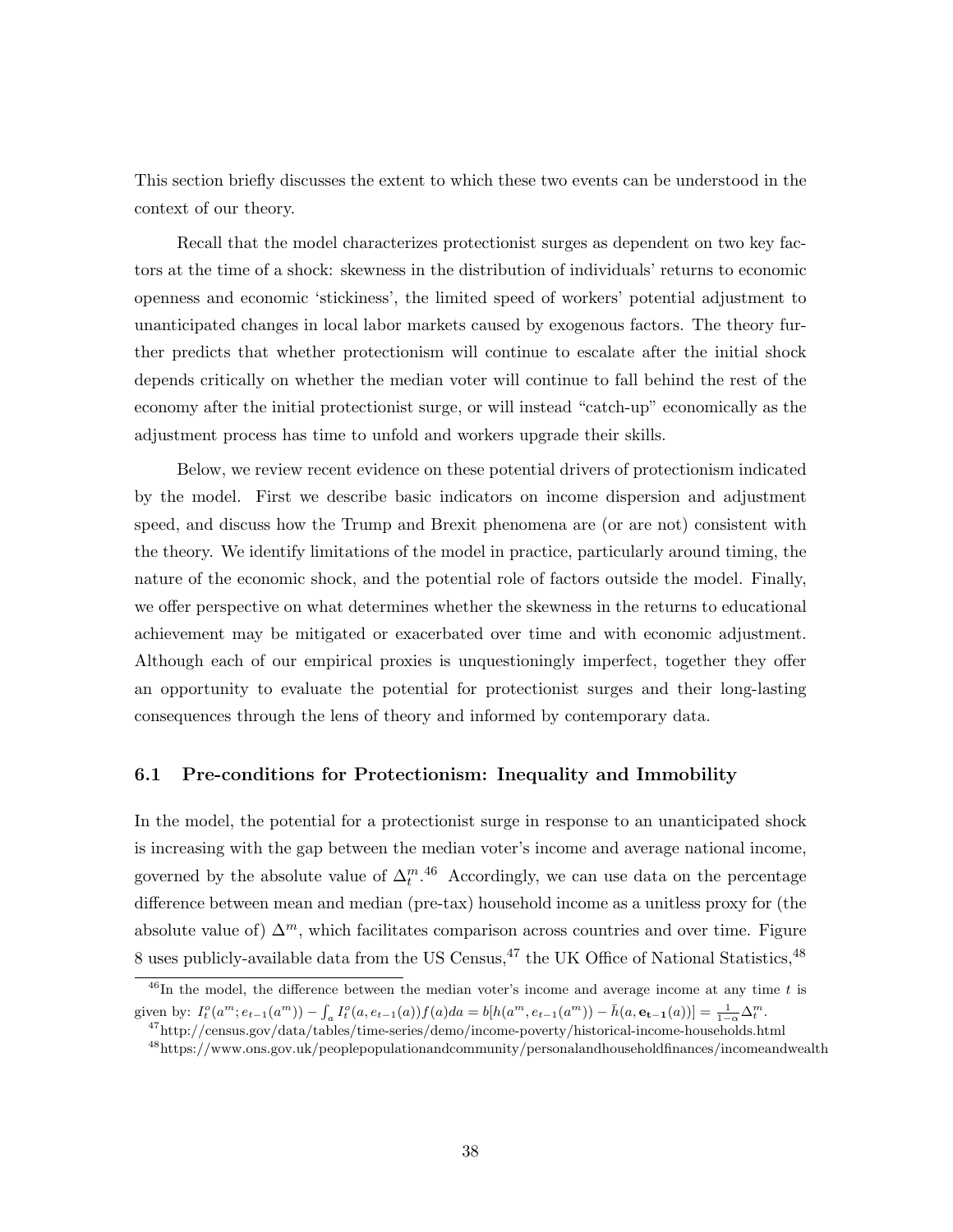This section briefly discusses the extent to which these two events can be understood in the context of our theory.

Recall that the model characterizes protectionist surges as dependent on two key factors at the time of a shock: skewness in the distribution of individuals' returns to economic openness and economic 'stickiness', the limited speed of workers' potential adjustment to unanticipated changes in local labor markets caused by exogenous factors. The theory further predicts that whether protectionism will continue to escalate after the initial shock depends critically on whether the median voter will continue to fall behind the rest of the economy after the initial protectionist surge, or will instead "catch-up" economically as the adjustment process has time to unfold and workers upgrade their skills.

Below, we review recent evidence on these potential drivers of protectionism indicated by the model. First we describe basic indicators on income dispersion and adjustment speed, and discuss how the Trump and Brexit phenomena are (or are not) consistent with the theory. We identify limitations of the model in practice, particularly around timing, the nature of the economic shock, and the potential role of factors outside the model. Finally, we offer perspective on what determines whether the skewness in the returns to educational achievement may be mitigated or exacerbated over time and with economic adjustment. Although each of our empirical proxies is unquestioningly imperfect, together they offer an opportunity to evaluate the potential for protectionist surges and their long-lasting consequences through the lens of theory and informed by contemporary data.

### 6.1 Pre-conditions for Protectionism: Inequality and Immobility

In the model, the potential for a protectionist surge in response to an unanticipated shock is increasing with the gap between the median voter's income and average national income, governed by the absolute value of $\Delta_t^m$.[46] Accordingly, we can use data on the percentage difference between mean and median (pre-tax) household income as a unitless proxy for (the absolute value of) $\Delta^m$, which facilitates comparison across countries and over time. Figure 8 uses publicly-available data from the US Census,[47] the UK Office of National Statistics,[48]

[46] In the model, the difference between the median voter's income and average income at any time $t$ is given by: $I_t^o(a^m; e_{t-1}(a^m)) - \int_a I_t^o(a, e_{t-1}(a))f(a)da = b[h(a^m, e_{t-1}(a^m)) - \bar{h}(a, \mathbf{e_{t-1}}(a))] = \frac{1}{1-\alpha}\Delta_t^m$.

[47] http://census.gov/data/tables/time-series/demo/income-poverty/historical-income-households.html

[48] https://www.ons.gov.uk/peoplepopulationandcommunity/personalandhouseholdfinances/incomeandwealth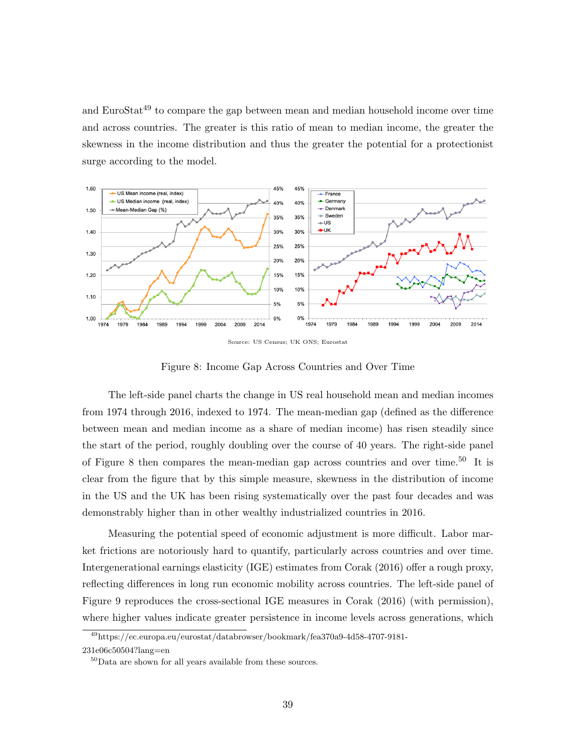and EuroStat[49] to compare the gap between mean and median household income over time and across countries. The greater is this ratio of mean to median income, the greater the skewness in the income distribution and thus the greater the potential for a protectionist surge according to the model.

Source: US Census; UK ONS; Eurostat

Figure 8: Income Gap Across Countries and Over Time

The left-side panel charts the change in US real household mean and median incomes from 1974 through 2016, indexed to 1974. The mean-median gap (defined as the difference between mean and median income as a share of median income) has risen steadily since the start of the period, roughly doubling over the course of 40 years. The right-side panel of Figure 8 then compares the mean-median gap across countries and over time.[50] It is clear from the figure that by this simple measure, skewness in the distribution of income in the US and the UK has been rising systematically over the past four decades and was demonstrably higher than in other wealthy industrialized countries in 2016.

Measuring the potential speed of economic adjustment is more difficult. Labor market frictions are notoriously hard to quantify, particularly across countries and over time. Intergenerational earnings elasticity (IGE) estimates from Corak (2016) offer a rough proxy, reflecting differences in long run economic mobility across countries. The left-side panel of Figure 9 reproduces the cross-sectional IGE measures in Corak (2016) (with permission), where higher values indicate greater persistence in income levels across generations, which

[49] https://ec.europa.eu/eurostat/databrowser/bookmark/fea370a9-4d58-4707-9181-231e06c50504?lang=en

[50] Data are shown for all years available from these sources.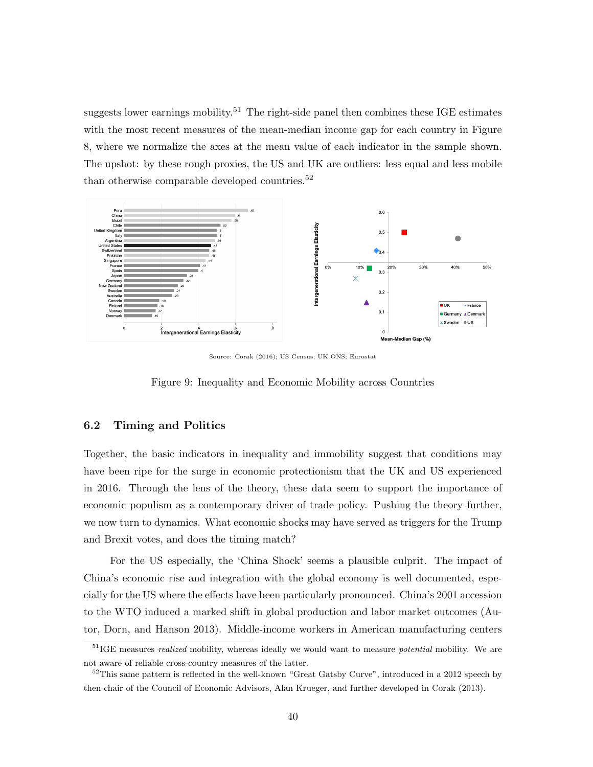suggests lower earnings mobility.[51] The right-side panel then combines these IGE estimates with the most recent measures of the mean-median income gap for each country in Figure 8, where we normalize the axes at the mean value of each indicator in the sample shown. The upshot: by these rough proxies, the US and UK are outliers: less equal and less mobile than otherwise comparable developed countries.[52]

Source: Corak (2016); US Census; UK ONS; Eurostat

Figure 9: Inequality and Economic Mobility across Countries

## 6.2 Timing and Politics

Together, the basic indicators in inequality and immobility suggest that conditions may have been ripe for the surge in economic protectionism that the UK and US experienced in 2016. Through the lens of the theory, these data seem to support the importance of economic populism as a contemporary driver of trade policy. Pushing the theory further, we now turn to dynamics. What economic shocks may have served as triggers for the Trump and Brexit votes, and does the timing match?

For the US especially, the 'China Shock' seems a plausible culprit. The impact of China's economic rise and integration with the global economy is well documented, especially for the US where the effects have been particularly pronounced. China's 2001 accession to the WTO induced a marked shift in global production and labor market outcomes (Autor, Dorn, and Hanson 2013). Middle-income workers in American manufacturing centers

[51] IGE measures *realized* mobility, whereas ideally we would want to measure *potential* mobility. We are not aware of reliable cross-country measures of the latter.

[52] This same pattern is reflected in the well-known "Great Gatsby Curve", introduced in a 2012 speech by then-chair of the Council of Economic Advisors, Alan Krueger, and further developed in Corak (2013).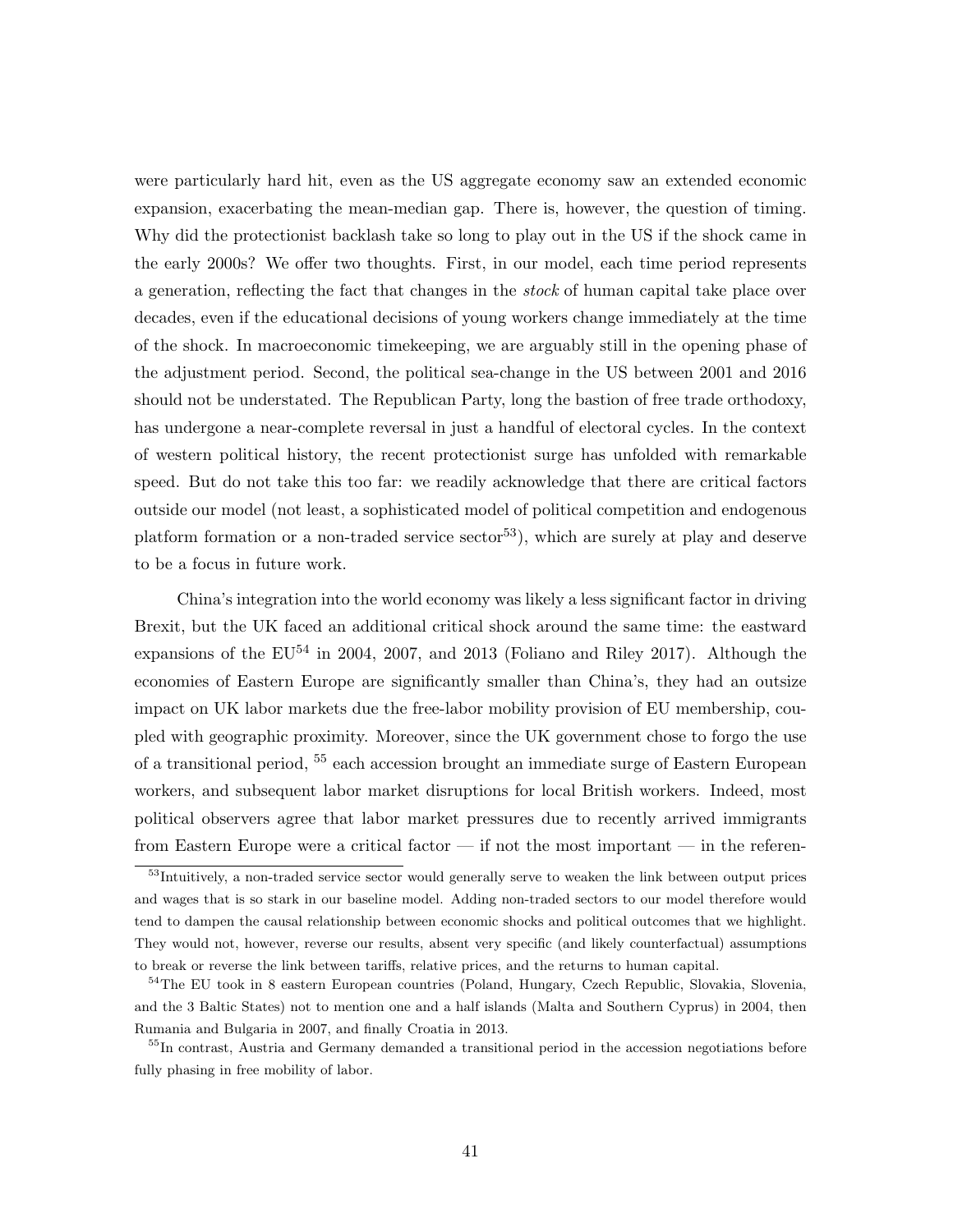were particularly hard hit, even as the US aggregate economy saw an extended economic expansion, exacerbating the mean-median gap. There is, however, the question of timing. Why did the protectionist backlash take so long to play out in the US if the shock came in the early 2000s? We offer two thoughts. First, in our model, each time period represents a generation, reflecting the fact that changes in the *stock* of human capital take place over decades, even if the educational decisions of young workers change immediately at the time of the shock. In macroeconomic timekeeping, we are arguably still in the opening phase of the adjustment period. Second, the political sea-change in the US between 2001 and 2016 should not be understated. The Republican Party, long the bastion of free trade orthodoxy, has undergone a near-complete reversal in just a handful of electoral cycles. In the context of western political history, the recent protectionist surge has unfolded with remarkable speed. But do not take this too far: we readily acknowledge that there are critical factors outside our model (not least, a sophisticated model of political competition and endogenous platform formation or a non-traded service sector[53]), which are surely at play and deserve to be a focus in future work.

China's integration into the world economy was likely a less significant factor in driving Brexit, but the UK faced an additional critical shock around the same time: the eastward expansions of the EU[54] in 2004, 2007, and 2013 (Foliano and Riley 2017). Although the economies of Eastern Europe are significantly smaller than China's, they had an outsize impact on UK labor markets due the free-labor mobility provision of EU membership, coupled with geographic proximity. Moreover, since the UK government chose to forgo the use of a transitional period, [55] each accession brought an immediate surge of Eastern European workers, and subsequent labor market disruptions for local British workers. Indeed, most political observers agree that labor market pressures due to recently arrived immigrants from Eastern Europe were a critical factor — if not the most important — in the referen-

[53] Intuitively, a non-traded service sector would generally serve to weaken the link between output prices and wages that is so stark in our baseline model. Adding non-traded sectors to our model therefore would tend to dampen the causal relationship between economic shocks and political outcomes that we highlight. They would not, however, reverse our results, absent very specific (and likely counterfactual) assumptions to break or reverse the link between tariffs, relative prices, and the returns to human capital.

[54] The EU took in 8 eastern European countries (Poland, Hungary, Czech Republic, Slovakia, Slovenia, and the 3 Baltic States) not to mention one and a half islands (Malta and Southern Cyprus) in 2004, then Rumania and Bulgaria in 2007, and finally Croatia in 2013.

[55] In contrast, Austria and Germany demanded a transitional period in the accession negotiations before fully phasing in free mobility of labor.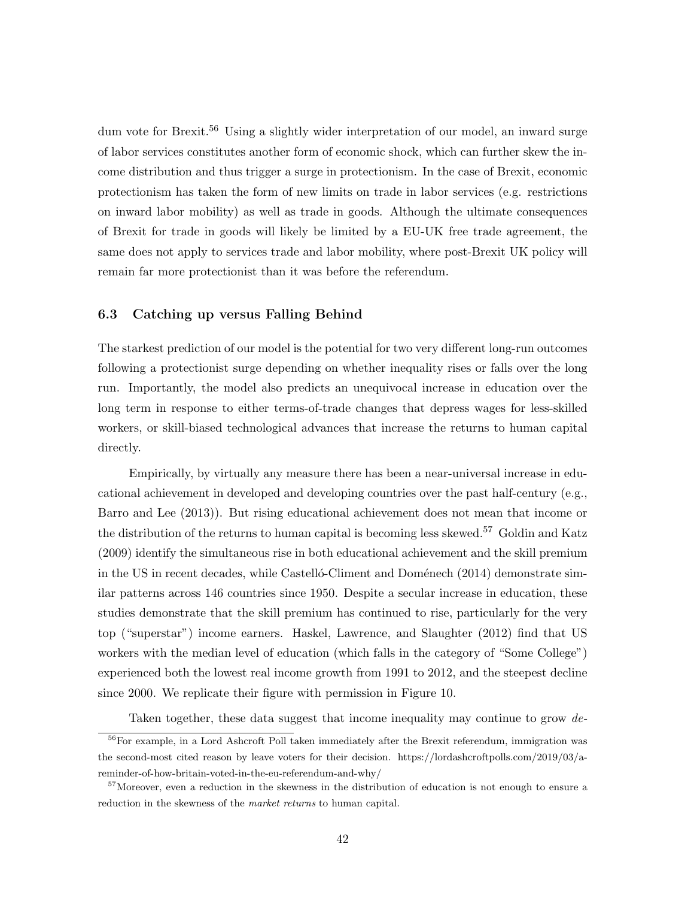dum vote for Brexit.[56] Using a slightly wider interpretation of our model, an inward surge of labor services constitutes another form of economic shock, which can further skew the income distribution and thus trigger a surge in protectionism. In the case of Brexit, economic protectionism has taken the form of new limits on trade in labor services (e.g. restrictions on inward labor mobility) as well as trade in goods. Although the ultimate consequences of Brexit for trade in goods will likely be limited by a EU-UK free trade agreement, the same does not apply to services trade and labor mobility, where post-Brexit UK policy will remain far more protectionist than it was before the referendum.

### 6.3 Catching up versus Falling Behind

The starkest prediction of our model is the potential for two very different long-run outcomes following a protectionist surge depending on whether inequality rises or falls over the long run. Importantly, the model also predicts an unequivocal increase in education over the long term in response to either terms-of-trade changes that depress wages for less-skilled workers, or skill-biased technological advances that increase the returns to human capital directly.

Empirically, by virtually any measure there has been a near-universal increase in educational achievement in developed and developing countries over the past half-century (e.g., Barro and Lee (2013)). But rising educational achievement does not mean that income or the distribution of the returns to human capital is becoming less skewed.[57] Goldin and Katz (2009) identify the simultaneous rise in both educational achievement and the skill premium in the US in recent decades, while Castelló-Climent and Doménech (2014) demonstrate similar patterns across 146 countries since 1950. Despite a secular increase in education, these studies demonstrate that the skill premium has continued to rise, particularly for the very top ("superstar") income earners. Haskel, Lawrence, and Slaughter (2012) find that US workers with the median level of education (which falls in the category of "Some College") experienced both the lowest real income growth from 1991 to 2012, and the steepest decline since 2000. We replicate their figure with permission in Figure 10.

Taken together, these data suggest that income inequality may continue to grow *de-*

[56] For example, in a Lord Ashcroft Poll taken immediately after the Brexit referendum, immigration was the second-most cited reason by leave voters for their decision. https://lordashcroftpolls.com/2019/03/a-reminder-of-how-britain-voted-in-the-eu-referendum-and-why/

[57] Moreover, even a reduction in the skewness in the distribution of education is not enough to ensure a reduction in the skewness of the *market returns* to human capital.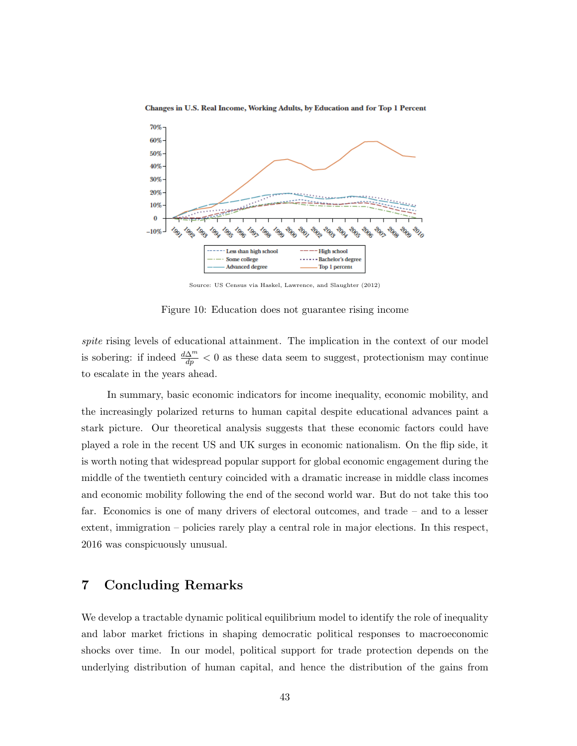Changes in U.S. Real Income, Working Adults, by Education and for Top 1 Percent

Source: US Census via Haskel, Lawrence, and Slaughter (2012)

Figure 10: Education does not guarantee rising income

*spite* rising levels of educational attainment. The implication in the context of our model is sobering: if indeed $\frac{d\Delta^m}{dp} < 0$ as these data seem to suggest, protectionism may continue to escalate in the years ahead.

In summary, basic economic indicators for income inequality, economic mobility, and the increasingly polarized returns to human capital despite educational advances paint a stark picture. Our theoretical analysis suggests that these economic factors could have played a role in the recent US and UK surges in economic nationalism. On the flip side, it is worth noting that widespread popular support for global economic engagement during the middle of the twentieth century coincided with a dramatic increase in middle class incomes and economic mobility following the end of the second world war. But do not take this too far. Economics is one of many drivers of electoral outcomes, and trade – and to a lesser extent, immigration – policies rarely play a central role in major elections. In this respect, 2016 was conspicuously unusual.

## 7 Concluding Remarks

We develop a tractable dynamic political equilibrium model to identify the role of inequality and labor market frictions in shaping democratic political responses to macroeconomic shocks over time. In our model, political support for trade protection depends on the underlying distribution of human capital, and hence the distribution of the gains from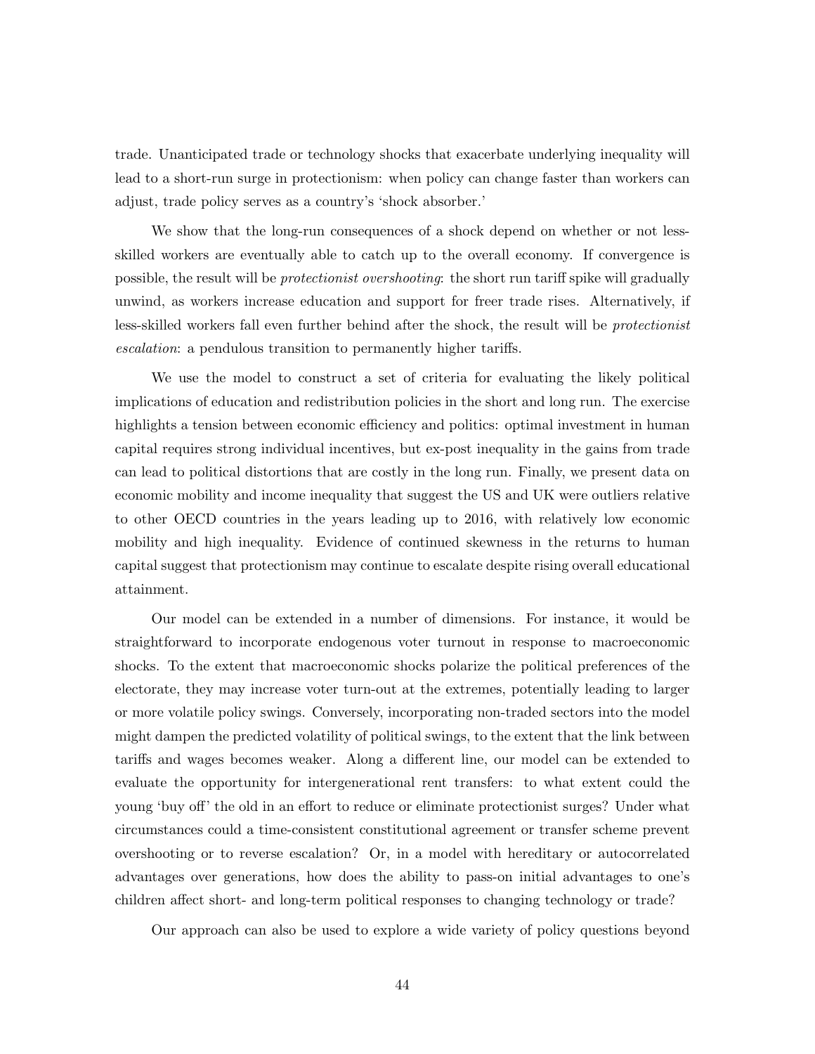trade. Unanticipated trade or technology shocks that exacerbate underlying inequality will lead to a short-run surge in protectionism: when policy can change faster than workers can adjust, trade policy serves as a country's 'shock absorber.'

We show that the long-run consequences of a shock depend on whether or not less-skilled workers are eventually able to catch up to the overall economy. If convergence is possible, the result will be *protectionist overshooting*: the short run tariff spike will gradually unwind, as workers increase education and support for freer trade rises. Alternatively, if less-skilled workers fall even further behind after the shock, the result will be *protectionist escalation*: a pendulous transition to permanently higher tariffs.

We use the model to construct a set of criteria for evaluating the likely political implications of education and redistribution policies in the short and long run. The exercise highlights a tension between economic efficiency and politics: optimal investment in human capital requires strong individual incentives, but ex-post inequality in the gains from trade can lead to political distortions that are costly in the long run. Finally, we present data on economic mobility and income inequality that suggest the US and UK were outliers relative to other OECD countries in the years leading up to 2016, with relatively low economic mobility and high inequality. Evidence of continued skewness in the returns to human capital suggest that protectionism may continue to escalate despite rising overall educational attainment.

Our model can be extended in a number of dimensions. For instance, it would be straightforward to incorporate endogenous voter turnout in response to macroeconomic shocks. To the extent that macroeconomic shocks polarize the political preferences of the electorate, they may increase voter turn-out at the extremes, potentially leading to larger or more volatile policy swings. Conversely, incorporating non-traded sectors into the model might dampen the predicted volatility of political swings, to the extent that the link between tariffs and wages becomes weaker. Along a different line, our model can be extended to evaluate the opportunity for intergenerational rent transfers: to what extent could the young 'buy off' the old in an effort to reduce or eliminate protectionist surges? Under what circumstances could a time-consistent constitutional agreement or transfer scheme prevent overshooting or to reverse escalation? Or, in a model with hereditary or autocorrelated advantages over generations, how does the ability to pass-on initial advantages to one's children affect short- and long-term political responses to changing technology or trade?

Our approach can also be used to explore a wide variety of policy questions beyond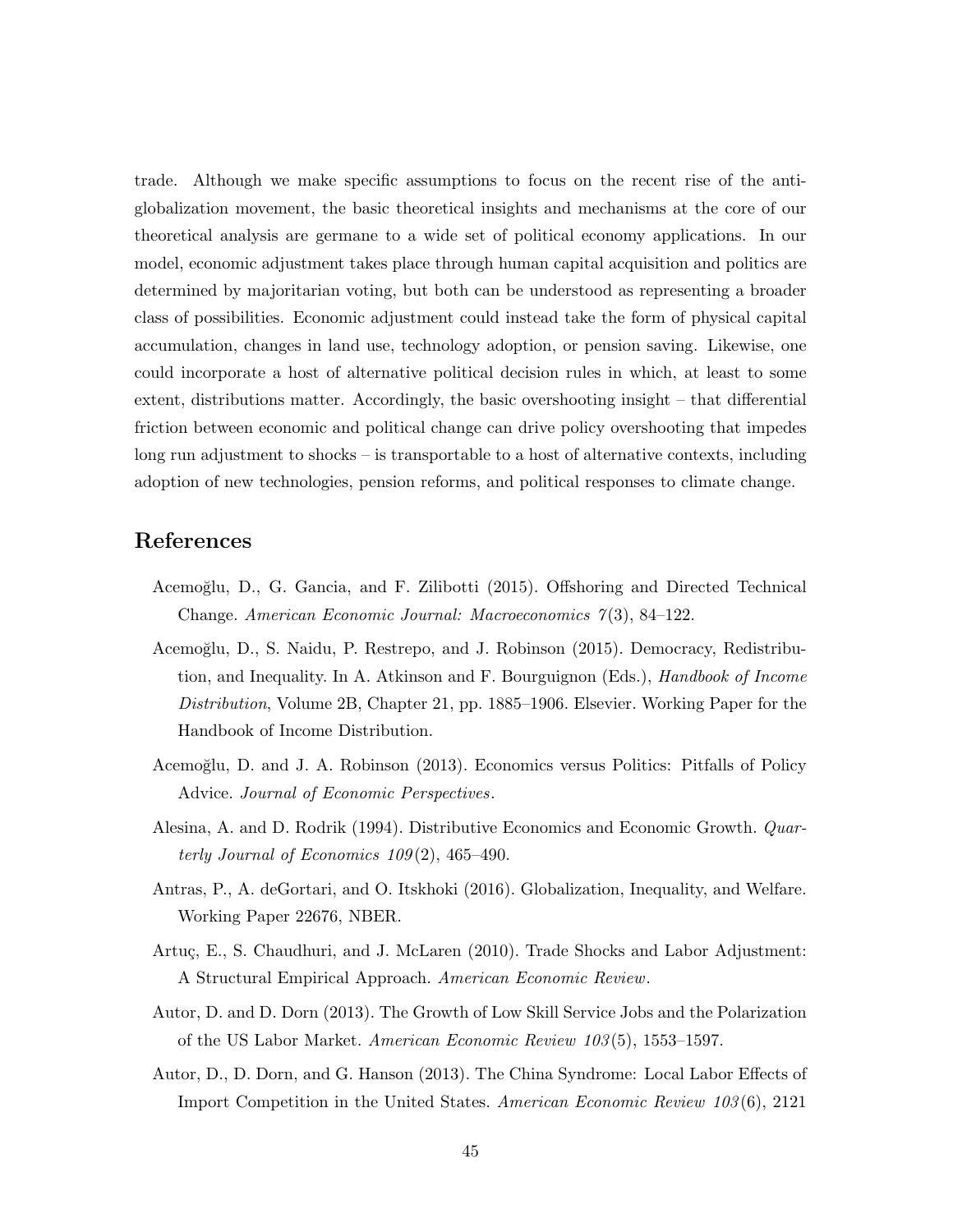trade. Although we make specific assumptions to focus on the recent rise of the anti-globalization movement, the basic theoretical insights and mechanisms at the core of our theoretical analysis are germane to a wide set of political economy applications. In our model, economic adjustment takes place through human capital acquisition and politics are determined by majoritarian voting, but both can be understood as representing a broader class of possibilities. Economic adjustment could instead take the form of physical capital accumulation, changes in land use, technology adoption, or pension saving. Likewise, one could incorporate a host of alternative political decision rules in which, at least to some extent, distributions matter. Accordingly, the basic overshooting insight – that differential friction between economic and political change can drive policy overshooting that impedes long run adjustment to shocks – is transportable to a host of alternative contexts, including adoption of new technologies, pension reforms, and political responses to climate change.

## References

Acemoğlu, D., G. Gancia, and F. Zilibotti (2015). Offshoring and Directed Technical Change. *American Economic Journal: Macroeconomics 7*(3), 84–122.

Acemoğlu, D., S. Naidu, P. Restrepo, and J. Robinson (2015). Democracy, Redistribution, and Inequality. In A. Atkinson and F. Bourguignon (Eds.), *Handbook of Income Distribution*, Volume 2B, Chapter 21, pp. 1885–1906. Elsevier. Working Paper for the Handbook of Income Distribution.

Acemoğlu, D. and J. A. Robinson (2013). Economics versus Politics: Pitfalls of Policy Advice. *Journal of Economic Perspectives*.

Alesina, A. and D. Rodrik (1994). Distributive Economics and Economic Growth. *Quarterly Journal of Economics 109*(2), 465–490.

Antras, P., A. deGortari, and O. Itskhoki (2016). Globalization, Inequality, and Welfare. Working Paper 22676, NBER.

Artuç, E., S. Chaudhuri, and J. McLaren (2010). Trade Shocks and Labor Adjustment: A Structural Empirical Approach. *American Economic Review*.

Autor, D. and D. Dorn (2013). The Growth of Low Skill Service Jobs and the Polarization of the US Labor Market. *American Economic Review 103*(5), 1553–1597.

Autor, D., D. Dorn, and G. Hanson (2013). The China Syndrome: Local Labor Effects of Import Competition in the United States. *American Economic Review 103*(6), 2121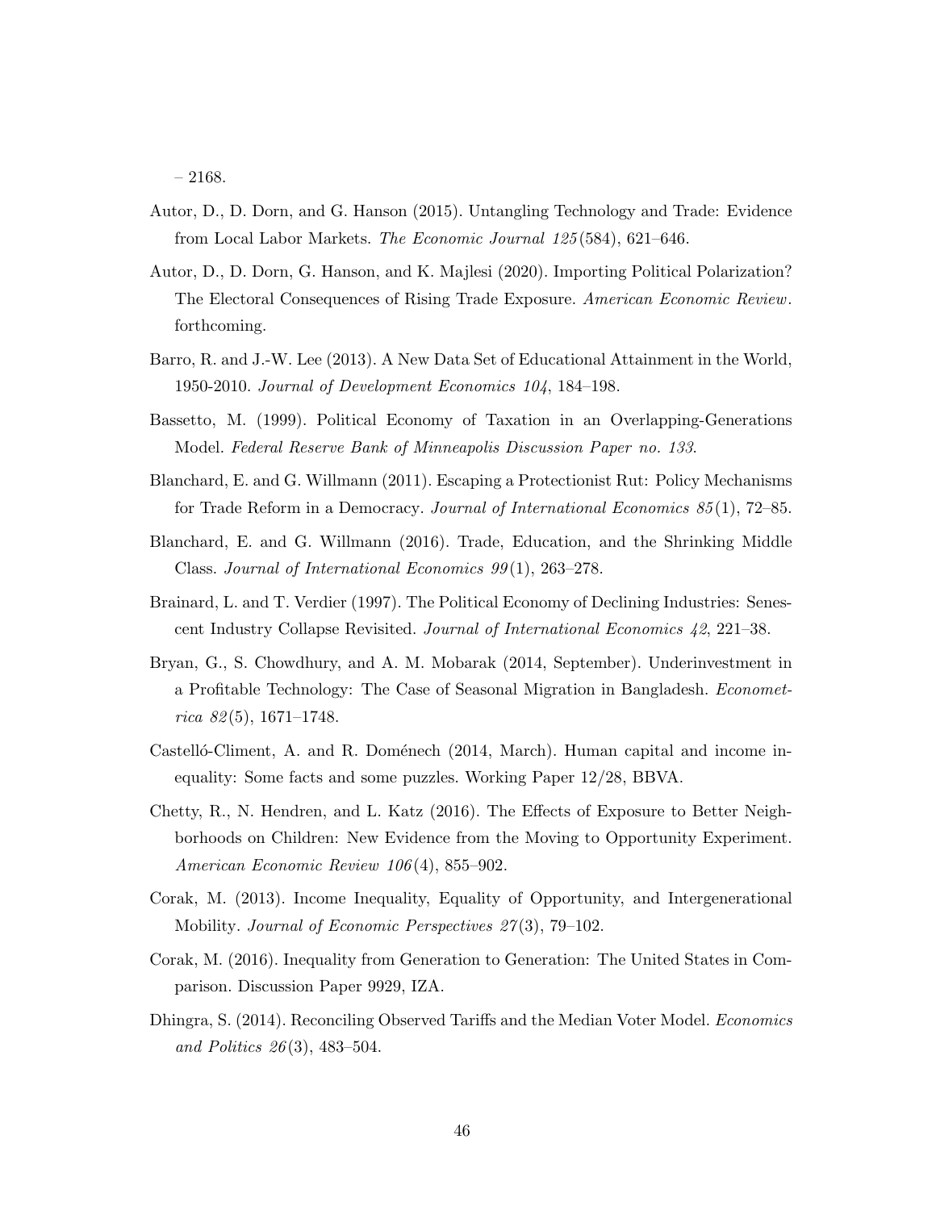– 2168.

Autor, D., D. Dorn, and G. Hanson (2015). Untangling Technology and Trade: Evidence from Local Labor Markets. *The Economic Journal 125*(584), 621–646.

Autor, D., D. Dorn, G. Hanson, and K. Majlesi (2020). Importing Political Polarization? The Electoral Consequences of Rising Trade Exposure. *American Economic Review*. forthcoming.

Barro, R. and J.-W. Lee (2013). A New Data Set of Educational Attainment in the World, 1950-2010. *Journal of Development Economics 104*, 184–198.

Bassetto, M. (1999). Political Economy of Taxation in an Overlapping-Generations Model. *Federal Reserve Bank of Minneapolis Discussion Paper no. 133*.

Blanchard, E. and G. Willmann (2011). Escaping a Protectionist Rut: Policy Mechanisms for Trade Reform in a Democracy. *Journal of International Economics 85*(1), 72–85.

Blanchard, E. and G. Willmann (2016). Trade, Education, and the Shrinking Middle Class. *Journal of International Economics 99*(1), 263–278.

Brainard, L. and T. Verdier (1997). The Political Economy of Declining Industries: Senescent Industry Collapse Revisited. *Journal of International Economics 42*, 221–38.

Bryan, G., S. Chowdhury, and A. M. Mobarak (2014, September). Underinvestment in a Profitable Technology: The Case of Seasonal Migration in Bangladesh. *Econometrica 82*(5), 1671–1748.

Castelló-Climent, A. and R. Doménech (2014, March). Human capital and income inequality: Some facts and some puzzles. Working Paper 12/28, BBVA.

Chetty, R., N. Hendren, and L. Katz (2016). The Effects of Exposure to Better Neighborhoods on Children: New Evidence from the Moving to Opportunity Experiment. *American Economic Review 106*(4), 855–902.

Corak, M. (2013). Income Inequality, Equality of Opportunity, and Intergenerational Mobility. *Journal of Economic Perspectives 27*(3), 79–102.

Corak, M. (2016). Inequality from Generation to Generation: The United States in Comparison. Discussion Paper 9929, IZA.

Dhingra, S. (2014). Reconciling Observed Tariffs and the Median Voter Model. *Economics and Politics 26*(3), 483–504.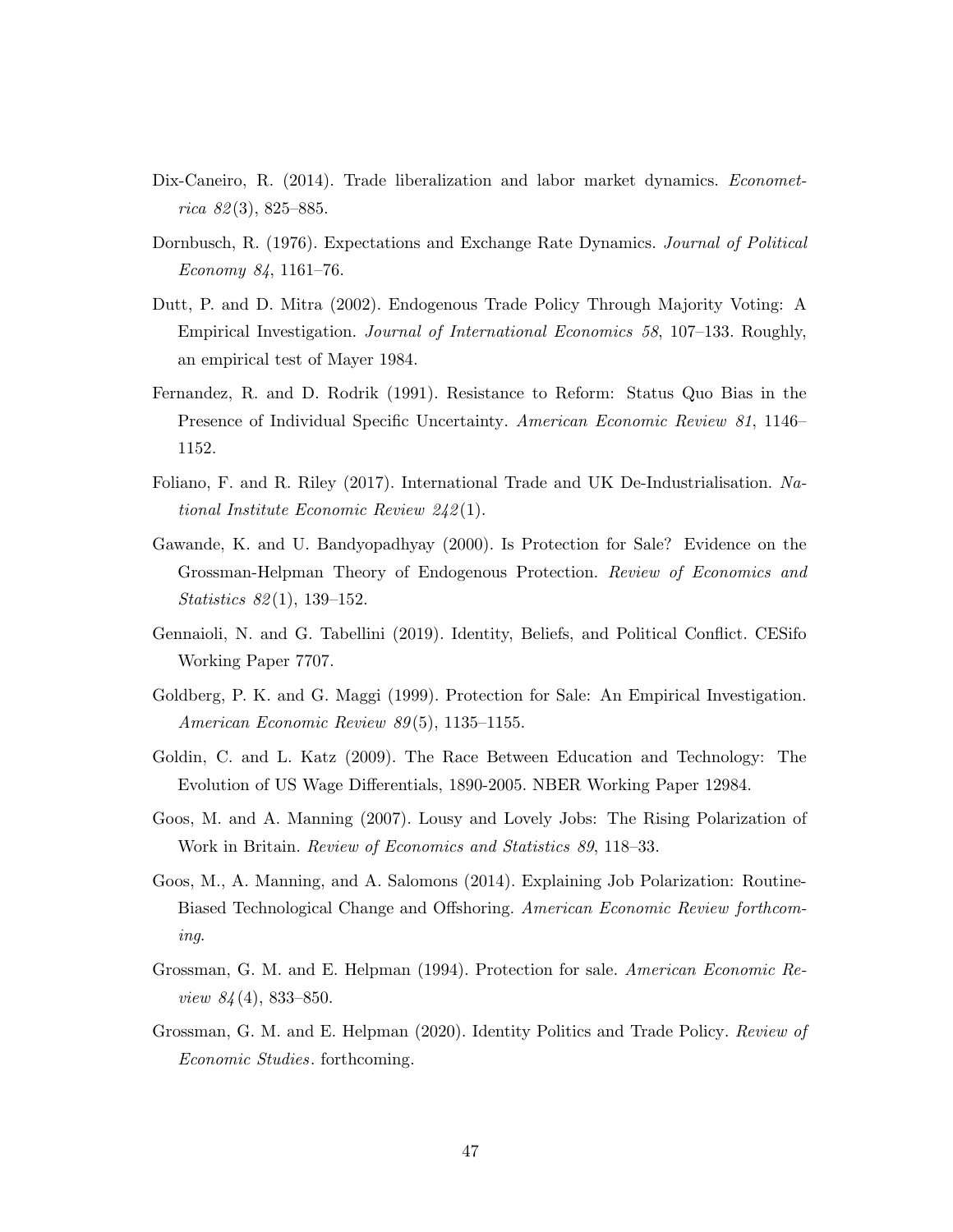Dix-Caneiro, R. (2014). Trade liberalization and labor market dynamics. *Econometrica 82*(3), 825–885.

Dornbusch, R. (1976). Expectations and Exchange Rate Dynamics. *Journal of Political Economy 84*, 1161–76.

Dutt, P. and D. Mitra (2002). Endogenous Trade Policy Through Majority Voting: A Empirical Investigation. *Journal of International Economics 58*, 107–133. Roughly, an empirical test of Mayer 1984.

Fernandez, R. and D. Rodrik (1991). Resistance to Reform: Status Quo Bias in the Presence of Individual Specific Uncertainty. *American Economic Review 81*, 1146–1152.

Foliano, F. and R. Riley (2017). International Trade and UK De-Industrialisation. *National Institute Economic Review 242*(1).

Gawande, K. and U. Bandyopadhyay (2000). Is Protection for Sale? Evidence on the Grossman-Helpman Theory of Endogenous Protection. *Review of Economics and Statistics 82*(1), 139–152.

Gennaioli, N. and G. Tabellini (2019). Identity, Beliefs, and Political Conflict. CESifo Working Paper 7707.

Goldberg, P. K. and G. Maggi (1999). Protection for Sale: An Empirical Investigation. *American Economic Review 89*(5), 1135–1155.

Goldin, C. and L. Katz (2009). The Race Between Education and Technology: The Evolution of US Wage Differentials, 1890-2005. NBER Working Paper 12984.

Goos, M. and A. Manning (2007). Lousy and Lovely Jobs: The Rising Polarization of Work in Britain. *Review of Economics and Statistics 89*, 118–33.

Goos, M., A. Manning, and A. Salomons (2014). Explaining Job Polarization: Routine-Biased Technological Change and Offshoring. *American Economic Review forthcoming*.

Grossman, G. M. and E. Helpman (1994). Protection for sale. *American Economic Review 84*(4), 833–850.

Grossman, G. M. and E. Helpman (2020). Identity Politics and Trade Policy. *Review of Economic Studies*. forthcoming.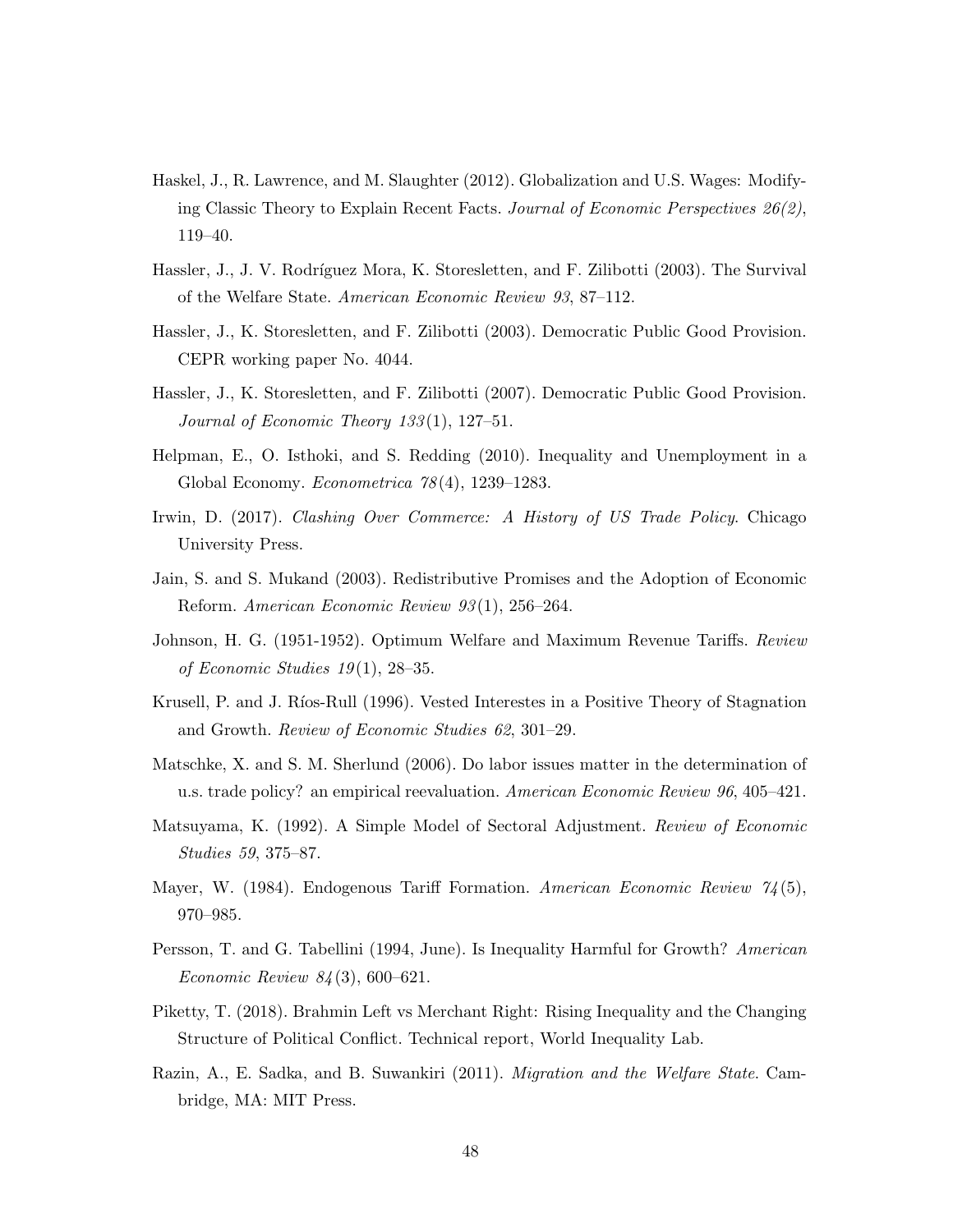Haskel, J., R. Lawrence, and M. Slaughter (2012). Globalization and U.S. Wages: Modifying Classic Theory to Explain Recent Facts. *Journal of Economic Perspectives 26(2)*, 119–40.

Hassler, J., J. V. Rodríguez Mora, K. Storesletten, and F. Zilibotti (2003). The Survival of the Welfare State. *American Economic Review 93*, 87–112.

Hassler, J., K. Storesletten, and F. Zilibotti (2003). Democratic Public Good Provision. CEPR working paper No. 4044.

Hassler, J., K. Storesletten, and F. Zilibotti (2007). Democratic Public Good Provision. *Journal of Economic Theory 133*(1), 127–51.

Helpman, E., O. Isthoki, and S. Redding (2010). Inequality and Unemployment in a Global Economy. *Econometrica 78*(4), 1239–1283.

Irwin, D. (2017). *Clashing Over Commerce: A History of US Trade Policy*. Chicago University Press.

Jain, S. and S. Mukand (2003). Redistributive Promises and the Adoption of Economic Reform. *American Economic Review 93*(1), 256–264.

Johnson, H. G. (1951-1952). Optimum Welfare and Maximum Revenue Tariffs. *Review of Economic Studies 19*(1), 28–35.

Krusell, P. and J. Ríos-Rull (1996). Vested Interestes in a Positive Theory of Stagnation and Growth. *Review of Economic Studies 62*, 301–29.

Matschke, X. and S. M. Sherlund (2006). Do labor issues matter in the determination of u.s. trade policy? an empirical reevaluation. *American Economic Review 96*, 405–421.

Matsuyama, K. (1992). A Simple Model of Sectoral Adjustment. *Review of Economic Studies 59*, 375–87.

Mayer, W. (1984). Endogenous Tariff Formation. *American Economic Review 74*(5), 970–985.

Persson, T. and G. Tabellini (1994, June). Is Inequality Harmful for Growth? *American Economic Review 84*(3), 600–621.

Piketty, T. (2018). Brahmin Left vs Merchant Right: Rising Inequality and the Changing Structure of Political Conflict. Technical report, World Inequality Lab.

Razin, A., E. Sadka, and B. Suwankiri (2011). *Migration and the Welfare State*. Cambridge, MA: MIT Press.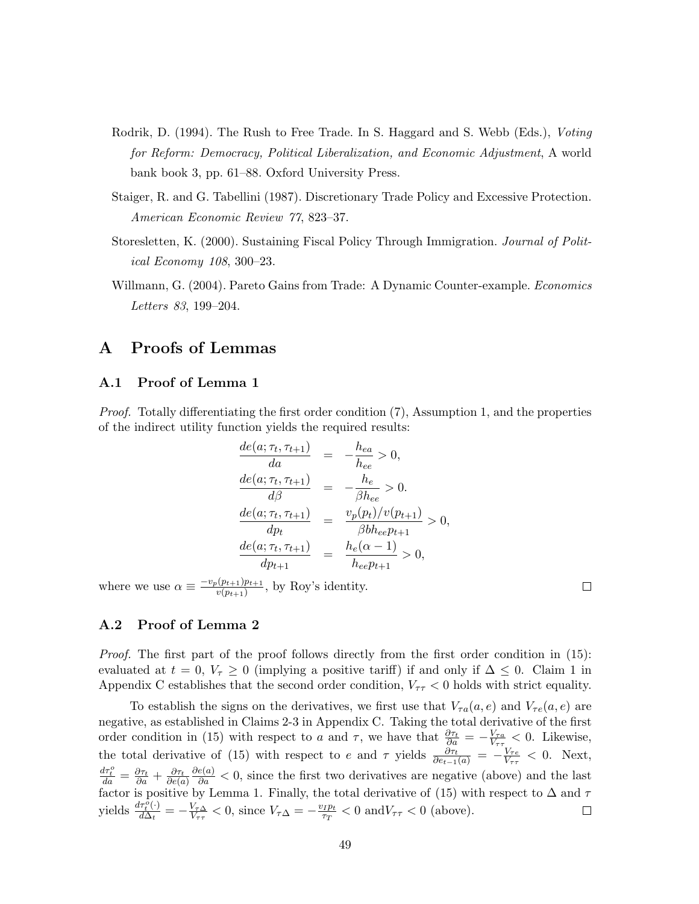Rodrik, D. (1994). The Rush to Free Trade. In S. Haggard and S. Webb (Eds.), *Voting for Reform: Democracy, Political Liberalization, and Economic Adjustment*, A world bank book 3, pp. 61–88. Oxford University Press.

Staiger, R. and G. Tabellini (1987). Discretionary Trade Policy and Excessive Protection. *American Economic Review 77*, 823–37.

Storesletten, K. (2000). Sustaining Fiscal Policy Through Immigration. *Journal of Political Economy 108*, 300–23.

Willmann, G. (2004). Pareto Gains from Trade: A Dynamic Counter-example. *Economics Letters 83*, 199–204.

# A Proofs of Lemmas

## A.1 Proof of Lemma 1

*Proof.* Totally differentiating the first order condition (7), Assumption 1, and the properties of the indirect utility function yields the required results:

$$\begin{aligned}
\frac{de(a;\tau_t,\tau_{t+1})}{da} &= -\frac{h_{ea}}{h_{ee}} > 0, \\
\frac{de(a;\tau_t,\tau_{t+1})}{d\beta} &= -\frac{h_e}{\beta h_{ee}} > 0. \\
\frac{de(a;\tau_t,\tau_{t+1})}{dp_t} &= \frac{v_p(p_t)/v(p_{t+1})}{\beta b h_{ee} p_{t+1}} > 0, \\
\frac{de(a;\tau_t,\tau_{t+1})}{dp_{t+1}} &= \frac{h_e(\alpha-1)}{h_{ee} p_{t+1}} > 0,
\end{aligned}$$

where we use $\alpha \equiv \frac{-v_p(p_{t+1})p_{t+1}}{v(p_{t+1})}$, by Roy's identity. □

## A.2 Proof of Lemma 2

*Proof.* The first part of the proof follows directly from the first order condition in (15): evaluated at $t=0$, $V_\tau \geq 0$ (implying a positive tariff) if and only if $\Delta \leq 0$. Claim 1 in Appendix C establishes that the second order condition, $V_{\tau\tau} < 0$ holds with strict equality.

To establish the signs on the derivatives, we first use that $V_{\tau a}(a,e)$ and $V_{\tau e}(a,e)$ are negative, as established in Claims 2-3 in Appendix C. Taking the total derivative of the first order condition in (15) with respect to $a$ and $\tau$, we have that $\frac{\partial \tau_t}{\partial a} = -\frac{V_{\tau a}}{V_{\tau\tau}} < 0$. Likewise, the total derivative of (15) with respect to $e$ and $\tau$ yields $\frac{\partial \tau_t}{\partial e_{t-1}(a)} = -\frac{V_{\tau e}}{V_{\tau\tau}} < 0$. Next, $\frac{d\tau_t^o}{da} = \frac{\partial \tau_t}{\partial a} + \frac{\partial \tau_t}{\partial e(a)}\frac{\partial e(a)}{\partial a} < 0$, since the first two derivatives are negative (above) and the last factor is positive by Lemma 1. Finally, the total derivative of (15) with respect to $\Delta$ and $\tau$ yields $\frac{d\tau_t^o(\cdot)}{d\Delta_t} = -\frac{V_{\tau\Delta}}{V_{\tau\tau}} < 0$, since $V_{\tau\Delta} = -\frac{v_I p_t}{\tau_T} < 0$ and$V_{\tau\tau} < 0$ (above). □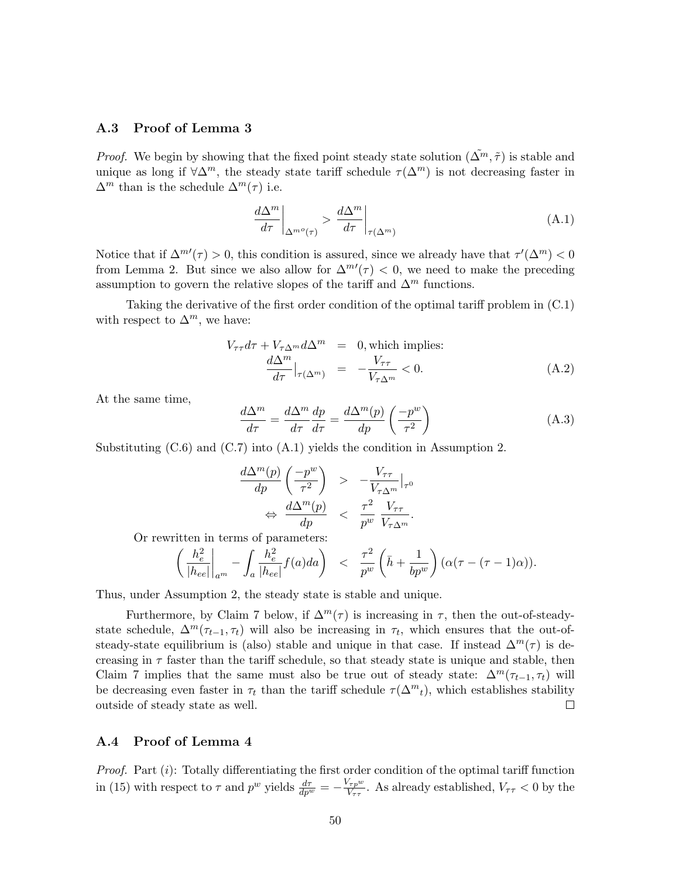### A.3 Proof of Lemma 3

*Proof.* We begin by showing that the fixed point steady state solution $(\tilde{\Delta^m}, \tilde{\tau})$ is stable and unique as long if $\forall \Delta^m$, the steady state tariff schedule $\tau(\Delta^m)$ is not decreasing faster in $\Delta^m$ than is the schedule $\Delta^m(\tau)$ i.e.

$$\left.\frac{d\Delta^m}{d\tau}\right|_{\Delta^{m\,o}(\tau)} > \left.\frac{d\Delta^m}{d\tau}\right|_{\tau(\Delta^m)} \tag{A.1}$$

Notice that if $\Delta^{m\prime}(\tau) > 0$, this condition is assured, since we already have that $\tau'(\Delta^m) < 0$ from Lemma 2. But since we also allow for $\Delta^{m\prime}(\tau) < 0$, we need to make the preceding assumption to govern the relative slopes of the tariff and $\Delta^m$ functions.

Taking the derivative of the first order condition of the optimal tariff problem in (C.1) with respect to $\Delta^m$, we have:

$$\begin{aligned} V_{\tau\tau} d\tau + V_{\tau\Delta^m} d\Delta^m &= 0, \text{which implies:} \\ \frac{d\Delta^m}{d\tau}\Big|_{\tau(\Delta^m)} &= -\frac{V_{\tau\tau}}{V_{\tau\Delta^m}} < 0. \end{aligned} \tag{A.2}$$

At the same time,

$$\frac{d\Delta^m}{d\tau} = \frac{d\Delta^m}{d\tau}\frac{dp}{d\tau} = \frac{d\Delta^m(p)}{dp}\left(\frac{-p^w}{\tau^2}\right) \tag{A.3}$$

Substituting (C.6) and (C.7) into (A.1) yields the condition in Assumption 2.

$$\begin{aligned} \frac{d\Delta^m(p)}{dp}\left(\frac{-p^w}{\tau^2}\right) &> -\frac{V_{\tau\tau}}{V_{\tau\Delta^m}}\Big|_{\tau^0} \\ \Leftrightarrow \frac{d\Delta^m(p)}{dp} &< \frac{\tau^2}{p^w}\frac{V_{\tau\tau}}{V_{\tau\Delta^m}}. \end{aligned}$$

Or rewritten in terms of parameters:

$$\left(\left.\frac{h_e^2}{|h_{ee}|}\right|_{a^m} - \int_a \frac{h_e^2}{|h_{ee}|} f(a) da\right) < \frac{\tau^2}{p^w}\left(\bar{h} + \frac{1}{bp^w}\right)(\alpha(\tau - (\tau - 1)\alpha)).$$

Thus, under Assumption 2, the steady state is stable and unique.

Furthermore, by Claim 7 below, if $\Delta^m(\tau)$ is increasing in $\tau$, then the out-of-steady-state schedule, $\Delta^m(\tau_{t-1}, \tau_t)$ will also be increasing in $\tau_t$, which ensures that the out-of-steady-state equilibrium is (also) stable and unique in that case. If instead $\Delta^m(\tau)$ is decreasing in $\tau$ faster than the tariff schedule, so that steady state is unique and stable, then Claim 7 implies that the same must also be true out of steady state: $\Delta^m(\tau_{t-1}, \tau_t)$ will be decreasing even faster in $\tau_t$ than the tariff schedule $\tau(\Delta^m{}_t)$, which establishes stability outside of steady state as well. $\square$

### A.4 Proof of Lemma 4

*Proof.* Part (*i*): Totally differentiating the first order condition of the optimal tariff function in (15) with respect to $\tau$ and $p^w$ yields $\frac{d\tau}{dp^w} = -\frac{V_{\tau p^w}}{V_{\tau\tau}}$. As already established, $V_{\tau\tau} < 0$ by the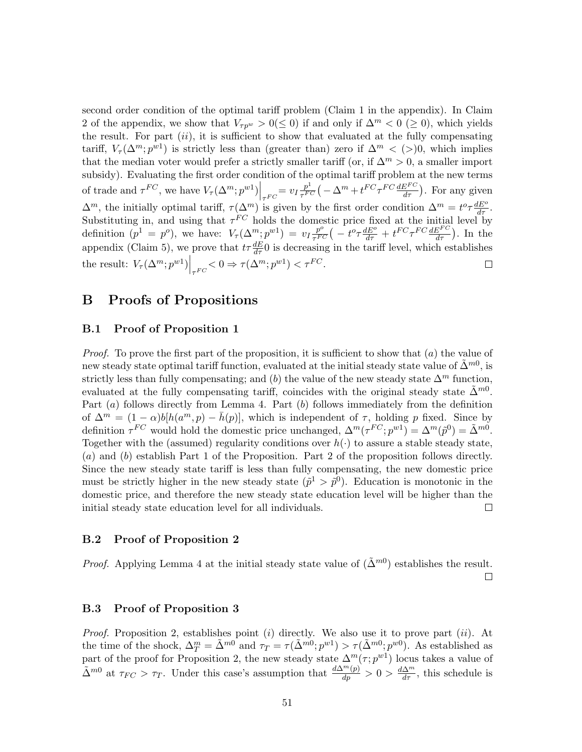second order condition of the optimal tariff problem (Claim 1 in the appendix). In Claim 2 of the appendix, we show that $V_{\tau p^w} > 0 (\leq 0)$ if and only if $\Delta^m < 0$ $(\geq 0)$, which yields the result. For part $(ii)$, it is sufficient to show that evaluated at the fully compensating tariff, $V_\tau(\Delta^m; p^{w1})$ is strictly less than (greater than) zero if $\Delta^m < (>) 0$, which implies that the median voter would prefer a strictly smaller tariff (or, if $\Delta^m > 0$, a smaller import subsidy). Evaluating the first order condition of the optimal tariff problem at the new terms of trade and $\tau^{FC}$, we have $V_\tau(\Delta^m; p^{w1})\Big|_{\tau^{FC}} = v_I \frac{p^1}{\tau^{FC}}\big( -\Delta^m + t^{FC}\tau^{FC}\frac{dE^{FC}}{d\tau}\big)$. For any given $\Delta^m$, the initially optimal tariff, $\tau(\Delta^m)$ is given by the first order condition $\Delta^m = t^o \tau \frac{dE^o}{d\tau}$. Substituting in, and using that $\tau^{FC}$ holds the domestic price fixed at the initial level by definition ($p^1 = p^o$), we have: $V_\tau(\Delta^m; p^{w1}) = v_I \frac{p^o}{\tau^{FC}}\big( -t^o\tau\frac{dE^o}{d\tau} + t^{FC}\tau^{FC}\frac{dE^{FC}}{d\tau}\big)$. In the appendix (Claim 5), we prove that $t\tau\frac{dE}{d\tau}0$ is decreasing in the tariff level, which establishes the result: $V_\tau(\Delta^m; p^{w1})\Big|_{\tau^{FC}} < 0 \Rightarrow \tau(\Delta^m; p^{w1}) < \tau^{FC}$. □

# B Proofs of Propositions

## B.1 Proof of Proposition 1

*Proof.* To prove the first part of the proposition, it is sufficient to show that $(a)$ the value of new steady state optimal tariff function, evaluated at the initial steady state value of $\tilde{\Delta}^{m0}$, is strictly less than fully compensating; and $(b)$ the value of the new steady state $\Delta^m$ function, evaluated at the fully compensating tariff, coincides with the original steady state $\tilde{\Delta}^{m0}$. Part $(a)$ follows directly from Lemma 4. Part $(b)$ follows immediately from the definition of $\Delta^m = (1-\alpha)b[h(a^m, p) - \bar{h}(p)]$, which is independent of $\tau$, holding $p$ fixed. Since by definition $\tau^{FC}$ would hold the domestic price unchanged, $\Delta^m(\tau^{FC}; p^{w1}) = \Delta^m(\tilde{p}^0) = \tilde{\Delta}^{m0}$. Together with the (assumed) regularity conditions over $h(\cdot)$ to assure a stable steady state, $(a)$ and $(b)$ establish Part 1 of the Proposition. Part 2 of the proposition follows directly. Since the new steady state tariff is less than fully compensating, the new domestic price must be strictly higher in the new steady state ($\tilde{p}^1 > \tilde{p}^0$). Education is monotonic in the domestic price, and therefore the new steady state education level will be higher than the initial steady state education level for all individuals. □

## B.2 Proof of Proposition 2

*Proof.* Applying Lemma 4 at the initial steady state value of ($\tilde{\Delta}^{m0}$) establishes the result. □

## B.3 Proof of Proposition 3

*Proof.* Proposition 2, establishes point $(i)$ directly. We also use it to prove part $(ii)$. At the time of the shock, $\Delta^m_T = \tilde{\Delta}^{m0}$ and $\tau_T = \tau(\tilde{\Delta}^{m0}; p^{w1}) > \tau(\tilde{\Delta}^{m0}; p^{w0})$. As established as part of the proof for Proposition 2, the new steady state $\Delta^m(\tau; p^{w1})$ locus takes a value of $\tilde{\Delta}^{m0}$ at $\tau_{FC} > \tau_T$. Under this case's assumption that $\frac{d\Delta^m(p)}{dp} > 0 > \frac{d\Delta^m}{d\tau}$, this schedule is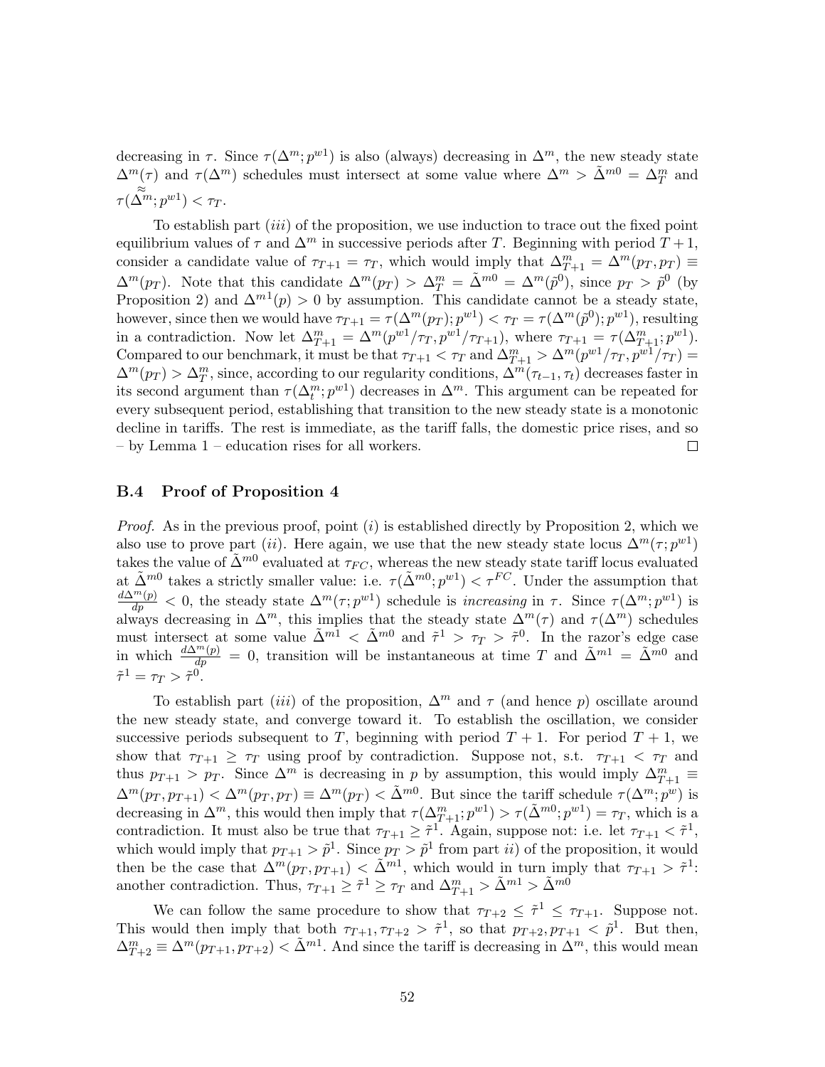decreasing in $\tau$. Since $\tau(\Delta^m; p^{w1})$ is also (always) decreasing in $\Delta^m$, the new steady state $\Delta^m(\tau)$ and $\tau(\Delta^m)$ schedules must intersect at some value where $\Delta^m > \tilde{\Delta}^{m0} = \Delta^m_T$ and $\tau(\tilde{\tilde{\Delta}}^m; p^{w1}) < \tau_T$.

To establish part $(iii)$ of the proposition, we use induction to trace out the fixed point equilibrium values of $\tau$ and $\Delta^m$ in successive periods after $T$. Beginning with period $T+1$, consider a candidate value of $\tau_{T+1} = \tau_T$, which would imply that $\Delta^m_{T+1} = \Delta^m(p_T, p_T) \equiv \Delta^m(p_T)$. Note that this candidate $\Delta^m(p_T) > \Delta^m_T = \tilde{\Delta}^{m0} = \Delta^m(\tilde{p}^0)$, since $p_T > \tilde{p}^0$ (by Proposition 2) and $\Delta^{m1}(p) > 0$ by assumption. This candidate cannot be a steady state, however, since then we would have $\tau_{T+1} = \tau(\Delta^m(p_T); p^{w1}) < \tau_T = \tau(\Delta^m(\tilde{p}^0); p^{w1})$, resulting in a contradiction. Now let $\Delta^m_{T+1} = \Delta^m(p^{w1}/\tau_T, p^{w1}/\tau_{T+1})$, where $\tau_{T+1} = \tau(\Delta^m_{T+1}; p^{w1})$. Compared to our benchmark, it must be that $\tau_{T+1} < \tau_T$ and $\Delta^m_{T+1} > \Delta^m(p^{w1}/\tau_T, p^{w1}/\tau_T) = \Delta^m(p_T) > \Delta^m_T$, since, according to our regularity conditions, $\Delta^m(\tau_{t-1}, \tau_t)$ decreases faster in its second argument than $\tau(\Delta^m_t; p^{w1})$ decreases in $\Delta^m$. This argument can be repeated for every subsequent period, establishing that transition to the new steady state is a monotonic decline in tariffs. The rest is immediate, as the tariff falls, the domestic price rises, and so – by Lemma 1 – education rises for all workers. □

### B.4 Proof of Proposition 4

*Proof.* As in the previous proof, point $(i)$ is established directly by Proposition 2, which we also use to prove part $(ii)$. Here again, we use that the new steady state locus $\Delta^m(\tau; p^{w1})$ takes the value of $\tilde{\Delta}^{m0}$ evaluated at $\tau_{FC}$, whereas the new steady state tariff locus evaluated at $\tilde{\Delta}^{m0}$ takes a strictly smaller value: i.e. $\tau(\tilde{\Delta}^{m0}; p^{w1}) < \tau^{FC}$. Under the assumption that $\frac{d\Delta^m(p)}{dp} < 0$, the steady state $\Delta^m(\tau; p^{w1})$ schedule is *increasing* in $\tau$. Since $\tau(\Delta^m; p^{w1})$ is always decreasing in $\Delta^m$, this implies that the steady state $\Delta^m(\tau)$ and $\tau(\Delta^m)$ schedules must intersect at some value $\tilde{\Delta}^{m1} < \tilde{\Delta}^{m0}$ and $\tilde{\tau}^1 > \tau_T > \tilde{\tau}^0$. In the razor's edge case in which $\frac{d\Delta^m(p)}{dp} = 0$, transition will be instantaneous at time $T$ and $\tilde{\Delta}^{m1} = \tilde{\Delta}^{m0}$ and $\tilde{\tau}^1 = \tau_T > \tilde{\tau}^0$.

To establish part $(iii)$ of the proposition, $\Delta^m$ and $\tau$ (and hence $p$) oscillate around the new steady state, and converge toward it. To establish the oscillation, we consider successive periods subsequent to $T$, beginning with period $T+1$. For period $T+1$, we show that $\tau_{T+1} \geq \tau_T$ using proof by contradiction. Suppose not, s.t. $\tau_{T+1} < \tau_T$ and thus $p_{T+1} > p_T$. Since $\Delta^m$ is decreasing in $p$ by assumption, this would imply $\Delta^m_{T+1} \equiv \Delta^m(p_T, p_{T+1}) < \Delta^m(p_T, p_T) \equiv \Delta^m(p_T) < \tilde{\Delta}^{m0}$. But since the tariff schedule $\tau(\Delta^m; p^w)$ is decreasing in $\Delta^m$, this would then imply that $\tau(\Delta^m_{T+1}; p^{w1}) > \tau(\tilde{\Delta}^{m0}; p^{w1}) = \tau_T$, which is a contradiction. It must also be true that $\tau_{T+1} \geq \tilde{\tau}^1$. Again, suppose not: i.e. let $\tau_{T+1} < \tilde{\tau}^1$, which would imply that $p_{T+1} > \tilde{p}^1$. Since $p_T > \tilde{p}^1$ from part $ii$) of the proposition, it would then be the case that $\Delta^m(p_T, p_{T+1}) < \tilde{\Delta}^{m1}$, which would in turn imply that $\tau_{T+1} > \tilde{\tau}^1$: another contradiction. Thus, $\tau_{T+1} \geq \tilde{\tau}^1 \geq \tau_T$ and $\Delta^m_{T+1} > \tilde{\Delta}^{m1} > \tilde{\Delta}^{m0}$

We can follow the same procedure to show that $\tau_{T+2} \leq \tilde{\tau}^1 \leq \tau_{T+1}$. Suppose not. This would then imply that both $\tau_{T+1}, \tau_{T+2} > \tilde{\tau}^1$, so that $p_{T+2}, p_{T+1} < \tilde{p}^1$. But then, $\Delta^m_{T+2} \equiv \Delta^m(p_{T+1}, p_{T+2}) < \tilde{\Delta}^{m1}$. And since the tariff is decreasing in $\Delta^m$, this would mean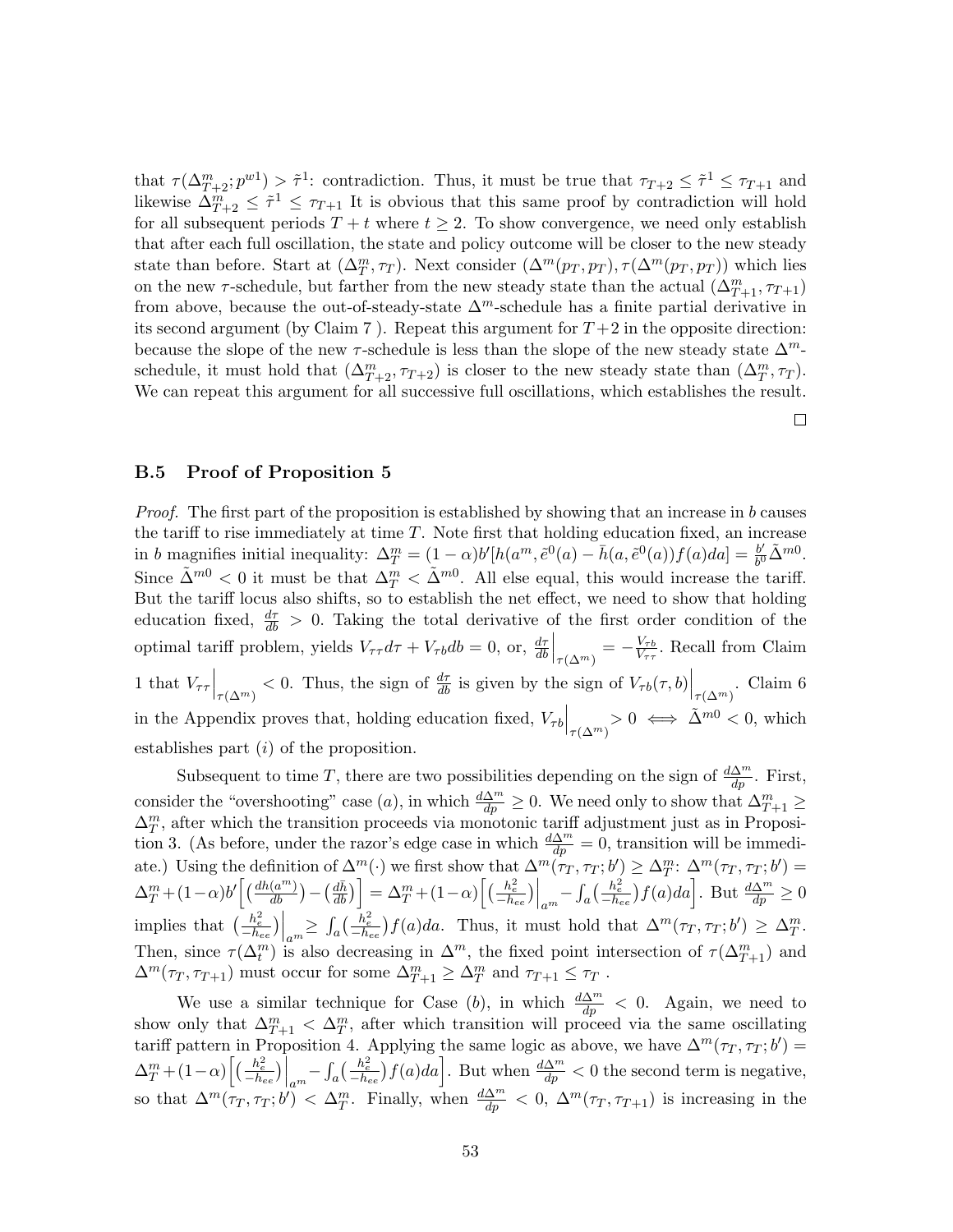that $\tau(\Delta^m_{T+2}; p^{w1}) > \tilde{\tau}^1$: contradiction. Thus, it must be true that $\tau_{T+2} \leq \tilde{\tau}^1 \leq \tau_{T+1}$ and likewise $\Delta^m_{T+2} \leq \tilde{\tau}^1 \leq \tau_{T+1}$ It is obvious that this same proof by contradiction will hold for all subsequent periods $T+t$ where $t \geq 2$. To show convergence, we need only establish that after each full oscillation, the state and policy outcome will be closer to the new steady state than before. Start at $(\Delta^m_T, \tau_T)$. Next consider $(\Delta^m(p_T, p_T), \tau(\Delta^m(p_T, p_T))$ which lies on the new $\tau$-schedule, but farther from the new steady state than the actual $(\Delta^m_{T+1}, \tau_{T+1})$ from above, because the out-of-steady-state $\Delta^m$-schedule has a finite partial derivative in its second argument (by Claim 7 ). Repeat this argument for $T+2$ in the opposite direction: because the slope of the new $\tau$-schedule is less than the slope of the new steady state $\Delta^m$-schedule, it must hold that $(\Delta^m_{T+2}, \tau_{T+2})$ is closer to the new steady state than $(\Delta^m_T, \tau_T)$. We can repeat this argument for all successive full oscillations, which establishes the result.

□

### B.5 Proof of Proposition 5

*Proof.* The first part of the proposition is established by showing that an increase in $b$ causes the tariff to rise immediately at time $T$. Note first that holding education fixed, an increase in $b$ magnifies initial inequality: $\Delta^m_T = (1-\alpha)b'[h(a^m, \tilde{e}^0(a) - \bar{h}(a, \tilde{e}^0(a))f(a)da] = \frac{b'}{b^0}\tilde{\Delta}^{m0}$. Since $\tilde{\Delta}^{m0} < 0$ it must be that $\Delta^m_T < \tilde{\Delta}^{m0}$. All else equal, this would increase the tariff. But the tariff locus also shifts, so to establish the net effect, we need to show that holding education fixed, $\frac{d\tau}{db} > 0$. Taking the total derivative of the first order condition of the optimal tariff problem, yields $V_{\tau\tau}d\tau + V_{\tau b}db = 0$, or, $\frac{d\tau}{db}\Big|_{\tau(\Delta^m)} = -\frac{V_{\tau b}}{V_{\tau\tau}}$. Recall from Claim 1 that $V_{\tau\tau}\Big|_{\tau(\Delta^m)} < 0$. Thus, the sign of $\frac{d\tau}{db}$ is given by the sign of $V_{\tau b}(\tau, b)\Big|_{\tau(\Delta^m)}$. Claim 6 in the Appendix proves that, holding education fixed, $V_{\tau b}\Big|_{\tau(\Delta^m)} > 0 \iff \tilde{\Delta}^{m0} < 0$, which establishes part $(i)$ of the proposition.

Subsequent to time $T$, there are two possibilities depending on the sign of $\frac{d\Delta^m}{dp}$. First, consider the "overshooting" case $(a)$, in which $\frac{d\Delta^m}{dp} \geq 0$. We need only to show that $\Delta^m_{T+1} \geq \Delta^m_T$, after which the transition proceeds via monotonic tariff adjustment just as in Proposition 3. (As before, under the razor's edge case in which $\frac{d\Delta^m}{dp} = 0$, transition will be immediate.) Using the definition of $\Delta^m(\cdot)$ we first show that $\Delta^m(\tau_T, \tau_T; b') \geq \Delta^m_T$: $\Delta^m(\tau_T, \tau_T; b') = \Delta^m_T + (1-\alpha)b'\Big[\big(\frac{dh(a^m)}{db}\big) - \big(\frac{d\bar{h}}{db}\big)\Big] = \Delta^m_T + (1-\alpha)\Big[\big(\frac{h_e^2}{-h_{ee}}\big)\Big|_{a^m} - \int_a \big(\frac{h_e^2}{-h_{ee}}\big)f(a)da\Big]$. But $\frac{d\Delta^m}{dp} \geq 0$ implies that $\big(\frac{h_e^2}{-h_{ee}}\big)\Big|_{a^m} \geq \int_a \big(\frac{h_e^2}{-h_{ee}}\big)f(a)da$. Thus, it must hold that $\Delta^m(\tau_T, \tau_T; b') \geq \Delta^m_T$. Then, since $\tau(\Delta^m_t)$ is also decreasing in $\Delta^m$, the fixed point intersection of $\tau(\Delta^m_{T+1})$ and $\Delta^m(\tau_T, \tau_{T+1})$ must occur for some $\Delta^m_{T+1} \geq \Delta^m_T$ and $\tau_{T+1} \leq \tau_T$ .

We use a similar technique for Case $(b)$, in which $\frac{d\Delta^m}{dp} < 0$. Again, we need to show only that $\Delta^m_{T+1} < \Delta^m_T$, after which transition will proceed via the same oscillating tariff pattern in Proposition 4. Applying the same logic as above, we have $\Delta^m(\tau_T, \tau_T; b') = \Delta^m_T + (1-\alpha)\Big[\big(\frac{h_e^2}{-h_{ee}}\big)\Big|_{a^m} - \int_a \big(\frac{h_e^2}{-h_{ee}}\big)f(a)da\Big]$. But when $\frac{d\Delta^m}{dp} < 0$ the second term is negative, so that $\Delta^m(\tau_T, \tau_T; b') < \Delta^m_T$. Finally, when $\frac{d\Delta^m}{dp} < 0$, $\Delta^m(\tau_T, \tau_{T+1})$ is increasing in the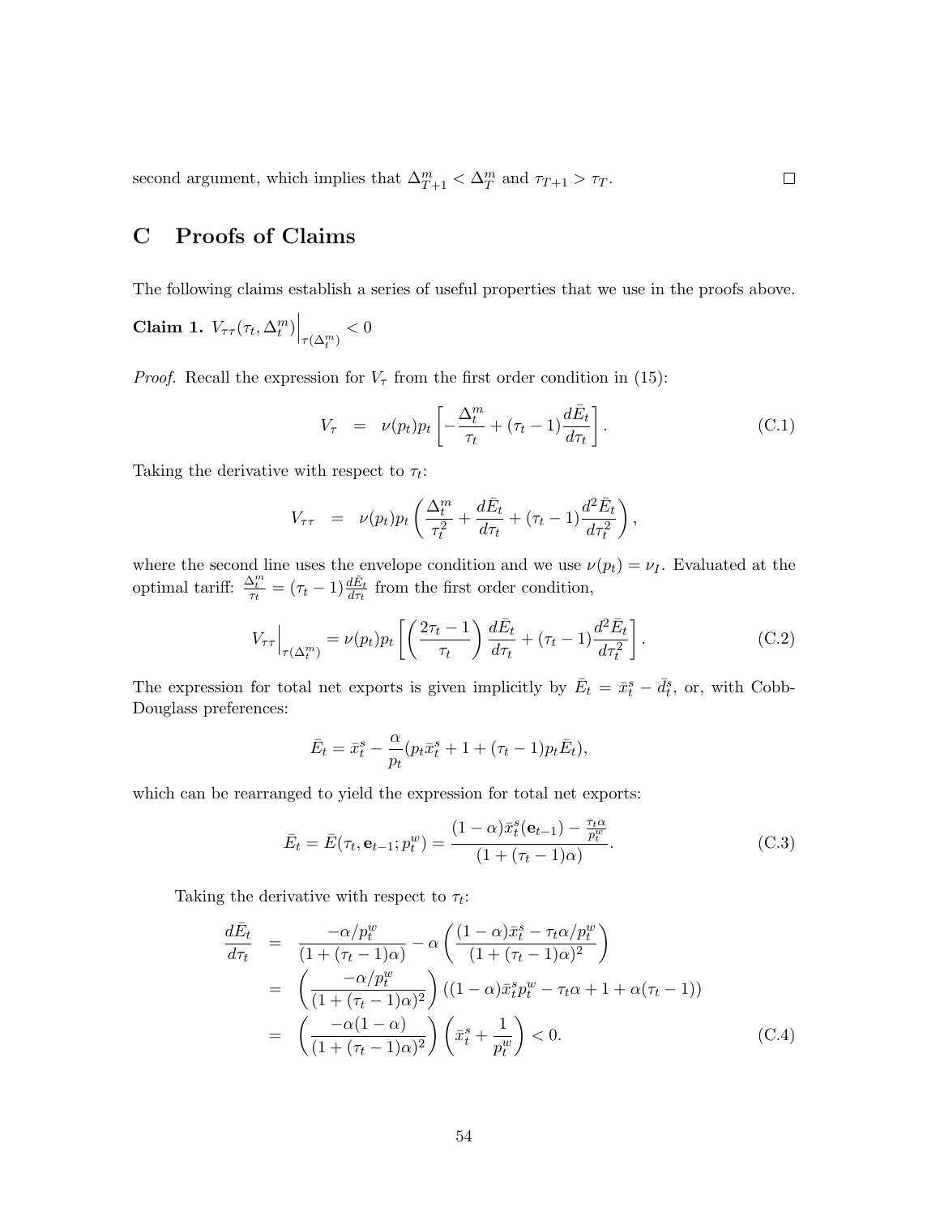second argument, which implies that $\Delta_{T+1}^m < \Delta_T^m$ and $\tau_{T+1} > \tau_T$. □

# C Proofs of Claims

The following claims establish a series of useful properties that we use in the proofs above.

**Claim 1.** $V_{\tau\tau}(\tau_t, \Delta_t^m)\Big|_{\tau(\Delta_t^m)} < 0$

*Proof.* Recall the expression for $V_\tau$ from the first order condition in (15):

$$V_\tau \;\; = \;\; \nu(p_t)p_t\left[-\frac{\Delta_t^m}{\tau_t} + (\tau_t - 1)\frac{d\bar{E}_t}{d\tau_t}\right]. \tag{C.1}$$

Taking the derivative with respect to $\tau_t$:

$$V_{\tau\tau} \;\; = \;\; \nu(p_t)p_t\left(\frac{\Delta_t^m}{\tau_t^2} + \frac{d\bar{E}_t}{d\tau_t} + (\tau_t - 1)\frac{d^2\bar{E}_t}{d\tau_t^2}\right),$$

where the second line uses the envelope condition and we use $\nu(p_t) = \nu_I$. Evaluated at the optimal tariff: $\frac{\Delta_t^m}{\tau_t} = (\tau_t - 1)\frac{d\bar{E}_t}{d\tau_t}$ from the first order condition,

$$V_{\tau\tau}\Big|_{\tau(\Delta_t^m)} = \nu(p_t)p_t\left[\left(\frac{2\tau_t - 1}{\tau_t}\right)\frac{d\bar{E}_t}{d\tau_t} + (\tau_t - 1)\frac{d^2\bar{E}_t}{d\tau_t^2}\right]. \tag{C.2}$$

The expression for total net exports is given implicitly by $\bar{E}_t = \bar{x}_t^s - \bar{d}_t^s$, or, with Cobb-Douglass preferences:

$$\bar{E}_t = \bar{x}_t^s - \frac{\alpha}{p_t}(p_t\bar{x}_t^s + 1 + (\tau_t - 1)p_t\bar{E}_t),$$

which can be rearranged to yield the expression for total net exports:

$$\bar{E}_t = \bar{E}(\tau_t, \mathbf{e}_{t-1}; p_t^w) = \frac{(1-\alpha)\bar{x}_t^s(\mathbf{e}_{t-1}) - \frac{\tau_t\alpha}{p_t^w}}{(1 + (\tau_t - 1)\alpha)}. \tag{C.3}$$

Taking the derivative with respect to $\tau_t$:

$$\begin{aligned}
\frac{d\bar{E}_t}{d\tau_t} \;\; &= \;\; \frac{-\alpha/p_t^w}{(1 + (\tau_t - 1)\alpha)} - \alpha\left(\frac{(1-\alpha)\bar{x}_t^s - \tau_t\alpha/p_t^w}{(1 + (\tau_t - 1)\alpha)^2}\right) \\
&= \;\; \left(\frac{-\alpha/p_t^w}{(1 + (\tau_t - 1)\alpha)^2}\right)((1-\alpha)\bar{x}_t^s p_t^w - \tau_t\alpha + 1 + \alpha(\tau_t - 1)) \\
&= \;\; \left(\frac{-\alpha(1-\alpha)}{(1 + (\tau_t - 1)\alpha)^2}\right)\left(\bar{x}_t^s + \frac{1}{p_t^w}\right) < 0.
\end{aligned} \tag{C.4}$$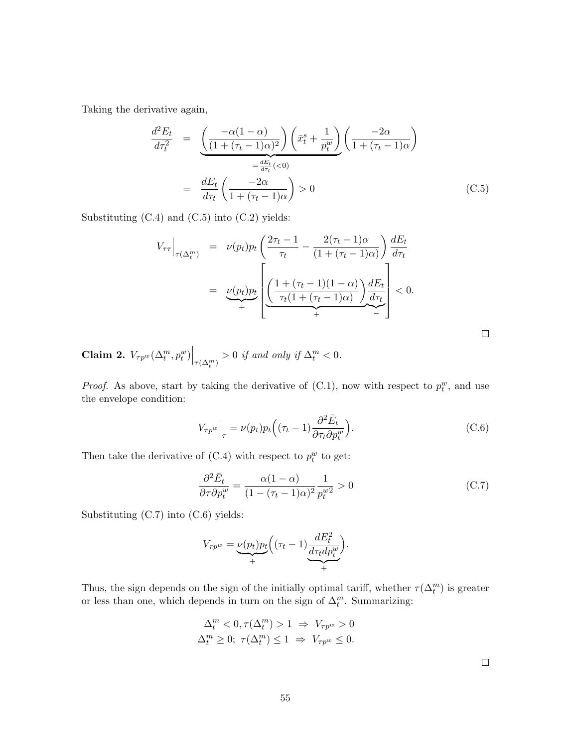Taking the derivative again,

$$
\begin{aligned}
\frac{d^2 E_t}{d\tau_t^2} &= \underbrace{\left(\frac{-\alpha(1-\alpha)}{(1+(\tau_t-1)\alpha)^2}\right)\left(\bar{x}_t^s + \frac{1}{p_t^w}\right)}_{=\frac{dE_t}{d\tau_t}(<0)}\left(\frac{-2\alpha}{1+(\tau_t-1)\alpha}\right) \\
&= \frac{dE_t}{d\tau_t}\left(\frac{-2\alpha}{1+(\tau_t-1)\alpha}\right) > 0 \qquad \text{(C.5)}
\end{aligned}
$$

Substituting (C.4) and (C.5) into (C.2) yields:

$$
\begin{aligned}
V_{\tau\tau}\Big|_{\tau(\Delta_t^m)} &= \nu(p_t)p_t\left(\frac{2\tau_t - 1}{\tau_t} - \frac{2(\tau_t-1)\alpha}{(1+(\tau_t-1)\alpha)}\right)\frac{dE_t}{d\tau_t} \\
&= \underbrace{\nu(p_t)p_t}_{+}\left[\underbrace{\left(\frac{1+(\tau_t-1)(1-\alpha)}{\tau_t(1+(\tau_t-1)\alpha)}\right)}_{+}\underbrace{\frac{dE_t}{d\tau_t}}_{-}\right] < 0.
\end{aligned}
$$

□

**Claim 2.** *$V_{\tau p^w}(\Delta_t^m, p_t^w)\Big|_{\tau(\Delta_t^m)} > 0$ if and only if $\Delta_t^m < 0$.*

*Proof.* As above, start by taking the derivative of (C.1), now with respect to $p_t^w$, and use the envelope condition:

$$
V_{\tau p^w}\Big|_{\tau} = \nu(p_t)p_t\Big((\tau_t - 1)\frac{\partial^2 \bar{E}_t}{\partial \tau_t \partial p_t^w}\Big). \qquad \text{(C.6)}
$$

Then take the derivative of (C.4) with respect to $p_t^w$ to get:

$$
\frac{\partial^2 \bar{E}_t}{\partial \tau \partial p_t^w} = \frac{\alpha(1-\alpha)}{(1-(\tau_t-1)\alpha)^2}\frac{1}{p_t^{w2}} > 0 \qquad \text{(C.7)}
$$

Substituting (C.7) into (C.6) yields:

$$
V_{\tau p^w} = \underbrace{\nu(p_t)p_t}_{+}\Big((\tau_t - 1)\underbrace{\frac{dE_t^2}{d\tau_t dp_t^w}}_{+}\Big).
$$

Thus, the sign depends on the sign of the initially optimal tariff, whether $\tau(\Delta_t^m)$ is greater or less than one, which depends in turn on the sign of $\Delta_t^m$. Summarizing:

$$
\begin{aligned}
\Delta_t^m < 0, \tau(\Delta_t^m) > 1 \ &\Rightarrow \ V_{\tau p^w} > 0 \\
\Delta_t^m \geq 0;\ \tau(\Delta_t^m) \leq 1 \ &\Rightarrow \ V_{\tau p^w} \leq 0.
\end{aligned}
$$

□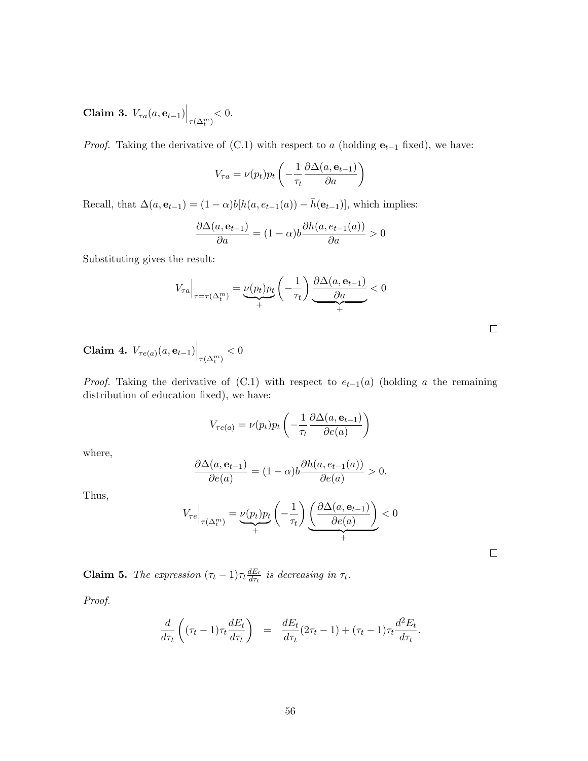**Claim 3.** $V_{\tau a}(a, \mathbf{e}_{t-1})\Big|_{\tau(\Delta_t^m)} < 0$.

*Proof.* Taking the derivative of (C.1) with respect to $a$ (holding $\mathbf{e}_{t-1}$ fixed), we have:

$$V_{\tau a} = \nu(p_t)p_t \left( -\frac{1}{\tau_t} \frac{\partial \Delta(a, \mathbf{e}_{t-1})}{\partial a} \right)$$

Recall, that $\Delta(a, \mathbf{e}_{t-1}) = (1-\alpha)b[h(a, e_{t-1}(a)) - \bar{h}(\mathbf{e}_{t-1})]$, which implies:

$$\frac{\partial \Delta(a, \mathbf{e}_{t-1})}{\partial a} = (1-\alpha)b \frac{\partial h(a, e_{t-1}(a))}{\partial a} > 0$$

Substituting gives the result:

$$V_{\tau a}\Big|_{\tau=\tau(\Delta_t^m)} = \underbrace{\nu(p_t)p_t}_{+} \left( -\frac{1}{\tau_t} \right) \underbrace{\frac{\partial \Delta(a, \mathbf{e}_{t-1})}{\partial a}}_{+} < 0$$

□

**Claim 4.** $V_{\tau e(a)}(a, \mathbf{e}_{t-1})\Big|_{\tau(\Delta_t^m)} < 0$

*Proof.* Taking the derivative of (C.1) with respect to $e_{t-1}(a)$ (holding $a$ the remaining distribution of education fixed), we have:

$$V_{\tau e(a)} = \nu(p_t)p_t \left( -\frac{1}{\tau_t} \frac{\partial \Delta(a, \mathbf{e}_{t-1})}{\partial e(a)} \right)$$

where,

$$\frac{\partial \Delta(a, \mathbf{e}_{t-1})}{\partial e(a)} = (1-\alpha)b \frac{\partial h(a, e_{t-1}(a))}{\partial e(a)} > 0.$$

Thus,

$$V_{\tau e}\Big|_{\tau(\Delta_t^m)} = \underbrace{\nu(p_t)p_t}_{+} \left( -\frac{1}{\tau_t} \right) \underbrace{\left( \frac{\partial \Delta(a, \mathbf{e}_{t-1})}{\partial e(a)} \right)}_{+} < 0$$

□

**Claim 5.** *The expression $(\tau_t - 1)\tau_t \frac{dE_t}{d\tau_t}$ is decreasing in $\tau_t$.*

*Proof.*

$$\frac{d}{d\tau_t}\left( (\tau_t - 1)\tau_t \frac{dE_t}{d\tau_t} \right) = \frac{dE_t}{d\tau_t}(2\tau_t - 1) + (\tau_t - 1)\tau_t \frac{d^2 E_t}{d\tau_t}.$$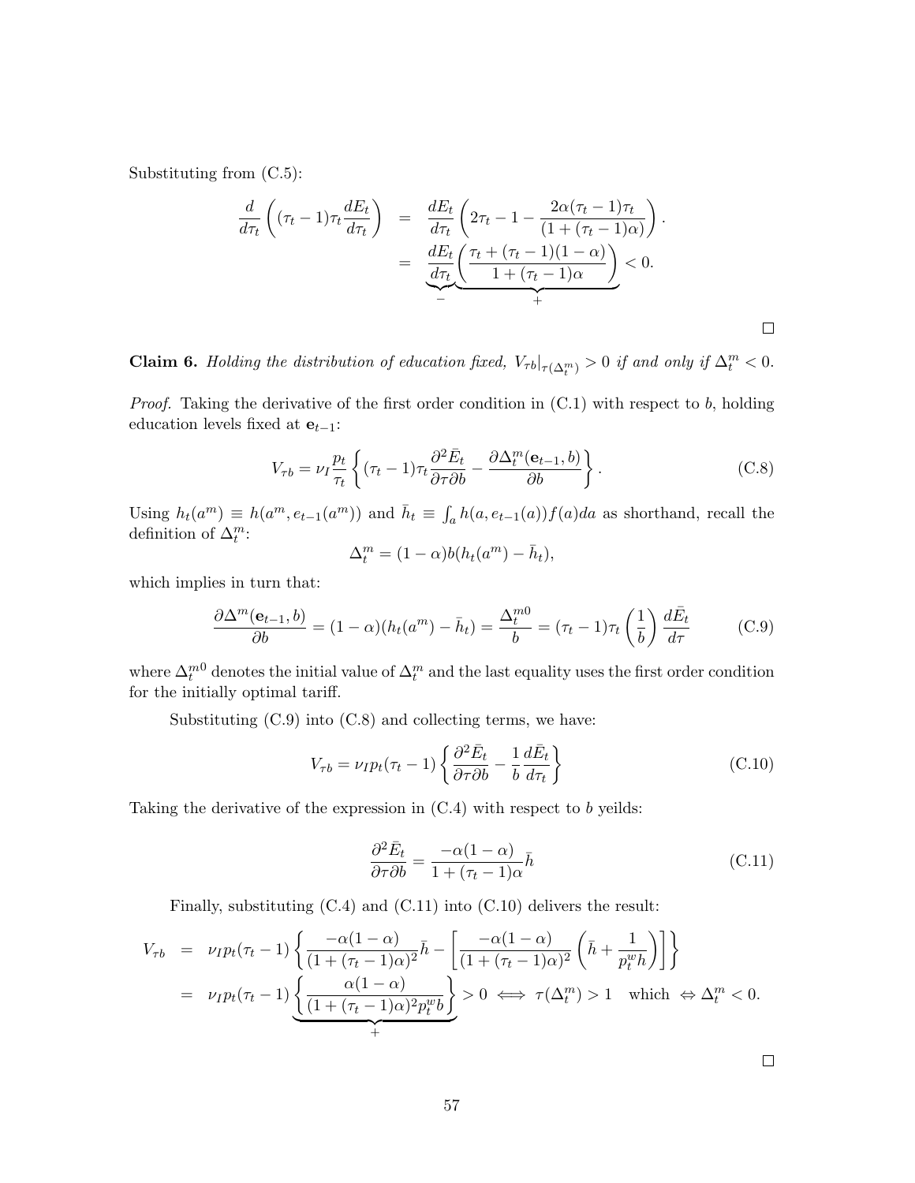Substituting from (C.5):

$$
\begin{aligned}
\frac{d}{d\tau_t}\left((\tau_t - 1)\tau_t \frac{dE_t}{d\tau_t}\right) &= \frac{dE_t}{d\tau_t}\left(2\tau_t - 1 - \frac{2\alpha(\tau_t - 1)\tau_t}{(1 + (\tau_t - 1)\alpha)}\right). \\
&= \underbrace{\frac{dE_t}{d\tau_t}}_{-}\underbrace{\left(\frac{\tau_t + (\tau_t - 1)(1 - \alpha)}{1 + (\tau_t - 1)\alpha}\right)}_{+} < 0.
\end{aligned}
$$

□

**Claim 6.** *Holding the distribution of education fixed, $V_{\tau b}|_{\tau(\Delta_t^m)} > 0$ if and only if $\Delta_t^m < 0$.*

*Proof.* Taking the derivative of the first order condition in (C.1) with respect to $b$, holding education levels fixed at $\mathbf{e}_{t-1}$:

$$
V_{\tau b} = \nu_I \frac{p_t}{\tau_t}\left\{(\tau_t - 1)\tau_t \frac{\partial^2 \bar{E}_t}{\partial\tau\partial b} - \frac{\partial \Delta_t^m(\mathbf{e}_{t-1}, b)}{\partial b}\right\}. \tag{C.8}
$$

Using $h_t(a^m) \equiv h(a^m, e_{t-1}(a^m))$ and $\bar{h}_t \equiv \int_a h(a, e_{t-1}(a))f(a)da$ as shorthand, recall the definition of $\Delta_t^m$:

$$
\Delta_t^m = (1 - \alpha)b(h_t(a^m) - \bar{h}_t),
$$

which implies in turn that:

$$
\frac{\partial \Delta^m(\mathbf{e}_{t-1}, b)}{\partial b} = (1 - \alpha)(h_t(a^m) - \bar{h}_t) = \frac{\Delta_t^{m0}}{b} = (\tau_t - 1)\tau_t\left(\frac{1}{b}\right)\frac{d\bar{E}_t}{d\tau} \tag{C.9}
$$

where $\Delta_t^{m0}$ denotes the initial value of $\Delta_t^m$ and the last equality uses the first order condition for the initially optimal tariff.

Substituting (C.9) into (C.8) and collecting terms, we have:

$$
V_{\tau b} = \nu_I p_t(\tau_t - 1)\left\{\frac{\partial^2 \bar{E}_t}{\partial\tau\partial b} - \frac{1}{b}\frac{d\bar{E}_t}{d\tau_t}\right\} \tag{C.10}
$$

Taking the derivative of the expression in (C.4) with respect to $b$ yeilds:

$$
\frac{\partial^2 \bar{E}_t}{\partial\tau\partial b} = \frac{-\alpha(1 - \alpha)}{1 + (\tau_t - 1)\alpha}\bar{h} \tag{C.11}
$$

Finally, substituting (C.4) and (C.11) into (C.10) delivers the result:

$$
\begin{aligned}
V_{\tau b} &= \nu_I p_t(\tau_t - 1)\left\{\frac{-\alpha(1 - \alpha)}{(1 + (\tau_t - 1)\alpha)^2}\bar{h} - \left[\frac{-\alpha(1 - \alpha)}{(1 + (\tau_t - 1)\alpha)^2}\left(\bar{h} + \frac{1}{p_t^w h}\right)\right]\right\} \\
&= \nu_I p_t(\tau_t - 1)\underbrace{\left\{\frac{\alpha(1 - \alpha)}{(1 + (\tau_t - 1)\alpha)^2 p_t^w b}\right\}}_{+} > 0 \iff \tau(\Delta_t^m) > 1 \quad \text{which} \Leftrightarrow \Delta_t^m < 0.
\end{aligned}
$$

□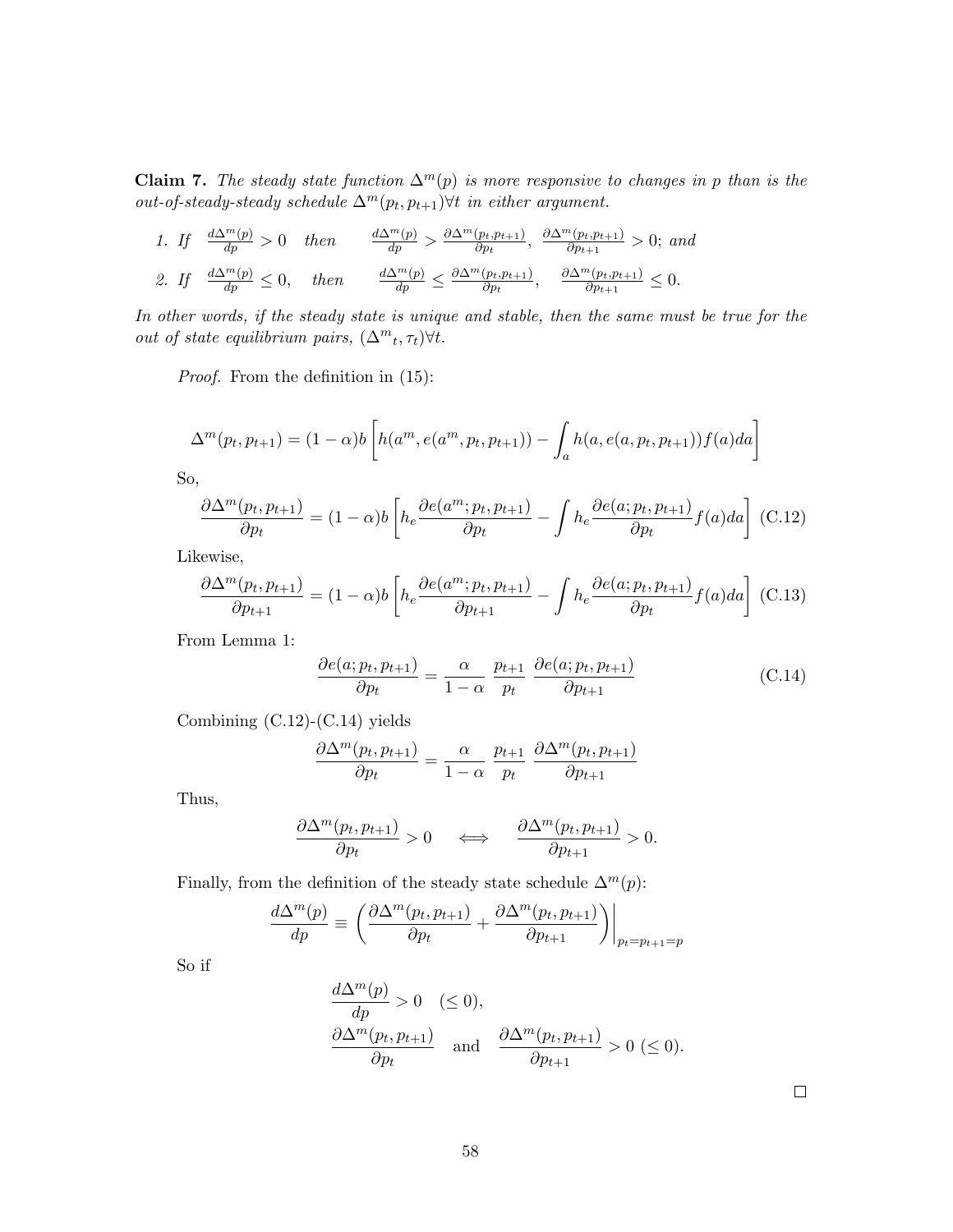**Claim 7.** *The steady state function $\Delta^m(p)$ is more responsive to changes in $p$ than is the out-of-steady-steady schedule $\Delta^m(p_t, p_{t+1}) \forall t$ in either argument.*

1. *If* $\frac{d\Delta^m(p)}{dp} > 0$ *then* $\frac{d\Delta^m(p)}{dp} > \frac{\partial \Delta^m(p_t,p_{t+1})}{\partial p_t}$, $\frac{\partial \Delta^m(p_t,p_{t+1})}{\partial p_{t+1}} > 0$*; and*
2. *If* $\frac{d\Delta^m(p)}{dp} \leq 0$, *then* $\frac{d\Delta^m(p)}{dp} \leq \frac{\partial \Delta^m(p_t,p_{t+1})}{\partial p_t}$, $\frac{\partial \Delta^m(p_t,p_{t+1})}{\partial p_{t+1}} \leq 0$.

*In other words, if the steady state is unique and stable, then the same must be true for the out of state equilibrium pairs, $(\Delta^m{}_t, \tau_t) \forall t$.*

*Proof.* From the definition in (15):

$$\Delta^m(p_t, p_{t+1}) = (1-\alpha)b\left[h(a^m, e(a^m, p_t, p_{t+1})) - \int_a h(a, e(a, p_t, p_{t+1}))f(a)da\right]$$

So,

$$\frac{\partial \Delta^m(p_t, p_{t+1})}{\partial p_t} = (1-\alpha)b\left[h_e \frac{\partial e(a^m; p_t, p_{t+1})}{\partial p_t} - \int h_e \frac{\partial e(a; p_t, p_{t+1})}{\partial p_t} f(a)da\right] \quad \text{(C.12)}$$

Likewise,

$$\frac{\partial \Delta^m(p_t, p_{t+1})}{\partial p_{t+1}} = (1-\alpha)b\left[h_e \frac{\partial e(a^m; p_t, p_{t+1})}{\partial p_{t+1}} - \int h_e \frac{\partial e(a; p_t, p_{t+1})}{\partial p_t} f(a)da\right] \quad \text{(C.13)}$$

From Lemma 1:

$$\frac{\partial e(a; p_t, p_{t+1})}{\partial p_t} = \frac{\alpha}{1-\alpha} \; \frac{p_{t+1}}{p_t} \; \frac{\partial e(a; p_t, p_{t+1})}{\partial p_{t+1}} \quad \text{(C.14)}$$

Combining (C.12)-(C.14) yields

$$\frac{\partial \Delta^m(p_t, p_{t+1})}{\partial p_t} = \frac{\alpha}{1-\alpha} \; \frac{p_{t+1}}{p_t} \; \frac{\partial \Delta^m(p_t, p_{t+1})}{\partial p_{t+1}}$$

Thus,

$$\frac{\partial \Delta^m(p_t, p_{t+1})}{\partial p_t} > 0 \quad \iff \quad \frac{\partial \Delta^m(p_t, p_{t+1})}{\partial p_{t+1}} > 0.$$

Finally, from the definition of the steady state schedule $\Delta^m(p)$:

$$\frac{d\Delta^m(p)}{dp} \equiv \left(\frac{\partial \Delta^m(p_t, p_{t+1})}{\partial p_t} + \frac{\partial \Delta^m(p_t, p_{t+1})}{\partial p_{t+1}}\right)\Bigg|_{p_t = p_{t+1} = p}$$

So if

$$\frac{d\Delta^m(p)}{dp} > 0 \quad (\leq 0),$$

$$\frac{\partial \Delta^m(p_t, p_{t+1})}{\partial p_t} \quad \text{and} \quad \frac{\partial \Delta^m(p_t, p_{t+1})}{\partial p_{t+1}} > 0 \; (\leq 0).$$

□